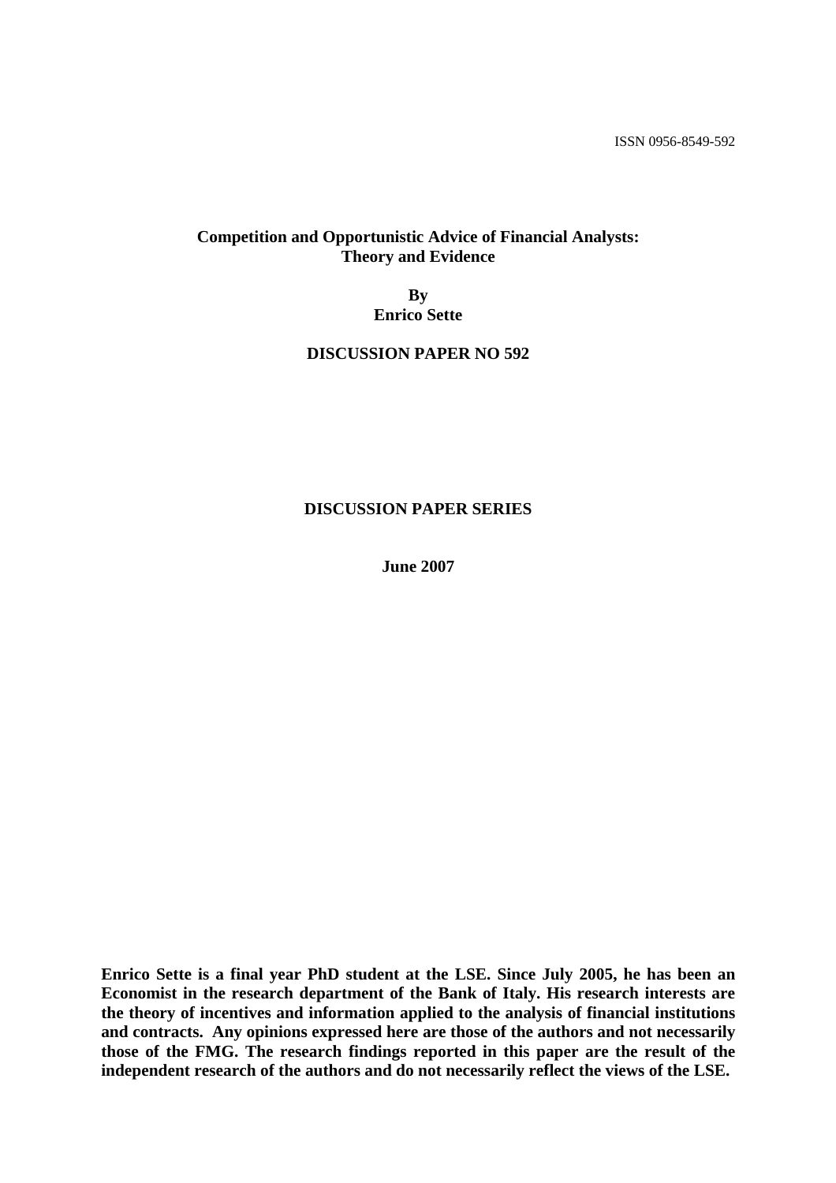ISSN 0956-8549-592

**Competition and Opportunistic Advice of Financial Analysts: Theory and Evidence**

**By**
**Enrico Sette**

**DISCUSSION PAPER NO 592**

**DISCUSSION PAPER SERIES**

**June 2007**

**Enrico Sette is a final year PhD student at the LSE. Since July 2005, he has been an Economist in the research department of the Bank of Italy. His research interests are the theory of incentives and information applied to the analysis of financial institutions and contracts. Any opinions expressed here are those of the authors and not necessarily those of the FMG. The research findings reported in this paper are the result of the independent research of the authors and do not necessarily reflect the views of the LSE.**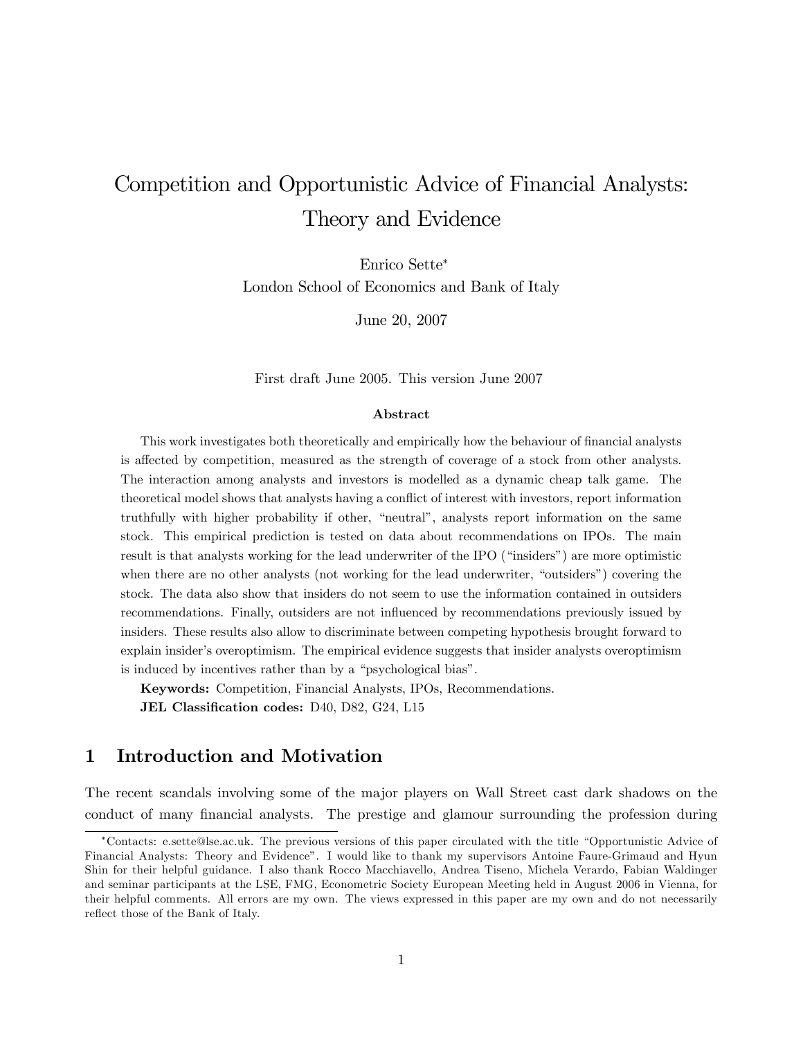# Competition and Opportunistic Advice of Financial Analysts: Theory and Evidence

Enrico Sette*

London School of Economics and Bank of Italy

June 20, 2007

First draft June 2005. This version June 2007

### Abstract

This work investigates both theoretically and empirically how the behaviour of financial analysts is affected by competition, measured as the strength of coverage of a stock from other analysts. The interaction among analysts and investors is modelled as a dynamic cheap talk game. The theoretical model shows that analysts having a conflict of interest with investors, report information truthfully with higher probability if other, "neutral", analysts report information on the same stock. This empirical prediction is tested on data about recommendations on IPOs. The main result is that analysts working for the lead underwriter of the IPO ("insiders") are more optimistic when there are no other analysts (not working for the lead underwriter, "outsiders") covering the stock. The data also show that insiders do not seem to use the information contained in outsiders recommendations. Finally, outsiders are not influenced by recommendations previously issued by insiders. These results also allow to discriminate between competing hypothesis brought forward to explain insider's overoptimism. The empirical evidence suggests that insider analysts overoptimism is induced by incentives rather than by a "psychological bias".

**Keywords:** Competition, Financial Analysts, IPOs, Recommendations.

**JEL Classification codes:** D40, D82, G24, L15

## 1 Introduction and Motivation

The recent scandals involving some of the major players on Wall Street cast dark shadows on the conduct of many financial analysts. The prestige and glamour surrounding the profession during

*Contacts: e.sette@lse.ac.uk. The previous versions of this paper circulated with the title "Opportunistic Advice of Financial Analysts: Theory and Evidence". I would like to thank my supervisors Antoine Faure-Grimaud and Hyun Shin for their helpful guidance. I also thank Rocco Macchiavello, Andrea Tiseno, Michela Verardo, Fabian Waldinger and seminar participants at the LSE, FMG, Econometric Society European Meeting held in August 2006 in Vienna, for their helpful comments. All errors are my own. The views expressed in this paper are my own and do not necessarily reflect those of the Bank of Italy.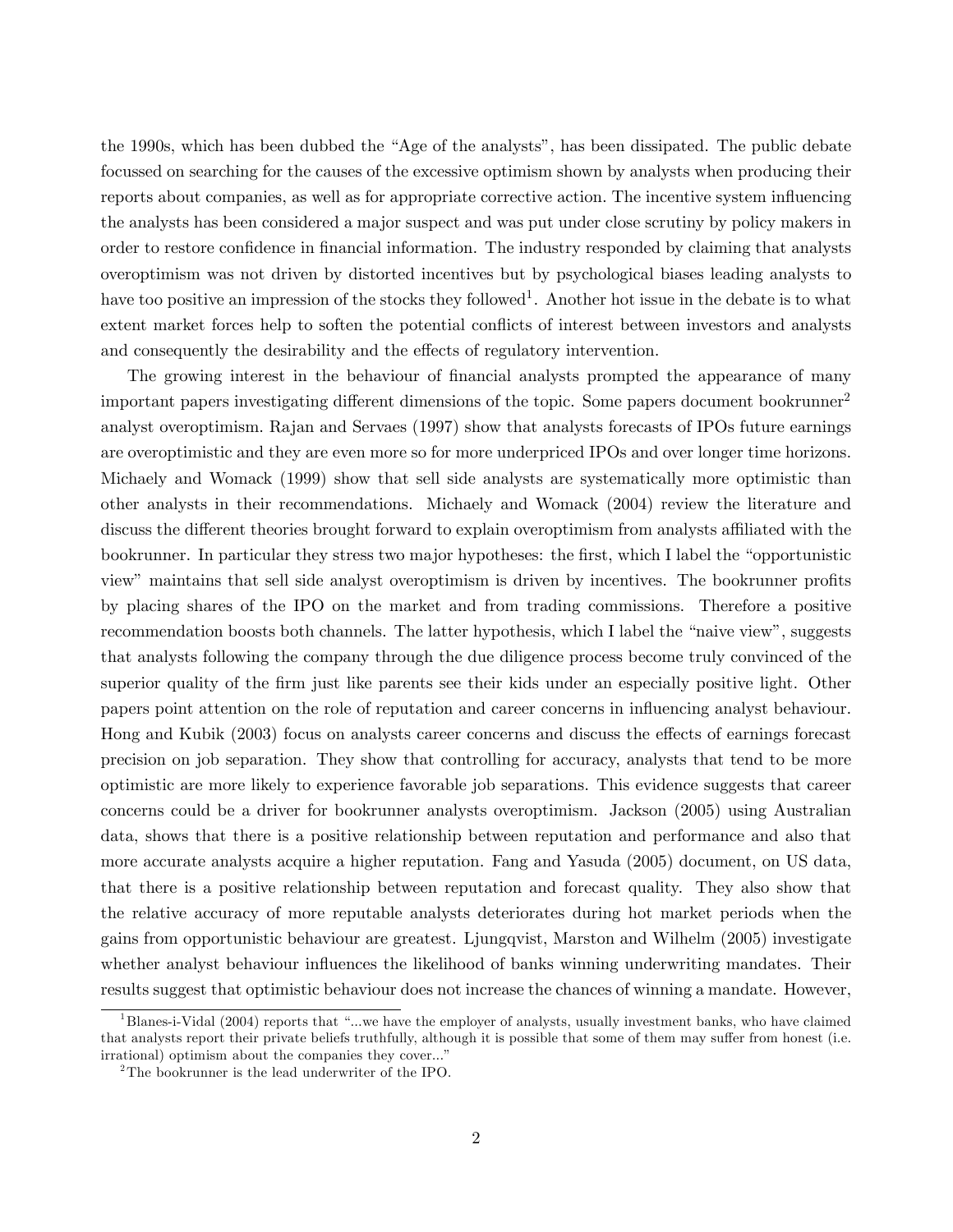the 1990s, which has been dubbed the "Age of the analysts", has been dissipated. The public debate focussed on searching for the causes of the excessive optimism shown by analysts when producing their reports about companies, as well as for appropriate corrective action. The incentive system influencing the analysts has been considered a major suspect and was put under close scrutiny by policy makers in order to restore confidence in financial information. The industry responded by claiming that analysts overoptimism was not driven by distorted incentives but by psychological biases leading analysts to have too positive an impression of the stocks they followed[1]. Another hot issue in the debate is to what extent market forces help to soften the potential conflicts of interest between investors and analysts and consequently the desirability and the effects of regulatory intervention.

The growing interest in the behaviour of financial analysts prompted the appearance of many important papers investigating different dimensions of the topic. Some papers document bookrunner[2] analyst overoptimism. Rajan and Servaes (1997) show that analysts forecasts of IPOs future earnings are overoptimistic and they are even more so for more underpriced IPOs and over longer time horizons. Michaely and Womack (1999) show that sell side analysts are systematically more optimistic than other analysts in their recommendations. Michaely and Womack (2004) review the literature and discuss the different theories brought forward to explain overoptimism from analysts affiliated with the bookrunner. In particular they stress two major hypotheses: the first, which I label the "opportunistic view" maintains that sell side analyst overoptimism is driven by incentives. The bookrunner profits by placing shares of the IPO on the market and from trading commissions. Therefore a positive recommendation boosts both channels. The latter hypothesis, which I label the "naive view", suggests that analysts following the company through the due diligence process become truly convinced of the superior quality of the firm just like parents see their kids under an especially positive light. Other papers point attention on the role of reputation and career concerns in influencing analyst behaviour. Hong and Kubik (2003) focus on analysts career concerns and discuss the effects of earnings forecast precision on job separation. They show that controlling for accuracy, analysts that tend to be more optimistic are more likely to experience favorable job separations. This evidence suggests that career concerns could be a driver for bookrunner analysts overoptimism. Jackson (2005) using Australian data, shows that there is a positive relationship between reputation and performance and also that more accurate analysts acquire a higher reputation. Fang and Yasuda (2005) document, on US data, that there is a positive relationship between reputation and forecast quality. They also show that the relative accuracy of more reputable analysts deteriorates during hot market periods when the gains from opportunistic behaviour are greatest. Ljungqvist, Marston and Wilhelm (2005) investigate whether analyst behaviour influences the likelihood of banks winning underwriting mandates. Their results suggest that optimistic behaviour does not increase the chances of winning a mandate. However,

[1] Blanes-i-Vidal (2004) reports that "...we have the employer of analysts, usually investment banks, who have claimed that analysts report their private beliefs truthfully, although it is possible that some of them may suffer from honest (i.e. irrational) optimism about the companies they cover..."

[2] The bookrunner is the lead underwriter of the IPO.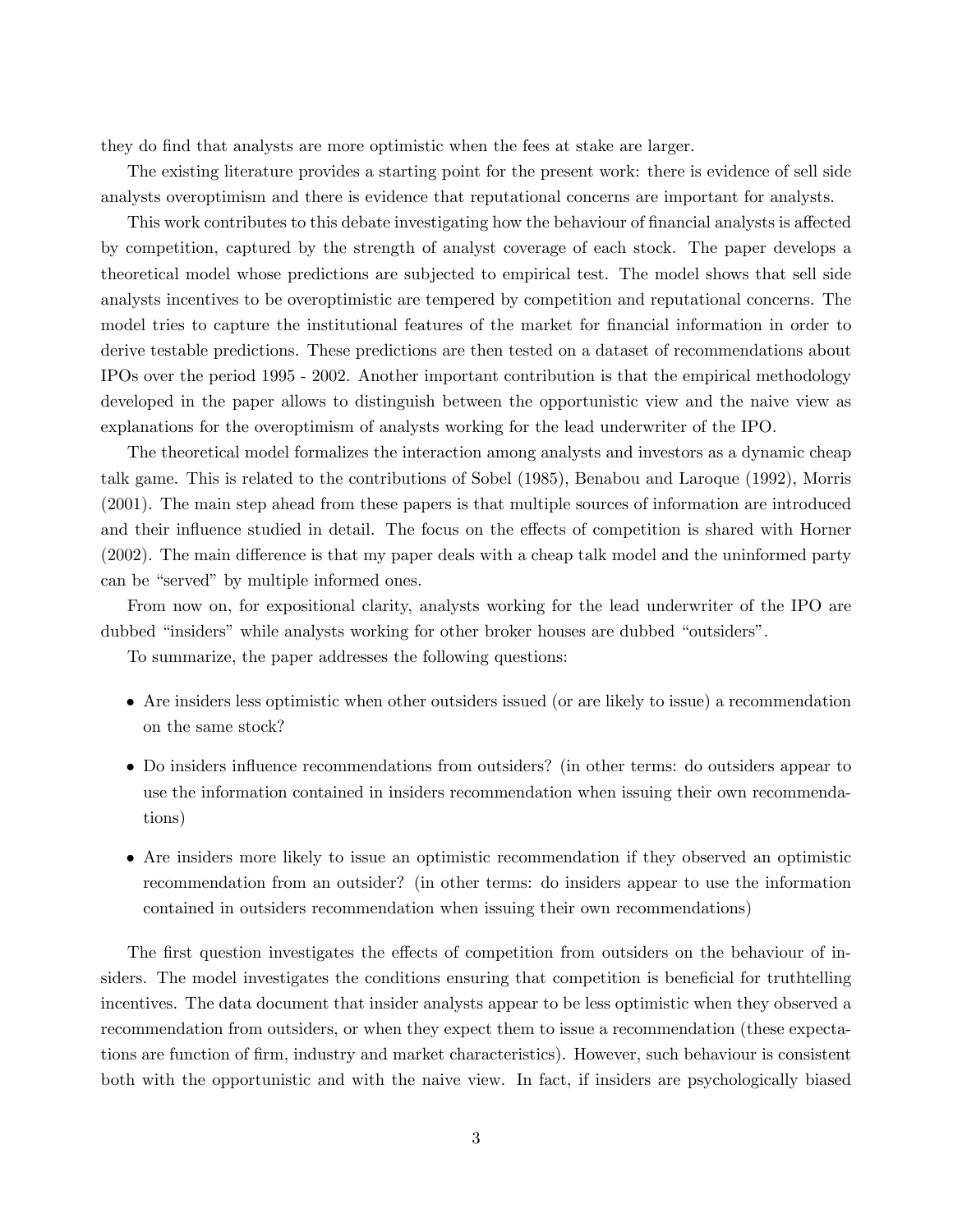they do find that analysts are more optimistic when the fees at stake are larger.

The existing literature provides a starting point for the present work: there is evidence of sell side analysts overoptimism and there is evidence that reputational concerns are important for analysts.

This work contributes to this debate investigating how the behaviour of financial analysts is affected by competition, captured by the strength of analyst coverage of each stock. The paper develops a theoretical model whose predictions are subjected to empirical test. The model shows that sell side analysts incentives to be overoptimistic are tempered by competition and reputational concerns. The model tries to capture the institutional features of the market for financial information in order to derive testable predictions. These predictions are then tested on a dataset of recommendations about IPOs over the period 1995 - 2002. Another important contribution is that the empirical methodology developed in the paper allows to distinguish between the opportunistic view and the naive view as explanations for the overoptimism of analysts working for the lead underwriter of the IPO.

The theoretical model formalizes the interaction among analysts and investors as a dynamic cheap talk game. This is related to the contributions of Sobel (1985), Benabou and Laroque (1992), Morris (2001). The main step ahead from these papers is that multiple sources of information are introduced and their influence studied in detail. The focus on the effects of competition is shared with Horner (2002). The main difference is that my paper deals with a cheap talk model and the uninformed party can be "served" by multiple informed ones.

From now on, for expositional clarity, analysts working for the lead underwriter of the IPO are dubbed "insiders" while analysts working for other broker houses are dubbed "outsiders".

To summarize, the paper addresses the following questions:

- Are insiders less optimistic when other outsiders issued (or are likely to issue) a recommendation on the same stock?
- Do insiders influence recommendations from outsiders? (in other terms: do outsiders appear to use the information contained in insiders recommendation when issuing their own recommendations)
- Are insiders more likely to issue an optimistic recommendation if they observed an optimistic recommendation from an outsider? (in other terms: do insiders appear to use the information contained in outsiders recommendation when issuing their own recommendations)

The first question investigates the effects of competition from outsiders on the behaviour of insiders. The model investigates the conditions ensuring that competition is beneficial for truthtelling incentives. The data document that insider analysts appear to be less optimistic when they observed a recommendation from outsiders, or when they expect them to issue a recommendation (these expectations are function of firm, industry and market characteristics). However, such behaviour is consistent both with the opportunistic and with the naive view. In fact, if insiders are psychologically biased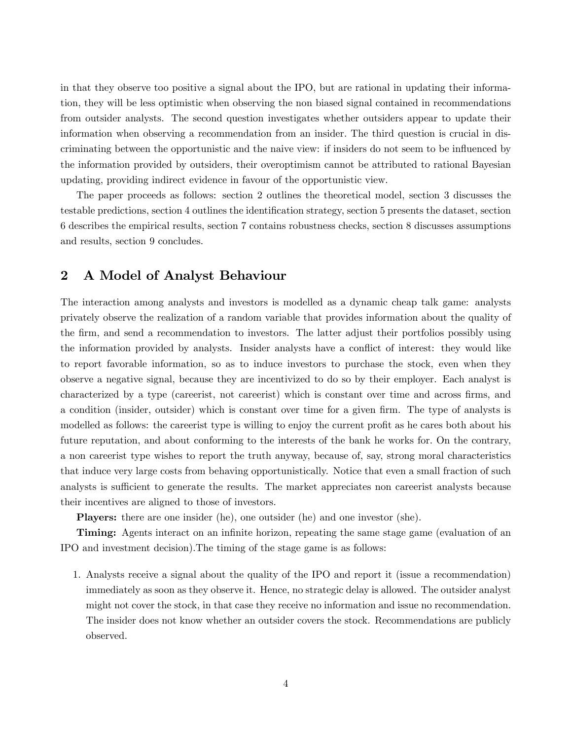in that they observe too positive a signal about the IPO, but are rational in updating their information, they will be less optimistic when observing the non biased signal contained in recommendations from outsider analysts. The second question investigates whether outsiders appear to update their information when observing a recommendation from an insider. The third question is crucial in discriminating between the opportunistic and the naive view: if insiders do not seem to be influenced by the information provided by outsiders, their overoptimism cannot be attributed to rational Bayesian updating, providing indirect evidence in favour of the opportunistic view.

The paper proceeds as follows: section 2 outlines the theoretical model, section 3 discusses the testable predictions, section 4 outlines the identification strategy, section 5 presents the dataset, section 6 describes the empirical results, section 7 contains robustness checks, section 8 discusses assumptions and results, section 9 concludes.

## 2 A Model of Analyst Behaviour

The interaction among analysts and investors is modelled as a dynamic cheap talk game: analysts privately observe the realization of a random variable that provides information about the quality of the firm, and send a recommendation to investors. The latter adjust their portfolios possibly using the information provided by analysts. Insider analysts have a conflict of interest: they would like to report favorable information, so as to induce investors to purchase the stock, even when they observe a negative signal, because they are incentivized to do so by their employer. Each analyst is characterized by a type (careerist, not careerist) which is constant over time and across firms, and a condition (insider, outsider) which is constant over time for a given firm. The type of analysts is modelled as follows: the careerist type is willing to enjoy the current profit as he cares both about his future reputation, and about conforming to the interests of the bank he works for. On the contrary, a non careerist type wishes to report the truth anyway, because of, say, strong moral characteristics that induce very large costs from behaving opportunistically. Notice that even a small fraction of such analysts is sufficient to generate the results. The market appreciates non careerist analysts because their incentives are aligned to those of investors.

**Players:** there are one insider (he), one outsider (he) and one investor (she).

**Timing:** Agents interact on an infinite horizon, repeating the same stage game (evaluation of an IPO and investment decision).The timing of the stage game is as follows:

1. Analysts receive a signal about the quality of the IPO and report it (issue a recommendation) immediately as soon as they observe it. Hence, no strategic delay is allowed. The outsider analyst might not cover the stock, in that case they receive no information and issue no recommendation. The insider does not know whether an outsider covers the stock. Recommendations are publicly observed.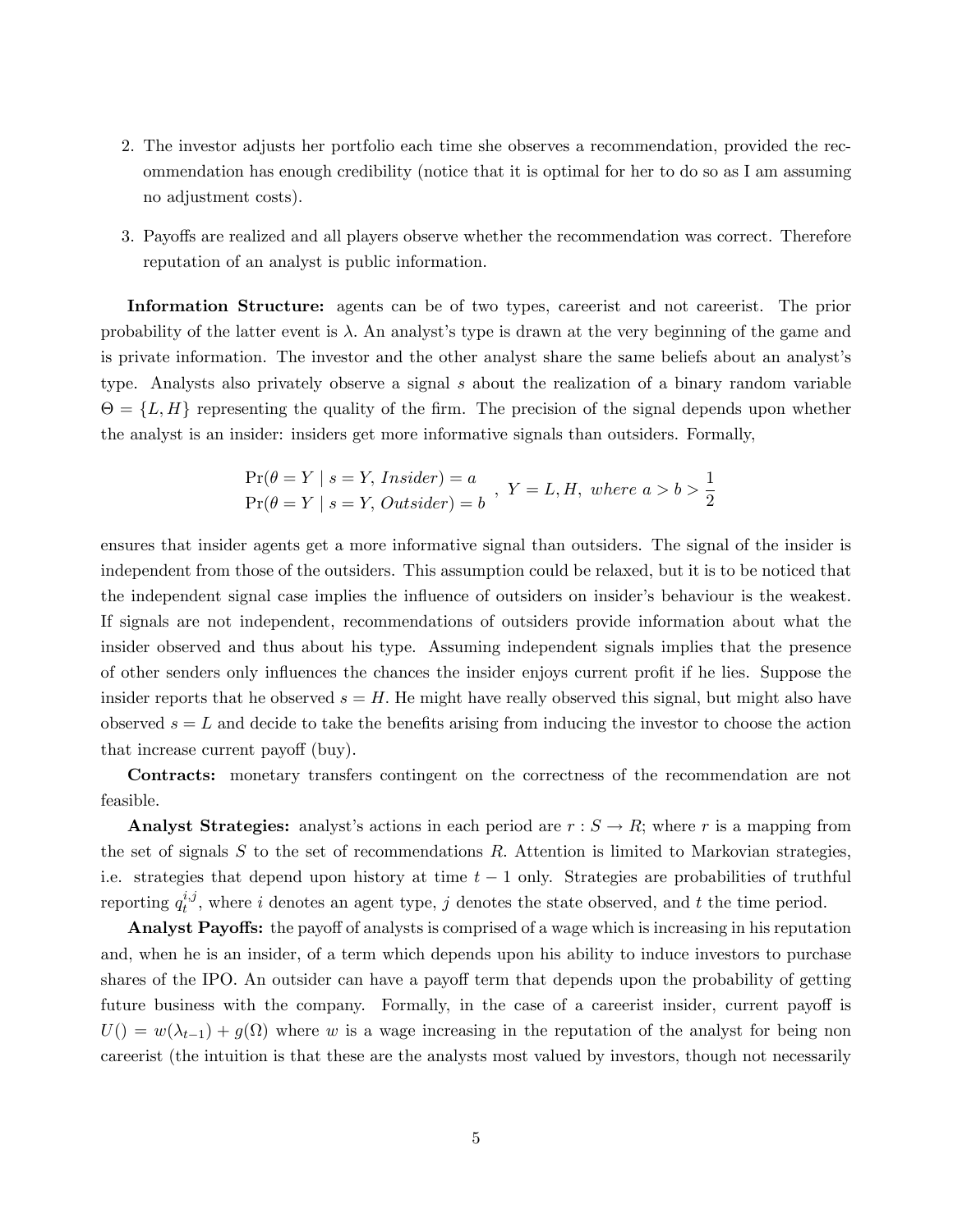2. The investor adjusts her portfolio each time she observes a recommendation, provided the recommendation has enough credibility (notice that it is optimal for her to do so as I am assuming no adjustment costs).

3. Payoffs are realized and all players observe whether the recommendation was correct. Therefore reputation of an analyst is public information.

**Information Structure:** agents can be of two types, careerist and not careerist. The prior probability of the latter event is $\lambda$. An analyst's type is drawn at the very beginning of the game and is private information. The investor and the other analyst share the same beliefs about an analyst's type. Analysts also privately observe a signal $s$ about the realization of a binary random variable $\Theta = \{L, H\}$ representing the quality of the firm. The precision of the signal depends upon whether the analyst is an insider: insiders get more informative signals than outsiders. Formally,

$$\begin{array}{l} \Pr(\theta = Y \mid s = Y,\, Insider) = a \\ \Pr(\theta = Y \mid s = Y,\, Outsider) = b \end{array} ,\ Y = L, H,\ where\ a > b > \frac{1}{2}$$

ensures that insider agents get a more informative signal than outsiders. The signal of the insider is independent from those of the outsiders. This assumption could be relaxed, but it is to be noticed that the independent signal case implies the influence of outsiders on insider's behaviour is the weakest. If signals are not independent, recommendations of outsiders provide information about what the insider observed and thus about his type. Assuming independent signals implies that the presence of other senders only influences the chances the insider enjoys current profit if he lies. Suppose the insider reports that he observed $s = H$. He might have really observed this signal, but might also have observed $s = L$ and decide to take the benefits arising from inducing the investor to choose the action that increase current payoff (buy).

**Contracts:** monetary transfers contingent on the correctness of the recommendation are not feasible.

**Analyst Strategies:** analyst's actions in each period are $r : S \rightarrow R$; where $r$ is a mapping from the set of signals $S$ to the set of recommendations $R$. Attention is limited to Markovian strategies, i.e. strategies that depend upon history at time $t-1$ only. Strategies are probabilities of truthful reporting $q_t^{i,j}$, where $i$ denotes an agent type, $j$ denotes the state observed, and $t$ the time period.

**Analyst Payoffs:** the payoff of analysts is comprised of a wage which is increasing in his reputation and, when he is an insider, of a term which depends upon his ability to induce investors to purchase shares of the IPO. An outsider can have a payoff term that depends upon the probability of getting future business with the company. Formally, in the case of a careerist insider, current payoff is $U() = w(\lambda_{t-1}) + g(\Omega)$ where $w$ is a wage increasing in the reputation of the analyst for being non careerist (the intuition is that these are the analysts most valued by investors, though not necessarily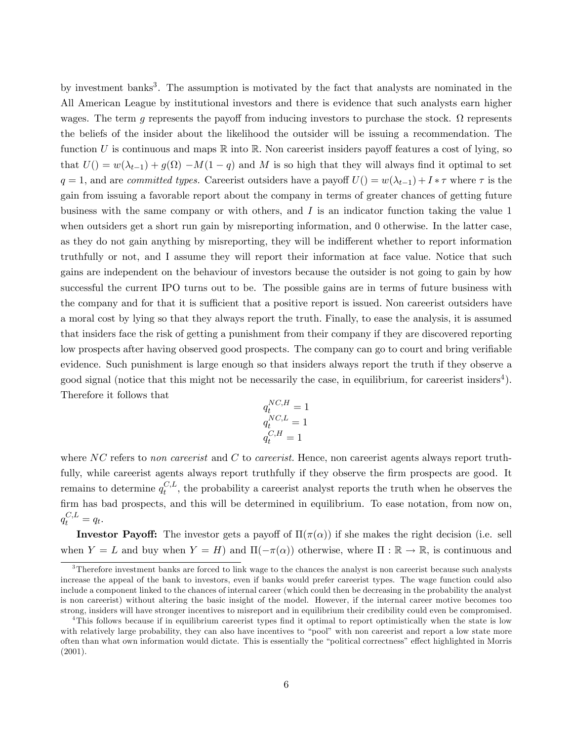by investment banks[3]. The assumption is motivated by the fact that analysts are nominated in the All American League by institutional investors and there is evidence that such analysts earn higher wages. The term $g$ represents the payoff from inducing investors to purchase the stock. $\Omega$ represents the beliefs of the insider about the likelihood the outsider will be issuing a recommendation. The function $U$ is continuous and maps $\mathbb{R}$ into $\mathbb{R}$. Non careerist insiders payoff features a cost of lying, so that $U() = w(\lambda_{t-1}) + g(\Omega) - M(1-q)$ and $M$ is so high that they will always find it optimal to set $q = 1$, and are *committed types.* Careerist outsiders have a payoff $U() = w(\lambda_{t-1}) + I * \tau$ where $\tau$ is the gain from issuing a favorable report about the company in terms of greater chances of getting future business with the same company or with others, and $I$ is an indicator function taking the value 1 when outsiders get a short run gain by misreporting information, and 0 otherwise. In the latter case, as they do not gain anything by misreporting, they will be indifferent whether to report information truthfully or not, and I assume they will report their information at face value. Notice that such gains are independent on the behaviour of investors because the outsider is not going to gain by how successful the current IPO turns out to be. The possible gains are in terms of future business with the company and for that it is sufficient that a positive report is issued. Non careerist outsiders have a moral cost by lying so that they always report the truth. Finally, to ease the analysis, it is assumed that insiders face the risk of getting a punishment from their company if they are discovered reporting low prospects after having observed good prospects. The company can go to court and bring verifiable evidence. Such punishment is large enough so that insiders always report the truth if they observe a good signal (notice that this might not be necessarily the case, in equilibrium, for careerist insiders[4]). Therefore it follows that

$$q_t^{NC,H} = 1$$
$$q_t^{NC,L} = 1$$
$$q_t^{C,H} = 1$$

where $NC$ refers to *non careerist* and $C$ to *careerist.* Hence, non careerist agents always report truthfully, while careerist agents always report truthfully if they observe the firm prospects are good. It remains to determine $q_t^{C,L}$, the probability a careerist analyst reports the truth when he observes the firm has bad prospects, and this will be determined in equilibrium. To ease notation, from now on, $q_t^{C,L} = q_t$.

**Investor Payoff:** The investor gets a payoff of $\Pi(\pi(\alpha))$ if she makes the right decision (i.e. sell when $Y = L$ and buy when $Y = H$) and $\Pi(-\pi(\alpha))$ otherwise, where $\Pi : \mathbb{R} \to \mathbb{R}$, is continuous and

[3] Therefore investment banks are forced to link wage to the chances the analyst is non careerist because such analysts increase the appeal of the bank to investors, even if banks would prefer careerist types. The wage function could also include a component linked to the chances of internal career (which could then be decreasing in the probability the analyst is non careerist) without altering the basic insight of the model. However, if the internal career motive becomes too strong, insiders will have stronger incentives to misreport and in equilibrium their credibility could even be compromised.

[4] This follows because if in equilibrium careerist types find it optimal to report optimistically when the state is low with relatively large probability, they can also have incentives to "pool" with non careerist and report a low state more often than what own information would dictate. This is essentially the "political correctness" effect highlighted in Morris (2001).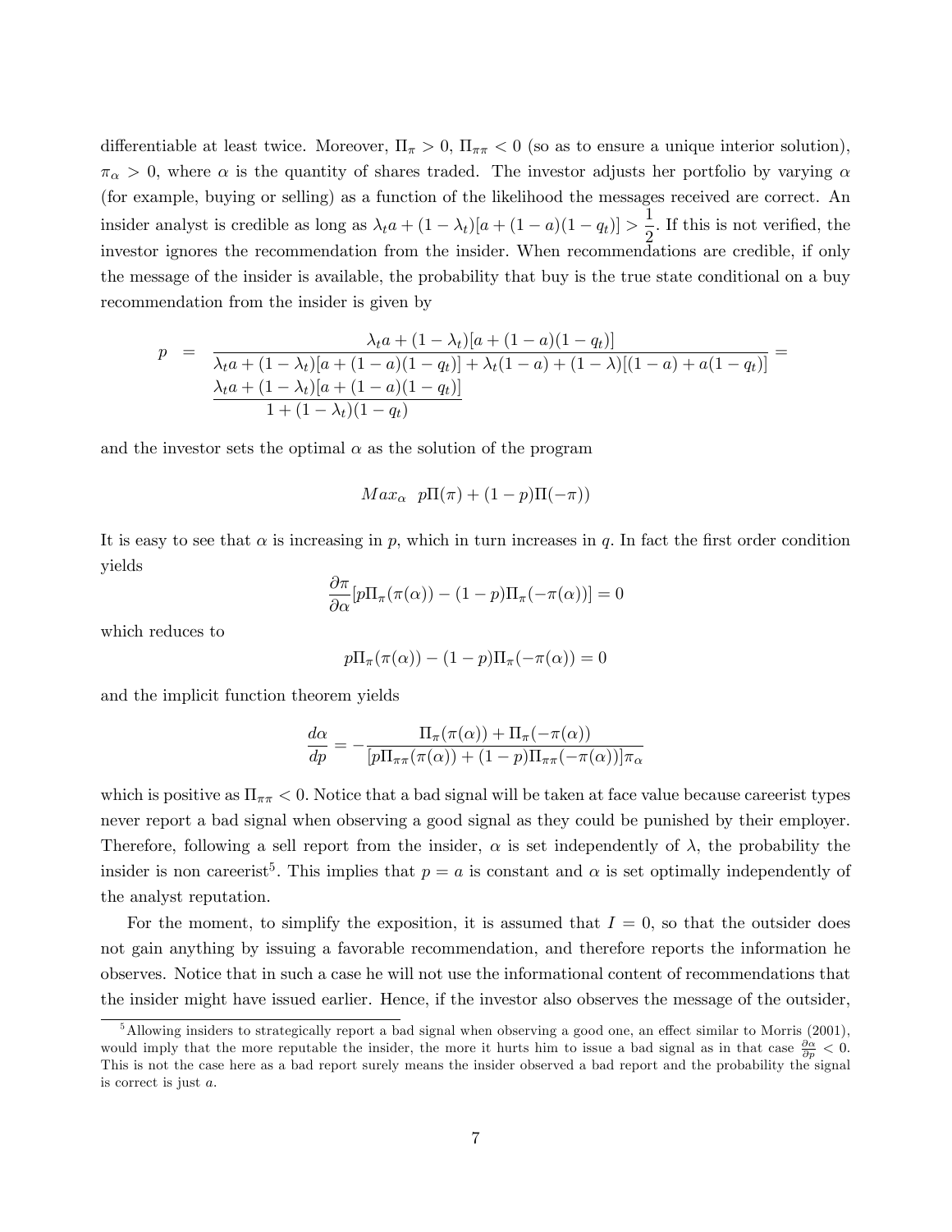differentiable at least twice. Moreover, $\Pi_\pi > 0$, $\Pi_{\pi\pi} < 0$ (so as to ensure a unique interior solution), $\pi_\alpha > 0$, where $\alpha$ is the quantity of shares traded. The investor adjusts her portfolio by varying $\alpha$ (for example, buying or selling) as a function of the likelihood the messages received are correct. An insider analyst is credible as long as $\lambda_t a + (1-\lambda_t)[a + (1-a)(1-q_t)] > \frac{1}{2}$. If this is not verified, the investor ignores the recommendation from the insider. When recommendations are credible, if only the message of the insider is available, the probability that buy is the true state conditional on a buy recommendation from the insider is given by

$$
\begin{aligned}
p &= \frac{\lambda_t a + (1-\lambda_t)[a + (1-a)(1-q_t)]}{\lambda_t a + (1-\lambda_t)[a + (1-a)(1-q_t)] + \lambda_t(1-a) + (1-\lambda)[(1-a) + a(1-q_t)]} = \\
&\quad \frac{\lambda_t a + (1-\lambda_t)[a + (1-a)(1-q_t)]}{1 + (1-\lambda_t)(1-q_t)}
\end{aligned}
$$

and the investor sets the optimal $\alpha$ as the solution of the program

$$
Max_\alpha \;\; p\Pi(\pi) + (1-p)\Pi(-\pi))
$$

It is easy to see that $\alpha$ is increasing in $p$, which in turn increases in $q$. In fact the first order condition yields

$$
\frac{\partial \pi}{\partial \alpha}[p\Pi_\pi(\pi(\alpha)) - (1-p)\Pi_\pi(-\pi(\alpha))] = 0
$$

which reduces to

$$
p\Pi_\pi(\pi(\alpha)) - (1-p)\Pi_\pi(-\pi(\alpha)) = 0
$$

and the implicit function theorem yields

$$
\frac{d\alpha}{dp} = -\frac{\Pi_\pi(\pi(\alpha)) + \Pi_\pi(-\pi(\alpha))}{[p\Pi_{\pi\pi}(\pi(\alpha)) + (1-p)\Pi_{\pi\pi}(-\pi(\alpha))]\pi_\alpha}
$$

which is positive as $\Pi_{\pi\pi} < 0$. Notice that a bad signal will be taken at face value because careerist types never report a bad signal when observing a good signal as they could be punished by their employer. Therefore, following a sell report from the insider, $\alpha$ is set independently of $\lambda$, the probability the insider is non careerist[5]. This implies that $p = a$ is constant and $\alpha$ is set optimally independently of the analyst reputation.

For the moment, to simplify the exposition, it is assumed that $I = 0$, so that the outsider does not gain anything by issuing a favorable recommendation, and therefore reports the information he observes. Notice that in such a case he will not use the informational content of recommendations that the insider might have issued earlier. Hence, if the investor also observes the message of the outsider,

[5] Allowing insiders to strategically report a bad signal when observing a good one, an effect similar to Morris (2001), would imply that the more reputable the insider, the more it hurts him to issue a bad signal as in that case $\frac{\partial \alpha}{\partial p} < 0$. This is not the case here as a bad report surely means the insider observed a bad report and the probability the signal is correct is just $a$.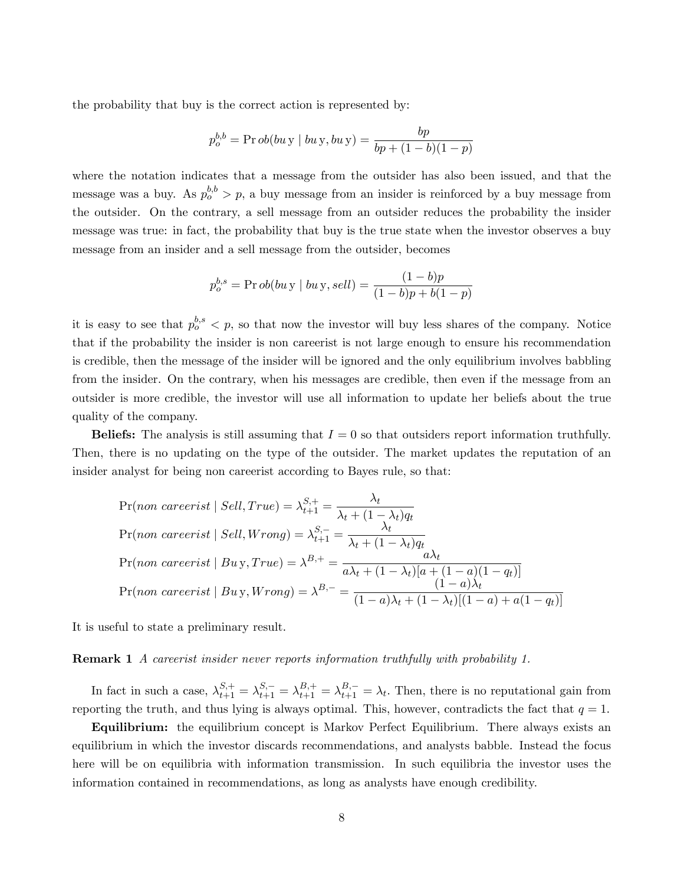the probability that buy is the correct action is represented by:

$$p_o^{b,b} = \Pr ob(bu\,\text{y} \mid bu\,\text{y}, bu\,\text{y}) = \frac{bp}{bp + (1-b)(1-p)}$$

where the notation indicates that a message from the outsider has also been issued, and that the message was a buy. As $p_o^{b,b} > p$, a buy message from an insider is reinforced by a buy message from the outsider. On the contrary, a sell message from an outsider reduces the probability the insider message was true: in fact, the probability that buy is the true state when the investor observes a buy message from an insider and a sell message from the outsider, becomes

$$p_o^{b,s} = \Pr ob(bu\,\text{y} \mid bu\,\text{y}, sell) = \frac{(1-b)p}{(1-b)p + b(1-p)}$$

it is easy to see that $p_o^{b,s} < p$, so that now the investor will buy less shares of the company. Notice that if the probability the insider is non careerist is not large enough to ensure his recommendation is credible, then the message of the insider will be ignored and the only equilibrium involves babbling from the insider. On the contrary, when his messages are credible, then even if the message from an outsider is more credible, the investor will use all information to update her beliefs about the true quality of the company.

**Beliefs:** The analysis is still assuming that $I = 0$ so that outsiders report information truthfully. Then, there is no updating on the type of the outsider. The market updates the reputation of an insider analyst for being non careerist according to Bayes rule, so that:

$$\Pr(non\ careerist \mid Sell, True) = \lambda_{t+1}^{S,+} = \frac{\lambda_t}{\lambda_t + (1-\lambda_t)q_t}$$

$$\Pr(non\ careerist \mid Sell, Wrong) = \lambda_{t+1}^{S,-} = \frac{\lambda_t}{\lambda_t + (1-\lambda_t)q_t}$$

$$\Pr(non\ careerist \mid Bu\,\text{y}, True) = \lambda^{B,+} = \frac{a\lambda_t}{a\lambda_t + (1-\lambda_t)[a + (1-a)(1-q_t)]}$$

$$\Pr(non\ careerist \mid Bu\,\text{y}, Wrong) = \lambda^{B,-} = \frac{(1-a)\lambda_t}{(1-a)\lambda_t + (1-\lambda_t)[(1-a) + a(1-q_t)]}$$

It is useful to state a preliminary result.

**Remark 1** *A careerist insider never reports information truthfully with probability 1.*

In fact in such a case, $\lambda_{t+1}^{S,+} = \lambda_{t+1}^{S,-} = \lambda_{t+1}^{B,+} = \lambda_{t+1}^{B,-} = \lambda_t$. Then, there is no reputational gain from reporting the truth, and thus lying is always optimal. This, however, contradicts the fact that $q = 1$.

**Equilibrium:** the equilibrium concept is Markov Perfect Equilibrium. There always exists an equilibrium in which the investor discards recommendations, and analysts babble. Instead the focus here will be on equilibria with information transmission. In such equilibria the investor uses the information contained in recommendations, as long as analysts have enough credibility.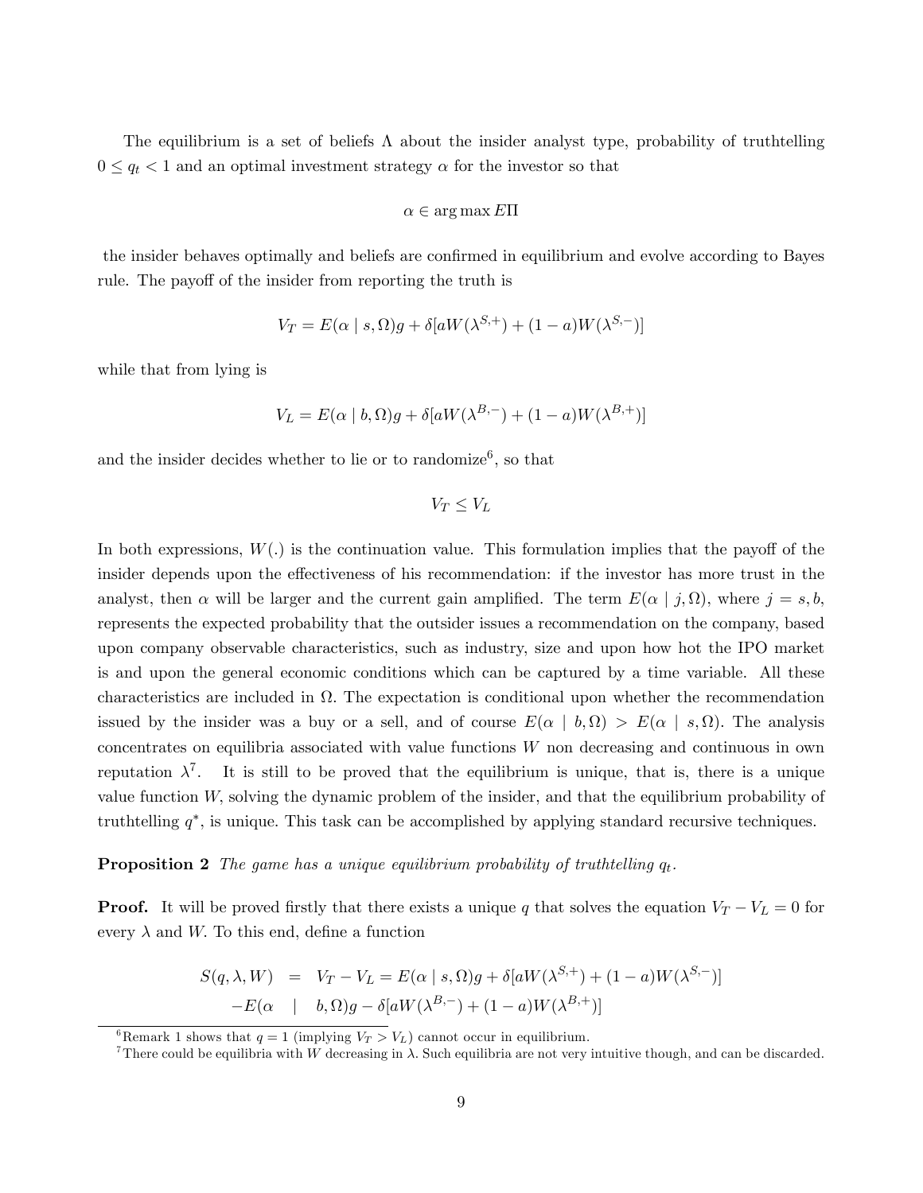The equilibrium is a set of beliefs $\Lambda$ about the insider analyst type, probability of truthtelling $0 \leq q_t < 1$ and an optimal investment strategy $\alpha$ for the investor so that

$$\alpha \in \arg\max E\Pi$$

the insider behaves optimally and beliefs are confirmed in equilibrium and evolve according to Bayes rule. The payoff of the insider from reporting the truth is

$$V_T = E(\alpha \mid s, \Omega)g + \delta[aW(\lambda^{S,+}) + (1-a)W(\lambda^{S,-})]$$

while that from lying is

$$V_L = E(\alpha \mid b, \Omega)g + \delta[aW(\lambda^{B,-}) + (1-a)W(\lambda^{B,+})]$$

and the insider decides whether to lie or to randomize[6], so that

$$V_T \leq V_L$$

In both expressions, $W(.)$ is the continuation value. This formulation implies that the payoff of the insider depends upon the effectiveness of his recommendation: if the investor has more trust in the analyst, then $\alpha$ will be larger and the current gain amplified. The term $E(\alpha \mid j, \Omega)$, where $j = s, b$, represents the expected probability that the outsider issues a recommendation on the company, based upon company observable characteristics, such as industry, size and upon how hot the IPO market is and upon the general economic conditions which can be captured by a time variable. All these characteristics are included in $\Omega$. The expectation is conditional upon whether the recommendation issued by the insider was a buy or a sell, and of course $E(\alpha \mid b, \Omega) > E(\alpha \mid s, \Omega)$. The analysis concentrates on equilibria associated with value functions $W$ non decreasing and continuous in own reputation $\lambda$[7]. It is still to be proved that the equilibrium is unique, that is, there is a unique value function $W$, solving the dynamic problem of the insider, and that the equilibrium probability of truthtelling $q^*$, is unique. This task can be accomplished by applying standard recursive techniques.

**Proposition 2** *The game has a unique equilibrium probability of truthtelling $q_t$.*

**Proof.** It will be proved firstly that there exists a unique $q$ that solves the equation $V_T - V_L = 0$ for every $\lambda$ and $W$. To this end, define a function

$$\begin{aligned} S(q, \lambda, W) &= V_T - V_L = E(\alpha \mid s, \Omega)g + \delta[aW(\lambda^{S,+}) + (1-a)W(\lambda^{S,-})] \\ &\quad - E(\alpha \mid b, \Omega)g - \delta[aW(\lambda^{B,-}) + (1-a)W(\lambda^{B,+})] \end{aligned}$$

[6] Remark 1 shows that $q = 1$ (implying $V_T > V_L$) cannot occur in equilibrium.

[7] There could be equilibria with $W$ decreasing in $\lambda$. Such equilibria are not very intuitive though, and can be discarded.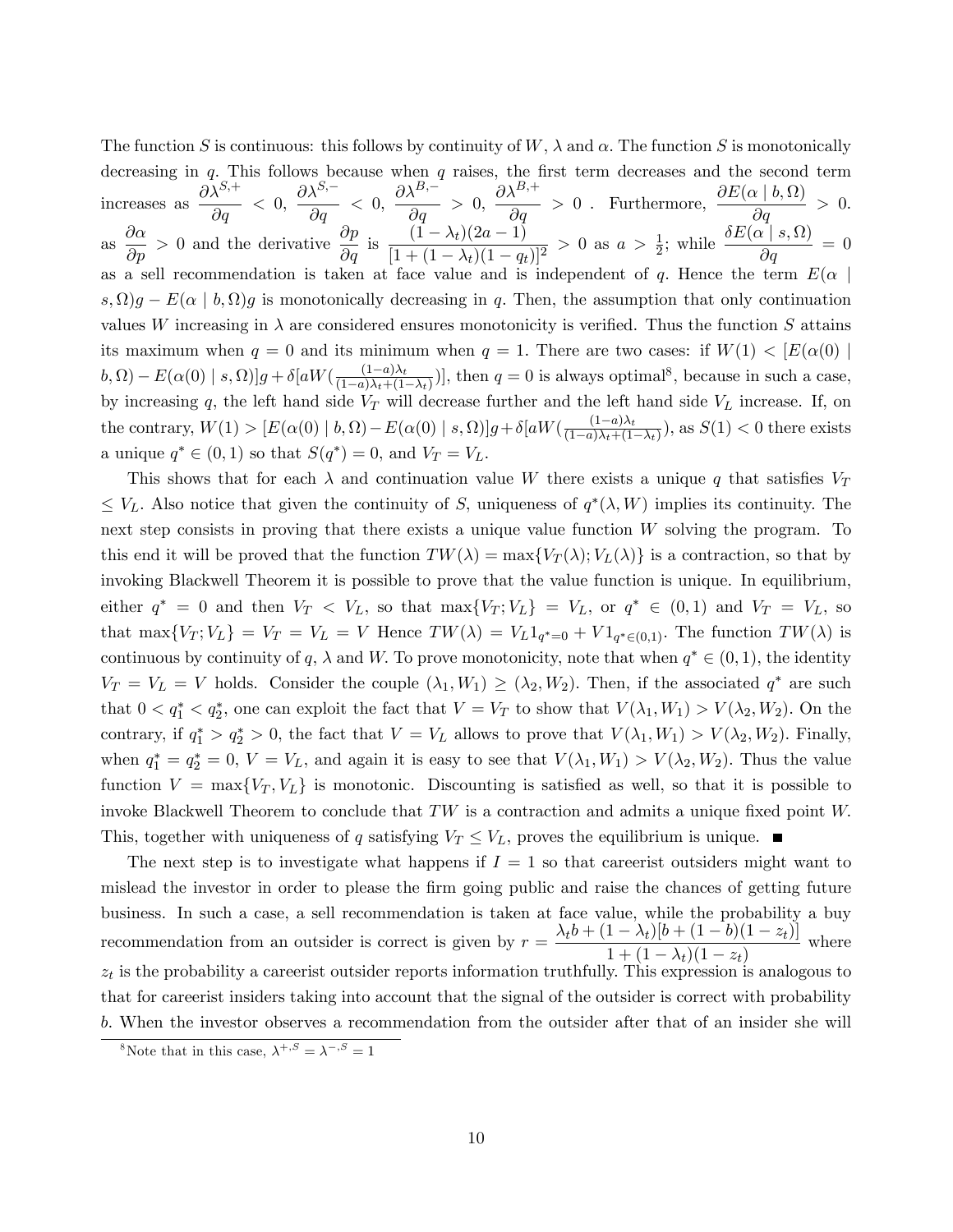The function $S$ is continuous: this follows by continuity of $W$, $\lambda$ and $\alpha$. The function $S$ is monotonically decreasing in $q$. This follows because when $q$ raises, the first term decreases and the second term increases as $\dfrac{\partial \lambda^{S,+}}{\partial q} < 0$, $\dfrac{\partial \lambda^{S,-}}{\partial q} < 0$, $\dfrac{\partial \lambda^{B,-}}{\partial q} > 0$, $\dfrac{\partial \lambda^{B,+}}{\partial q} > 0$ . Furthermore, $\dfrac{\partial E(\alpha \mid b, \Omega)}{\partial q} > 0$. as $\dfrac{\partial \alpha}{\partial p} > 0$ and the derivative $\dfrac{\partial p}{\partial q}$ is $\dfrac{(1-\lambda_t)(2a-1)}{[1+(1-\lambda_t)(1-q_t)]^2} > 0$ as $a > \frac{1}{2}$; while $\dfrac{\delta E(\alpha \mid s, \Omega)}{\partial q} = 0$ as a sell recommendation is taken at face value and is independent of $q$. Hence the term $E(\alpha \mid s, \Omega)g - E(\alpha \mid b, \Omega)g$ is monotonically decreasing in $q$. Then, the assumption that only continuation values $W$ increasing in $\lambda$ are considered ensures monotonicity is verified. Thus the function $S$ attains its maximum when $q = 0$ and its minimum when $q = 1$. There are two cases: if $W(1) < [E(\alpha(0) \mid b, \Omega) - E(\alpha(0) \mid s, \Omega)]g + \delta[aW(\frac{(1-a)\lambda_t}{(1-a)\lambda_t + (1-\lambda_t)})]$, then $q = 0$ is always optimal[8], because in such a case, by increasing $q$, the left hand side $V_T$ will decrease further and the left hand side $V_L$ increase. If, on the contrary, $W(1) > [E(\alpha(0) \mid b, \Omega) - E(\alpha(0) \mid s, \Omega)]g + \delta[aW(\frac{(1-a)\lambda_t}{(1-a)\lambda_t + (1-\lambda_t)})$, as $S(1) < 0$ there exists a unique $q^* \in (0,1)$ so that $S(q^*) = 0$, and $V_T = V_L$.

This shows that for each $\lambda$ and continuation value $W$ there exists a unique $q$ that satisfies $V_T \leq V_L$. Also notice that given the continuity of $S$, uniqueness of $q^*(\lambda, W)$ implies its continuity. The next step consists in proving that there exists a unique value function $W$ solving the program. To this end it will be proved that the function $TW(\lambda) = \max\{V_T(\lambda); V_L(\lambda)\}$ is a contraction, so that by invoking Blackwell Theorem it is possible to prove that the value function is unique. In equilibrium, either $q^* = 0$ and then $V_T < V_L$, so that $\max\{V_T; V_L\} = V_L$, or $q^* \in (0,1)$ and $V_T = V_L$, so that $\max\{V_T; V_L\} = V_T = V_L = V$ Hence $TW(\lambda) = V_L 1_{q^*=0} + V 1_{q^* \in (0,1)}$. The function $TW(\lambda)$ is continuous by continuity of $q$, $\lambda$ and $W$. To prove monotonicity, note that when $q^* \in (0,1)$, the identity $V_T = V_L = V$ holds. Consider the couple $(\lambda_1, W_1) \geq (\lambda_2, W_2)$. Then, if the associated $q^*$ are such that $0 < q_1^* < q_2^*$, one can exploit the fact that $V = V_T$ to show that $V(\lambda_1, W_1) > V(\lambda_2, W_2)$. On the contrary, if $q_1^* > q_2^* > 0$, the fact that $V = V_L$ allows to prove that $V(\lambda_1, W_1) > V(\lambda_2, W_2)$. Finally, when $q_1^* = q_2^* = 0$, $V = V_L$, and again it is easy to see that $V(\lambda_1, W_1) > V(\lambda_2, W_2)$. Thus the value function $V = \max\{V_T, V_L\}$ is monotonic. Discounting is satisfied as well, so that it is possible to invoke Blackwell Theorem to conclude that $TW$ is a contraction and admits a unique fixed point $W$. This, together with uniqueness of $q$ satisfying $V_T \leq V_L$, proves the equilibrium is unique. ∎

The next step is to investigate what happens if $I = 1$ so that careerist outsiders might want to mislead the investor in order to please the firm going public and raise the chances of getting future business. In such a case, a sell recommendation is taken at face value, while the probability a buy recommendation from an outsider is correct is given by $r = \dfrac{\lambda_t b + (1-\lambda_t)[b + (1-b)(1-z_t)]}{1 + (1-\lambda_t)(1-z_t)}$ where $z_t$ is the probability a careerist outsider reports information truthfully. This expression is analogous to that for careerist insiders taking into account that the signal of the outsider is correct with probability $b$. When the investor observes a recommendation from the outsider after that of an insider she will

[8] Note that in this case, $\lambda^{+,S} = \lambda^{-,S} = 1$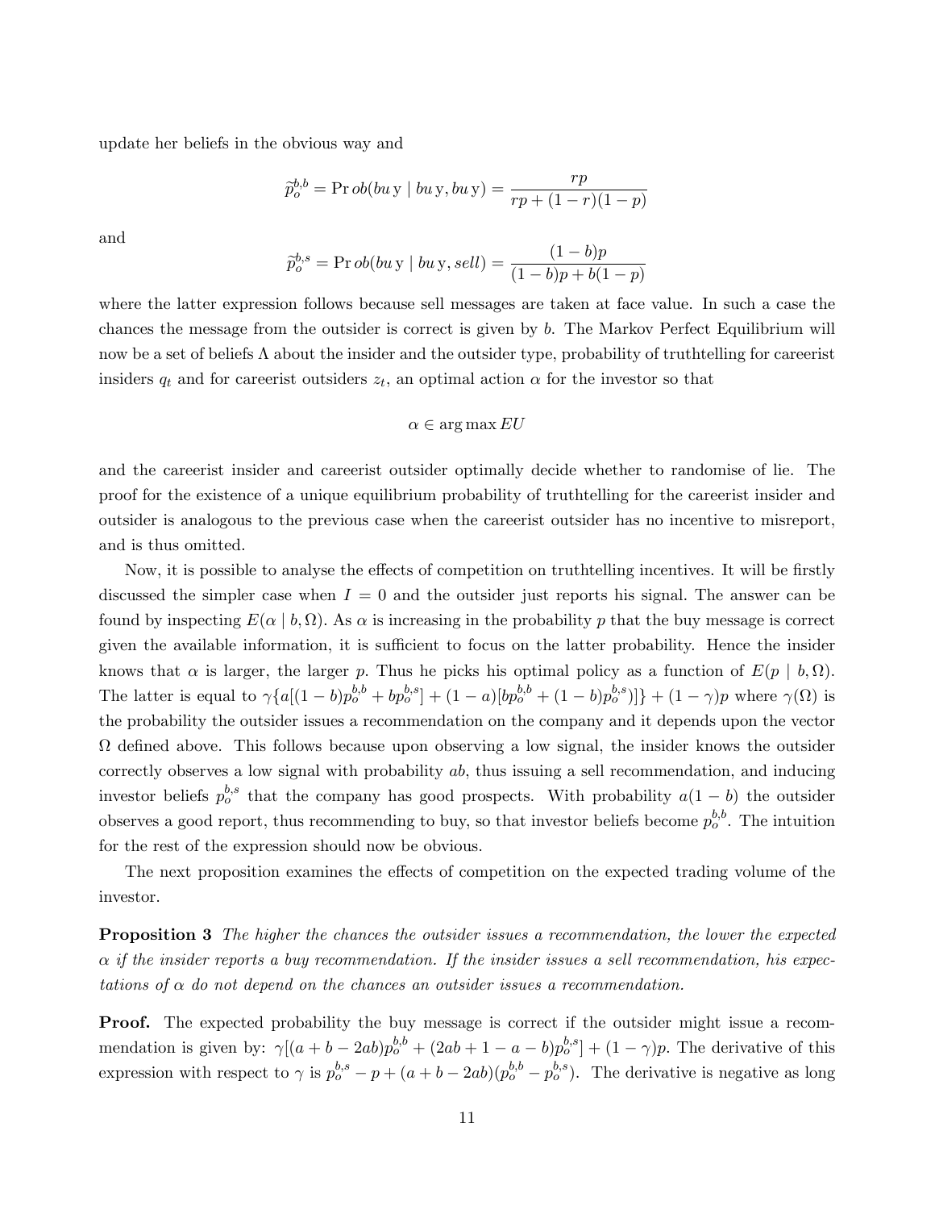update her beliefs in the obvious way and

$$\widetilde{p}_o^{b,b} = \Pr ob(bu\,\mathrm{y} \mid bu\,\mathrm{y}, bu\,\mathrm{y}) = \frac{rp}{rp + (1-r)(1-p)}$$

and

$$\widetilde{p}_o^{b,s} = \Pr ob(bu\,\mathrm{y} \mid bu\,\mathrm{y}, sell) = \frac{(1-b)p}{(1-b)p + b(1-p)}$$

where the latter expression follows because sell messages are taken at face value. In such a case the chances the message from the outsider is correct is given by $b$. The Markov Perfect Equilibrium will now be a set of beliefs $\Lambda$ about the insider and the outsider type, probability of truthtelling for careerist insiders $q_t$ and for careerist outsiders $z_t$, an optimal action $\alpha$ for the investor so that

$$\alpha \in \arg\max EU$$

and the careerist insider and careerist outsider optimally decide whether to randomise of lie. The proof for the existence of a unique equilibrium probability of truthtelling for the careerist insider and outsider is analogous to the previous case when the careerist outsider has no incentive to misreport, and is thus omitted.

Now, it is possible to analyse the effects of competition on truthtelling incentives. It will be firstly discussed the simpler case when $I = 0$ and the outsider just reports his signal. The answer can be found by inspecting $E(\alpha \mid b, \Omega)$. As $\alpha$ is increasing in the probability $p$ that the buy message is correct given the available information, it is sufficient to focus on the latter probability. Hence the insider knows that $\alpha$ is larger, the larger $p$. Thus he picks his optimal policy as a function of $E(p \mid b, \Omega)$. The latter is equal to $\gamma\{a[(1-b)p_o^{b,b} + bp_o^{b,s}] + (1-a)[bp_o^{b,b} + (1-b)p_o^{b,s})]\} + (1-\gamma)p$ where $\gamma(\Omega)$ is the probability the outsider issues a recommendation on the company and it depends upon the vector $\Omega$ defined above. This follows because upon observing a low signal, the insider knows the outsider correctly observes a low signal with probability $ab$, thus issuing a sell recommendation, and inducing investor beliefs $p_o^{b,s}$ that the company has good prospects. With probability $a(1-b)$ the outsider observes a good report, thus recommending to buy, so that investor beliefs become $p_o^{b,b}$. The intuition for the rest of the expression should now be obvious.

The next proposition examines the effects of competition on the expected trading volume of the investor.

**Proposition 3** *The higher the chances the outsider issues a recommendation, the lower the expected $\alpha$ if the insider reports a buy recommendation. If the insider issues a sell recommendation, his expectations of $\alpha$ do not depend on the chances an outsider issues a recommendation.*

**Proof.** The expected probability the buy message is correct if the outsider might issue a recommendation is given by: $\gamma[(a+b-2ab)p_o^{b,b} + (2ab+1-a-b)p_o^{b,s}] + (1-\gamma)p$. The derivative of this expression with respect to $\gamma$ is $p_o^{b,s} - p + (a+b-2ab)(p_o^{b,b} - p_o^{b,s})$. The derivative is negative as long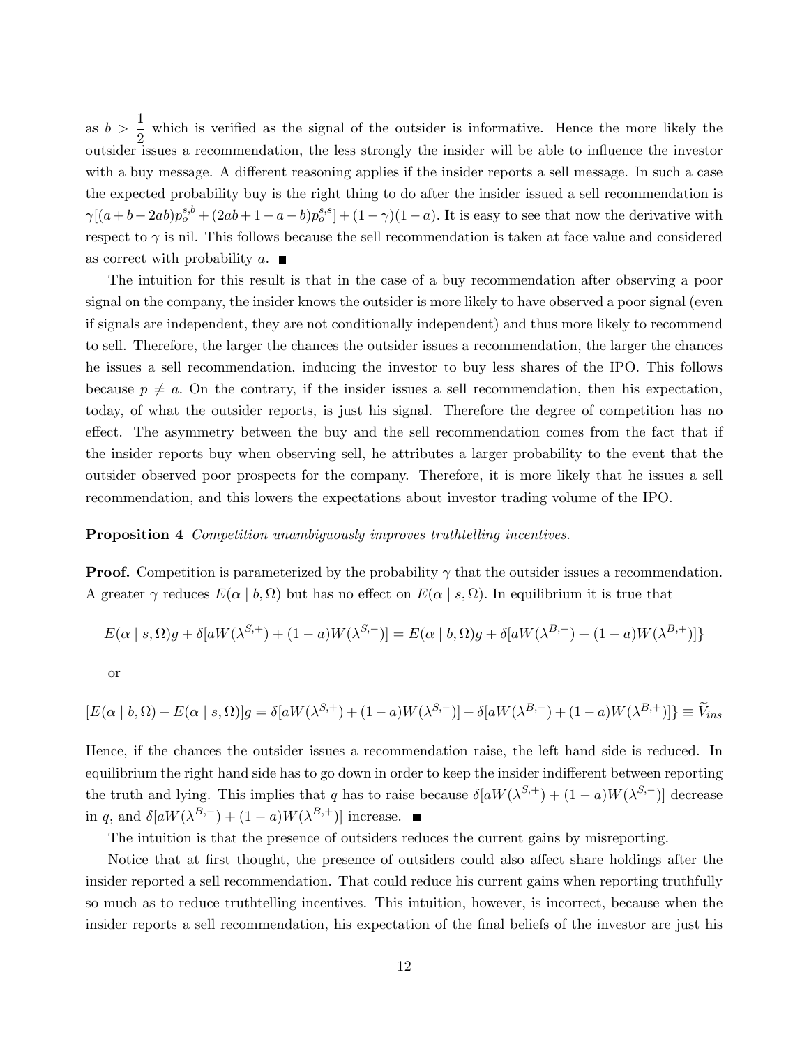as $b > \dfrac{1}{2}$ which is verified as the signal of the outsider is informative. Hence the more likely the outsider issues a recommendation, the less strongly the insider will be able to influence the investor with a buy message. A different reasoning applies if the insider reports a sell message. In such a case the expected probability buy is the right thing to do after the insider issued a sell recommendation is $\gamma[(a+b-2ab)p_o^{s,b} + (2ab+1-a-b)p_o^{s,s}] + (1-\gamma)(1-a)$. It is easy to see that now the derivative with respect to $\gamma$ is nil. This follows because the sell recommendation is taken at face value and considered as correct with probability $a$. ■

The intuition for this result is that in the case of a buy recommendation after observing a poor signal on the company, the insider knows the outsider is more likely to have observed a poor signal (even if signals are independent, they are not conditionally independent) and thus more likely to recommend to sell. Therefore, the larger the chances the outsider issues a recommendation, the larger the chances he issues a sell recommendation, inducing the investor to buy less shares of the IPO. This follows because $p \neq a$. On the contrary, if the insider issues a sell recommendation, then his expectation, today, of what the outsider reports, is just his signal. Therefore the degree of competition has no effect. The asymmetry between the buy and the sell recommendation comes from the fact that if the insider reports buy when observing sell, he attributes a larger probability to the event that the outsider observed poor prospects for the company. Therefore, it is more likely that he issues a sell recommendation, and this lowers the expectations about investor trading volume of the IPO.

**Proposition 4** *Competition unambiguously improves truthtelling incentives.*

**Proof.** Competition is parameterized by the probability $\gamma$ that the outsider issues a recommendation. A greater $\gamma$ reduces $E(\alpha \mid b, \Omega)$ but has no effect on $E(\alpha \mid s, \Omega)$. In equilibrium it is true that

$$E(\alpha \mid s, \Omega)g + \delta[aW(\lambda^{S,+}) + (1-a)W(\lambda^{S,-})] = E(\alpha \mid b, \Omega)g + \delta[aW(\lambda^{B,-}) + (1-a)W(\lambda^{B,+})]\}$$

or

$$[E(\alpha \mid b, \Omega) - E(\alpha \mid s, \Omega)]g = \delta[aW(\lambda^{S,+}) + (1-a)W(\lambda^{S,-})] - \delta[aW(\lambda^{B,-}) + (1-a)W(\lambda^{B,+})]\} \equiv \widetilde{V}_{ins}$$

Hence, if the chances the outsider issues a recommendation raise, the left hand side is reduced. In equilibrium the right hand side has to go down in order to keep the insider indifferent between reporting the truth and lying. This implies that $q$ has to raise because $\delta[aW(\lambda^{S,+}) + (1-a)W(\lambda^{S,-})]$ decrease in $q$, and $\delta[aW(\lambda^{B,-}) + (1-a)W(\lambda^{B,+})]$ increase. ■

The intuition is that the presence of outsiders reduces the current gains by misreporting.

Notice that at first thought, the presence of outsiders could also affect share holdings after the insider reported a sell recommendation. That could reduce his current gains when reporting truthfully so much as to reduce truthtelling incentives. This intuition, however, is incorrect, because when the insider reports a sell recommendation, his expectation of the final beliefs of the investor are just his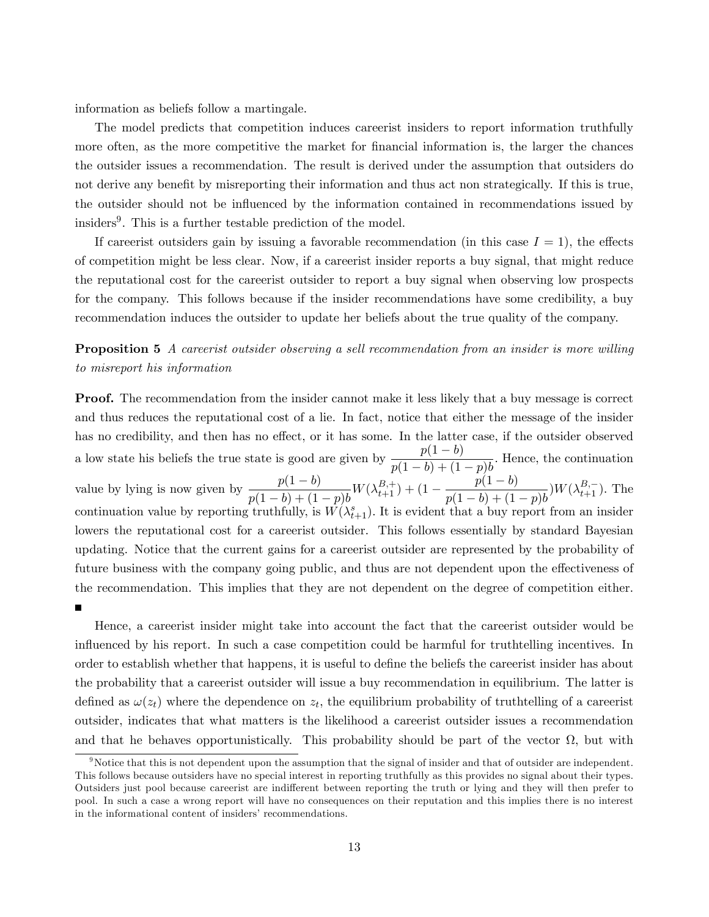information as beliefs follow a martingale.

The model predicts that competition induces careerist insiders to report information truthfully more often, as the more competitive the market for financial information is, the larger the chances the outsider issues a recommendation. The result is derived under the assumption that outsiders do not derive any benefit by misreporting their information and thus act non strategically. If this is true, the outsider should not be influenced by the information contained in recommendations issued by insiders[9]. This is a further testable prediction of the model.

If careerist outsiders gain by issuing a favorable recommendation (in this case $I = 1$), the effects of competition might be less clear. Now, if a careerist insider reports a buy signal, that might reduce the reputational cost for the careerist outsider to report a buy signal when observing low prospects for the company. This follows because if the insider recommendations have some credibility, a buy recommendation induces the outsider to update her beliefs about the true quality of the company.

**Proposition 5** *A careerist outsider observing a sell recommendation from an insider is more willing to misreport his information*

**Proof.** The recommendation from the insider cannot make it less likely that a buy message is correct and thus reduces the reputational cost of a lie. In fact, notice that either the message of the insider has no credibility, and then has no effect, or it has some. In the latter case, if the outsider observed a low state his beliefs the true state is good are given by $\dfrac{p(1-b)}{p(1-b)+(1-p)b}$. Hence, the continuation value by lying is now given by $\dfrac{p(1-b)}{p(1-b)+(1-p)b}W(\lambda_{t+1}^{B,+}) + (1 - \dfrac{p(1-b)}{p(1-b)+(1-p)b})W(\lambda_{t+1}^{B,-})$. The continuation value by reporting truthfully, is $W(\lambda_{t+1}^{s})$. It is evident that a buy report from an insider lowers the reputational cost for a careerist outsider. This follows essentially by standard Bayesian updating. Notice that the current gains for a careerist outsider are represented by the probability of future business with the company going public, and thus are not dependent upon the effectiveness of the recommendation. This implies that they are not dependent on the degree of competition either. ■

Hence, a careerist insider might take into account the fact that the careerist outsider would be influenced by his report. In such a case competition could be harmful for truthtelling incentives. In order to establish whether that happens, it is useful to define the beliefs the careerist insider has about the probability that a careerist outsider will issue a buy recommendation in equilibrium. The latter is defined as $\omega(z_t)$ where the dependence on $z_t$, the equilibrium probability of truthtelling of a careerist outsider, indicates that what matters is the likelihood a careerist outsider issues a recommendation and that he behaves opportunistically. This probability should be part of the vector $\Omega$, but with

[9] Notice that this is not dependent upon the assumption that the signal of insider and that of outsider are independent. This follows because outsiders have no special interest in reporting truthfully as this provides no signal about their types. Outsiders just pool because careerist are indifferent between reporting the truth or lying and they will then prefer to pool. In such a case a wrong report will have no consequences on their reputation and this implies there is no interest in the informational content of insiders' recommendations.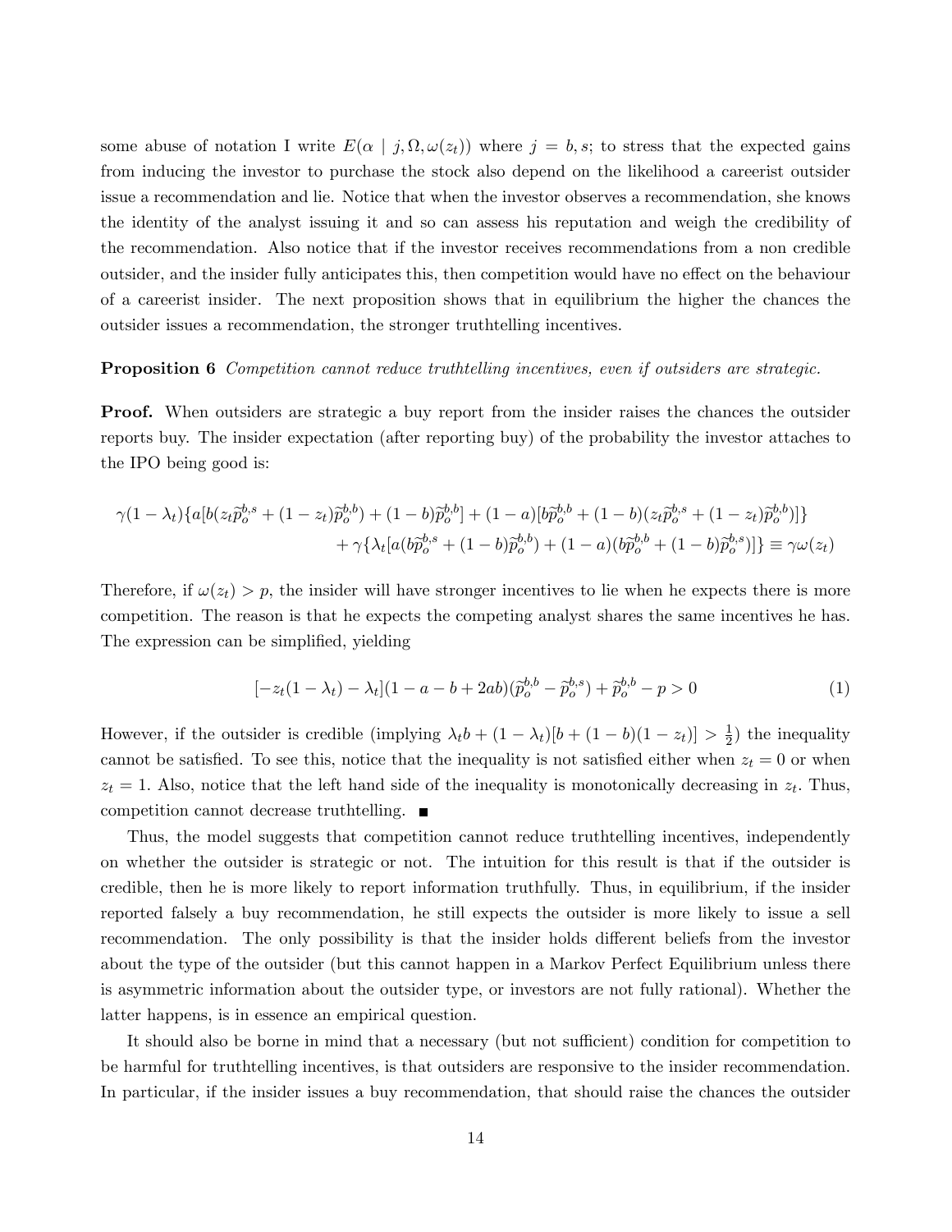some abuse of notation I write $E(\alpha \mid j, \Omega, \omega(z_t))$ where $j = b, s$; to stress that the expected gains from inducing the investor to purchase the stock also depend on the likelihood a careerist outsider issue a recommendation and lie. Notice that when the investor observes a recommendation, she knows the identity of the analyst issuing it and so can assess his reputation and weigh the credibility of the recommendation. Also notice that if the investor receives recommendations from a non credible outsider, and the insider fully anticipates this, then competition would have no effect on the behaviour of a careerist insider. The next proposition shows that in equilibrium the higher the chances the outsider issues a recommendation, the stronger truthtelling incentives.

**Proposition 6** *Competition cannot reduce truthtelling incentives, even if outsiders are strategic.*

**Proof.** When outsiders are strategic a buy report from the insider raises the chances the outsider reports buy. The insider expectation (after reporting buy) of the probability the investor attaches to the IPO being good is:

$$\gamma(1-\lambda_t)\{a[b(z_t\widetilde{p}_o^{b,s} + (1-z_t)\widetilde{p}_o^{b,b}) + (1-b)\widetilde{p}_o^{b,b}] + (1-a)[b\widetilde{p}_o^{b,b} + (1-b)(z_t\widetilde{p}_o^{b,s} + (1-z_t)\widetilde{p}_o^{b,b})]\}$$
$$+ \gamma\{\lambda_t[a(b\widetilde{p}_o^{b,s} + (1-b)\widetilde{p}_o^{b,b}) + (1-a)(b\widetilde{p}_o^{b,b} + (1-b)\widetilde{p}_o^{b,s})]\} \equiv \gamma\omega(z_t)$$

Therefore, if $\omega(z_t) > p$, the insider will have stronger incentives to lie when he expects there is more competition. The reason is that he expects the competing analyst shares the same incentives he has. The expression can be simplified, yielding

$$[-z_t(1-\lambda_t) - \lambda_t](1 - a - b + 2ab)(\widetilde{p}_o^{b,b} - \widetilde{p}_o^{b,s}) + \widetilde{p}_o^{b,b} - p > 0 \tag{1}$$

However, if the outsider is credible (implying $\lambda_t b + (1-\lambda_t)[b + (1-b)(1-z_t)] > \frac{1}{2}$) the inequality cannot be satisfied. To see this, notice that the inequality is not satisfied either when $z_t = 0$ or when $z_t = 1$. Also, notice that the left hand side of the inequality is monotonically decreasing in $z_t$. Thus, competition cannot decrease truthtelling. ∎

Thus, the model suggests that competition cannot reduce truthtelling incentives, independently on whether the outsider is strategic or not. The intuition for this result is that if the outsider is credible, then he is more likely to report information truthfully. Thus, in equilibrium, if the insider reported falsely a buy recommendation, he still expects the outsider is more likely to issue a sell recommendation. The only possibility is that the insider holds different beliefs from the investor about the type of the outsider (but this cannot happen in a Markov Perfect Equilibrium unless there is asymmetric information about the outsider type, or investors are not fully rational). Whether the latter happens, is in essence an empirical question.

It should also be borne in mind that a necessary (but not sufficient) condition for competition to be harmful for truthtelling incentives, is that outsiders are responsive to the insider recommendation. In particular, if the insider issues a buy recommendation, that should raise the chances the outsider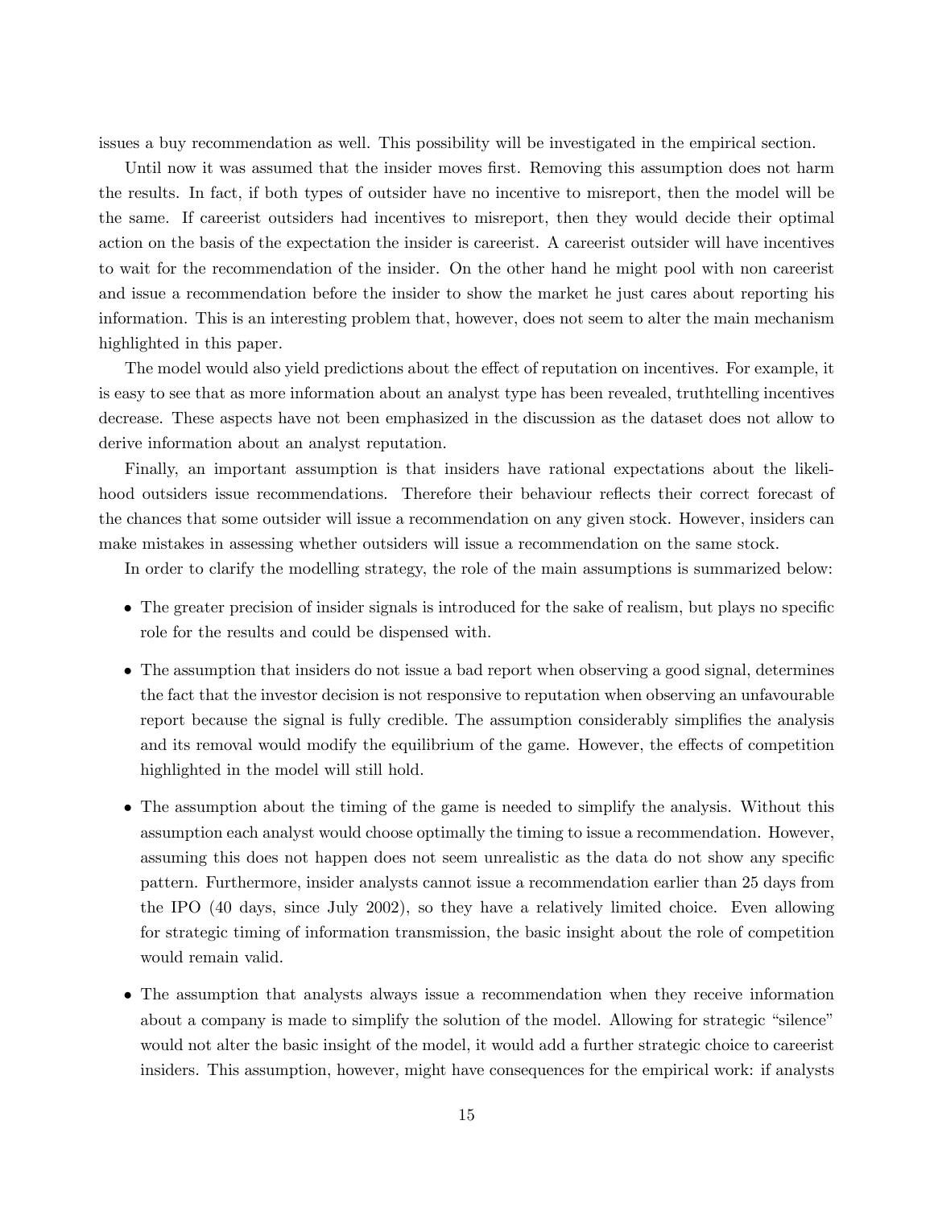issues a buy recommendation as well. This possibility will be investigated in the empirical section.

Until now it was assumed that the insider moves first. Removing this assumption does not harm the results. In fact, if both types of outsider have no incentive to misreport, then the model will be the same. If careerist outsiders had incentives to misreport, then they would decide their optimal action on the basis of the expectation the insider is careerist. A careerist outsider will have incentives to wait for the recommendation of the insider. On the other hand he might pool with non careerist and issue a recommendation before the insider to show the market he just cares about reporting his information. This is an interesting problem that, however, does not seem to alter the main mechanism highlighted in this paper.

The model would also yield predictions about the effect of reputation on incentives. For example, it is easy to see that as more information about an analyst type has been revealed, truthtelling incentives decrease. These aspects have not been emphasized in the discussion as the dataset does not allow to derive information about an analyst reputation.

Finally, an important assumption is that insiders have rational expectations about the likelihood outsiders issue recommendations. Therefore their behaviour reflects their correct forecast of the chances that some outsider will issue a recommendation on any given stock. However, insiders can make mistakes in assessing whether outsiders will issue a recommendation on the same stock.

In order to clarify the modelling strategy, the role of the main assumptions is summarized below:

- The greater precision of insider signals is introduced for the sake of realism, but plays no specific role for the results and could be dispensed with.
- The assumption that insiders do not issue a bad report when observing a good signal, determines the fact that the investor decision is not responsive to reputation when observing an unfavourable report because the signal is fully credible. The assumption considerably simplifies the analysis and its removal would modify the equilibrium of the game. However, the effects of competition highlighted in the model will still hold.
- The assumption about the timing of the game is needed to simplify the analysis. Without this assumption each analyst would choose optimally the timing to issue a recommendation. However, assuming this does not happen does not seem unrealistic as the data do not show any specific pattern. Furthermore, insider analysts cannot issue a recommendation earlier than 25 days from the IPO (40 days, since July 2002), so they have a relatively limited choice. Even allowing for strategic timing of information transmission, the basic insight about the role of competition would remain valid.
- The assumption that analysts always issue a recommendation when they receive information about a company is made to simplify the solution of the model. Allowing for strategic "silence" would not alter the basic insight of the model, it would add a further strategic choice to careerist insiders. This assumption, however, might have consequences for the empirical work: if analysts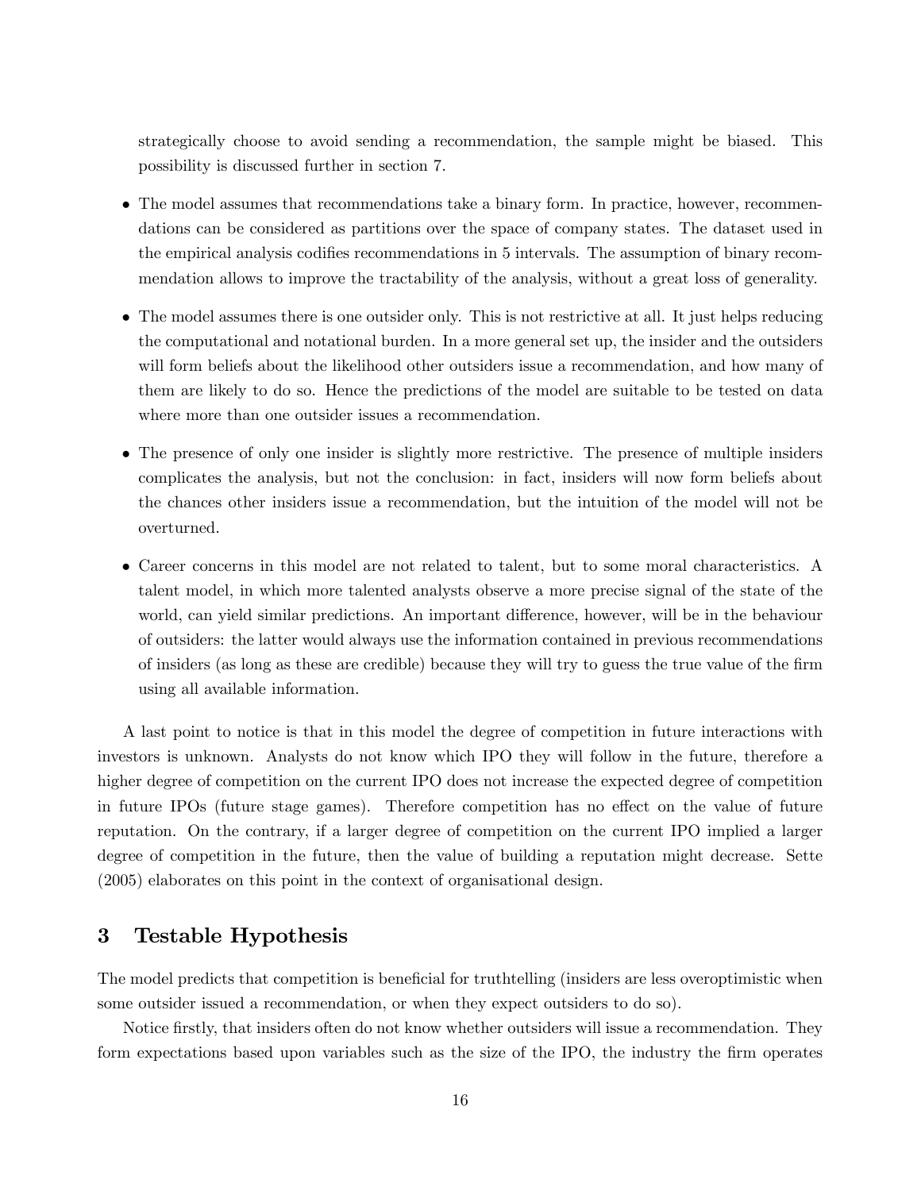strategically choose to avoid sending a recommendation, the sample might be biased. This possibility is discussed further in section 7.

- The model assumes that recommendations take a binary form. In practice, however, recommendations can be considered as partitions over the space of company states. The dataset used in the empirical analysis codifies recommendations in 5 intervals. The assumption of binary recommendation allows to improve the tractability of the analysis, without a great loss of generality.
- The model assumes there is one outsider only. This is not restrictive at all. It just helps reducing the computational and notational burden. In a more general set up, the insider and the outsiders will form beliefs about the likelihood other outsiders issue a recommendation, and how many of them are likely to do so. Hence the predictions of the model are suitable to be tested on data where more than one outsider issues a recommendation.
- The presence of only one insider is slightly more restrictive. The presence of multiple insiders complicates the analysis, but not the conclusion: in fact, insiders will now form beliefs about the chances other insiders issue a recommendation, but the intuition of the model will not be overturned.
- Career concerns in this model are not related to talent, but to some moral characteristics. A talent model, in which more talented analysts observe a more precise signal of the state of the world, can yield similar predictions. An important difference, however, will be in the behaviour of outsiders: the latter would always use the information contained in previous recommendations of insiders (as long as these are credible) because they will try to guess the true value of the firm using all available information.

A last point to notice is that in this model the degree of competition in future interactions with investors is unknown. Analysts do not know which IPO they will follow in the future, therefore a higher degree of competition on the current IPO does not increase the expected degree of competition in future IPOs (future stage games). Therefore competition has no effect on the value of future reputation. On the contrary, if a larger degree of competition on the current IPO implied a larger degree of competition in the future, then the value of building a reputation might decrease. Sette (2005) elaborates on this point in the context of organisational design.

## 3 Testable Hypothesis

The model predicts that competition is beneficial for truthtelling (insiders are less overoptimistic when some outsider issued a recommendation, or when they expect outsiders to do so).

Notice firstly, that insiders often do not know whether outsiders will issue a recommendation. They form expectations based upon variables such as the size of the IPO, the industry the firm operates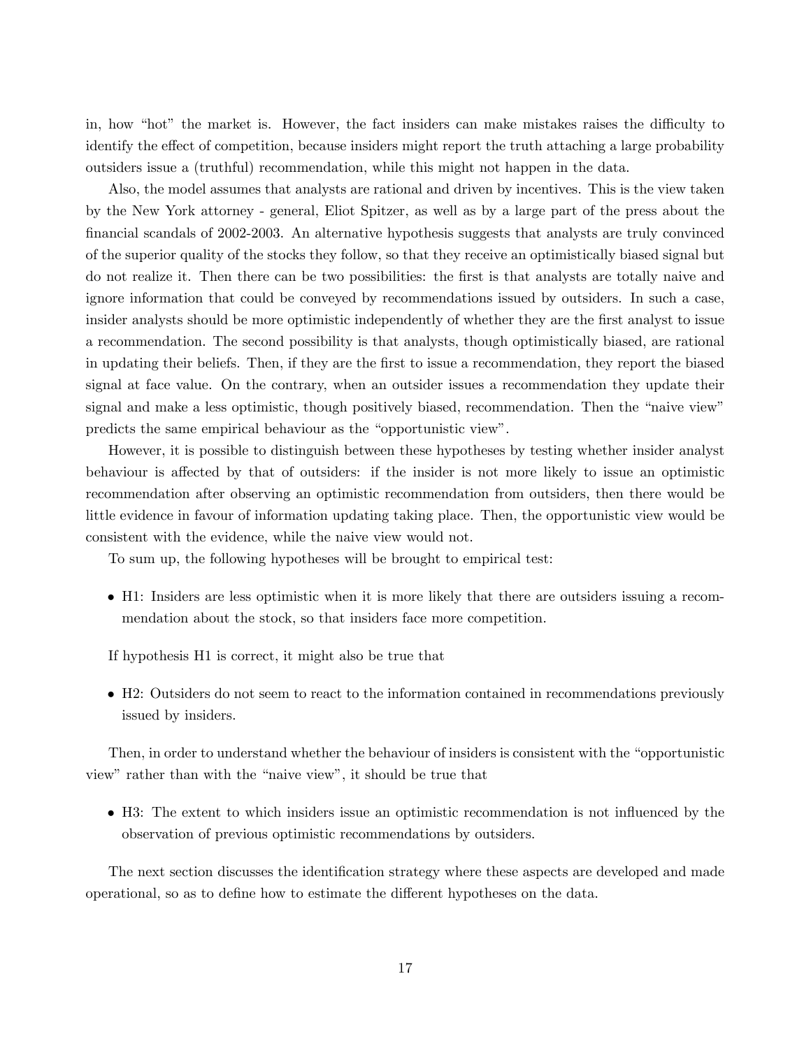in, how "hot" the market is. However, the fact insiders can make mistakes raises the difficulty to identify the effect of competition, because insiders might report the truth attaching a large probability outsiders issue a (truthful) recommendation, while this might not happen in the data.

Also, the model assumes that analysts are rational and driven by incentives. This is the view taken by the New York attorney - general, Eliot Spitzer, as well as by a large part of the press about the financial scandals of 2002-2003. An alternative hypothesis suggests that analysts are truly convinced of the superior quality of the stocks they follow, so that they receive an optimistically biased signal but do not realize it. Then there can be two possibilities: the first is that analysts are totally naive and ignore information that could be conveyed by recommendations issued by outsiders. In such a case, insider analysts should be more optimistic independently of whether they are the first analyst to issue a recommendation. The second possibility is that analysts, though optimistically biased, are rational in updating their beliefs. Then, if they are the first to issue a recommendation, they report the biased signal at face value. On the contrary, when an outsider issues a recommendation they update their signal and make a less optimistic, though positively biased, recommendation. Then the "naive view" predicts the same empirical behaviour as the "opportunistic view".

However, it is possible to distinguish between these hypotheses by testing whether insider analyst behaviour is affected by that of outsiders: if the insider is not more likely to issue an optimistic recommendation after observing an optimistic recommendation from outsiders, then there would be little evidence in favour of information updating taking place. Then, the opportunistic view would be consistent with the evidence, while the naive view would not.

To sum up, the following hypotheses will be brought to empirical test:

- H1: Insiders are less optimistic when it is more likely that there are outsiders issuing a recommendation about the stock, so that insiders face more competition.

If hypothesis H1 is correct, it might also be true that

- H2: Outsiders do not seem to react to the information contained in recommendations previously issued by insiders.

Then, in order to understand whether the behaviour of insiders is consistent with the "opportunistic view" rather than with the "naive view", it should be true that

- H3: The extent to which insiders issue an optimistic recommendation is not influenced by the observation of previous optimistic recommendations by outsiders.

The next section discusses the identification strategy where these aspects are developed and made operational, so as to define how to estimate the different hypotheses on the data.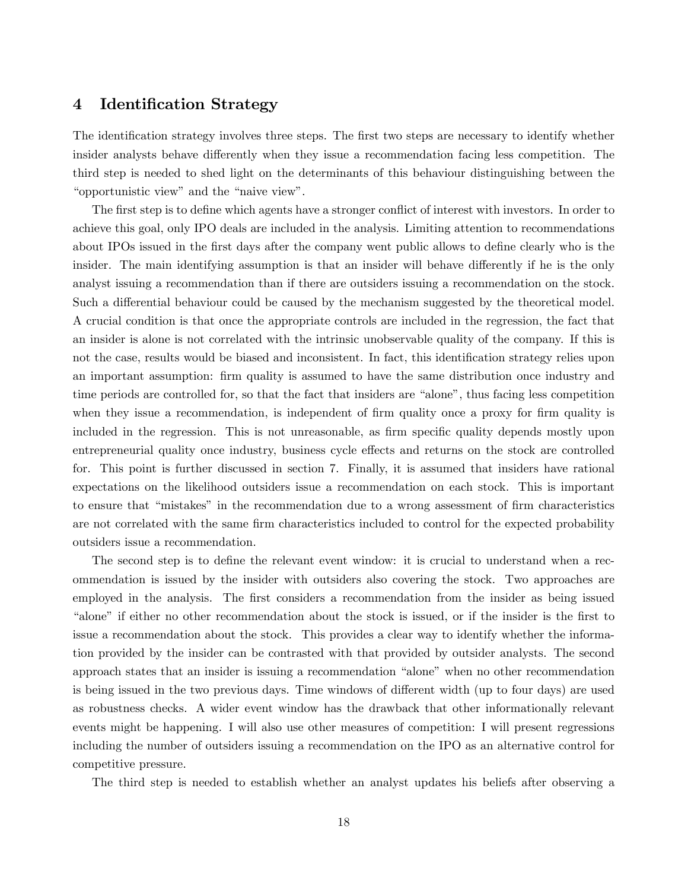## 4 Identification Strategy

The identification strategy involves three steps. The first two steps are necessary to identify whether insider analysts behave differently when they issue a recommendation facing less competition. The third step is needed to shed light on the determinants of this behaviour distinguishing between the "opportunistic view" and the "naive view".

The first step is to define which agents have a stronger conflict of interest with investors. In order to achieve this goal, only IPO deals are included in the analysis. Limiting attention to recommendations about IPOs issued in the first days after the company went public allows to define clearly who is the insider. The main identifying assumption is that an insider will behave differently if he is the only analyst issuing a recommendation than if there are outsiders issuing a recommendation on the stock. Such a differential behaviour could be caused by the mechanism suggested by the theoretical model. A crucial condition is that once the appropriate controls are included in the regression, the fact that an insider is alone is not correlated with the intrinsic unobservable quality of the company. If this is not the case, results would be biased and inconsistent. In fact, this identification strategy relies upon an important assumption: firm quality is assumed to have the same distribution once industry and time periods are controlled for, so that the fact that insiders are "alone", thus facing less competition when they issue a recommendation, is independent of firm quality once a proxy for firm quality is included in the regression. This is not unreasonable, as firm specific quality depends mostly upon entrepreneurial quality once industry, business cycle effects and returns on the stock are controlled for. This point is further discussed in section 7. Finally, it is assumed that insiders have rational expectations on the likelihood outsiders issue a recommendation on each stock. This is important to ensure that "mistakes" in the recommendation due to a wrong assessment of firm characteristics are not correlated with the same firm characteristics included to control for the expected probability outsiders issue a recommendation.

The second step is to define the relevant event window: it is crucial to understand when a recommendation is issued by the insider with outsiders also covering the stock. Two approaches are employed in the analysis. The first considers a recommendation from the insider as being issued "alone" if either no other recommendation about the stock is issued, or if the insider is the first to issue a recommendation about the stock. This provides a clear way to identify whether the information provided by the insider can be contrasted with that provided by outsider analysts. The second approach states that an insider is issuing a recommendation "alone" when no other recommendation is being issued in the two previous days. Time windows of different width (up to four days) are used as robustness checks. A wider event window has the drawback that other informationally relevant events might be happening. I will also use other measures of competition: I will present regressions including the number of outsiders issuing a recommendation on the IPO as an alternative control for competitive pressure.

The third step is needed to establish whether an analyst updates his beliefs after observing a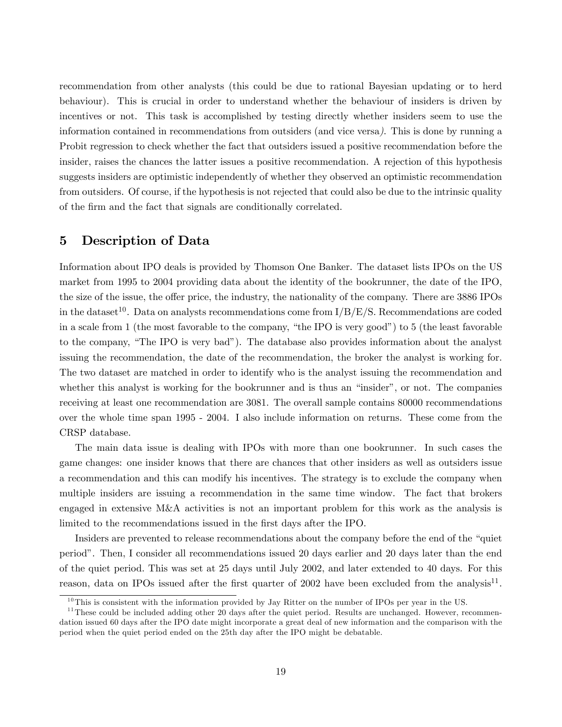recommendation from other analysts (this could be due to rational Bayesian updating or to herd behaviour). This is crucial in order to understand whether the behaviour of insiders is driven by incentives or not. This task is accomplished by testing directly whether insiders seem to use the information contained in recommendations from outsiders (and vice versa). This is done by running a Probit regression to check whether the fact that outsiders issued a positive recommendation before the insider, raises the chances the latter issues a positive recommendation. A rejection of this hypothesis suggests insiders are optimistic independently of whether they observed an optimistic recommendation from outsiders. Of course, if the hypothesis is not rejected that could also be due to the intrinsic quality of the firm and the fact that signals are conditionally correlated.

## 5 Description of Data

Information about IPO deals is provided by Thomson One Banker. The dataset lists IPOs on the US market from 1995 to 2004 providing data about the identity of the bookrunner, the date of the IPO, the size of the issue, the offer price, the industry, the nationality of the company. There are 3886 IPOs in the dataset[10]. Data on analysts recommendations come from I/B/E/S. Recommendations are coded in a scale from 1 (the most favorable to the company, "the IPO is very good") to 5 (the least favorable to the company, "The IPO is very bad"). The database also provides information about the analyst issuing the recommendation, the date of the recommendation, the broker the analyst is working for. The two dataset are matched in order to identify who is the analyst issuing the recommendation and whether this analyst is working for the bookrunner and is thus an "insider", or not. The companies receiving at least one recommendation are 3081. The overall sample contains 80000 recommendations over the whole time span 1995 - 2004. I also include information on returns. These come from the CRSP database.

The main data issue is dealing with IPOs with more than one bookrunner. In such cases the game changes: one insider knows that there are chances that other insiders as well as outsiders issue a recommendation and this can modify his incentives. The strategy is to exclude the company when multiple insiders are issuing a recommendation in the same time window. The fact that brokers engaged in extensive M&A activities is not an important problem for this work as the analysis is limited to the recommendations issued in the first days after the IPO.

Insiders are prevented to release recommendations about the company before the end of the "quiet period". Then, I consider all recommendations issued 20 days earlier and 20 days later than the end of the quiet period. This was set at 25 days until July 2002, and later extended to 40 days. For this reason, data on IPOs issued after the first quarter of 2002 have been excluded from the analysis[11].

[10] This is consistent with the information provided by Jay Ritter on the number of IPOs per year in the US.

[11] These could be included adding other 20 days after the quiet period. Results are unchanged. However, recommendation issued 60 days after the IPO date might incorporate a great deal of new information and the comparison with the period when the quiet period ended on the 25th day after the IPO might be debatable.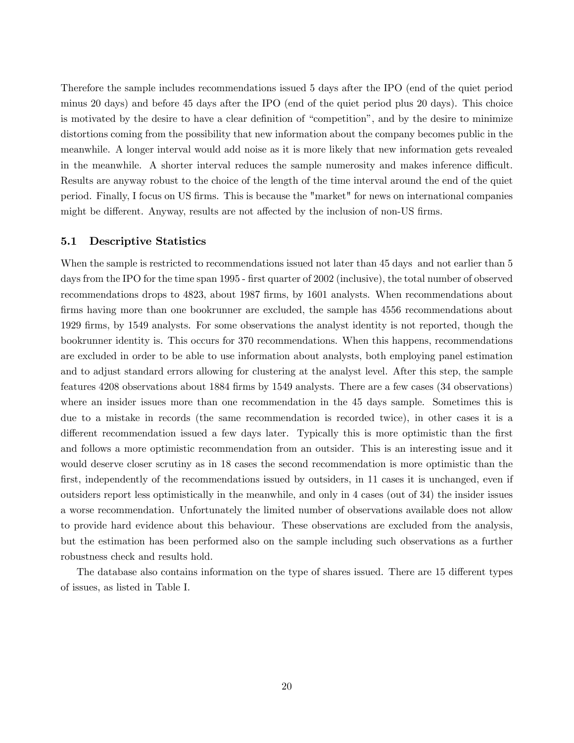Therefore the sample includes recommendations issued 5 days after the IPO (end of the quiet period minus 20 days) and before 45 days after the IPO (end of the quiet period plus 20 days). This choice is motivated by the desire to have a clear definition of "competition", and by the desire to minimize distortions coming from the possibility that new information about the company becomes public in the meanwhile. A longer interval would add noise as it is more likely that new information gets revealed in the meanwhile. A shorter interval reduces the sample numerosity and makes inference difficult. Results are anyway robust to the choice of the length of the time interval around the end of the quiet period. Finally, I focus on US firms. This is because the "market" for news on international companies might be different. Anyway, results are not affected by the inclusion of non-US firms.

### 5.1 Descriptive Statistics

When the sample is restricted to recommendations issued not later than 45 days and not earlier than 5 days from the IPO for the time span 1995 - first quarter of 2002 (inclusive), the total number of observed recommendations drops to 4823, about 1987 firms, by 1601 analysts. When recommendations about firms having more than one bookrunner are excluded, the sample has 4556 recommendations about 1929 firms, by 1549 analysts. For some observations the analyst identity is not reported, though the bookrunner identity is. This occurs for 370 recommendations. When this happens, recommendations are excluded in order to be able to use information about analysts, both employing panel estimation and to adjust standard errors allowing for clustering at the analyst level. After this step, the sample features 4208 observations about 1884 firms by 1549 analysts. There are a few cases (34 observations) where an insider issues more than one recommendation in the 45 days sample. Sometimes this is due to a mistake in records (the same recommendation is recorded twice), in other cases it is a different recommendation issued a few days later. Typically this is more optimistic than the first and follows a more optimistic recommendation from an outsider. This is an interesting issue and it would deserve closer scrutiny as in 18 cases the second recommendation is more optimistic than the first, independently of the recommendations issued by outsiders, in 11 cases it is unchanged, even if outsiders report less optimistically in the meanwhile, and only in 4 cases (out of 34) the insider issues a worse recommendation. Unfortunately the limited number of observations available does not allow to provide hard evidence about this behaviour. These observations are excluded from the analysis, but the estimation has been performed also on the sample including such observations as a further robustness check and results hold.

The database also contains information on the type of shares issued. There are 15 different types of issues, as listed in Table I.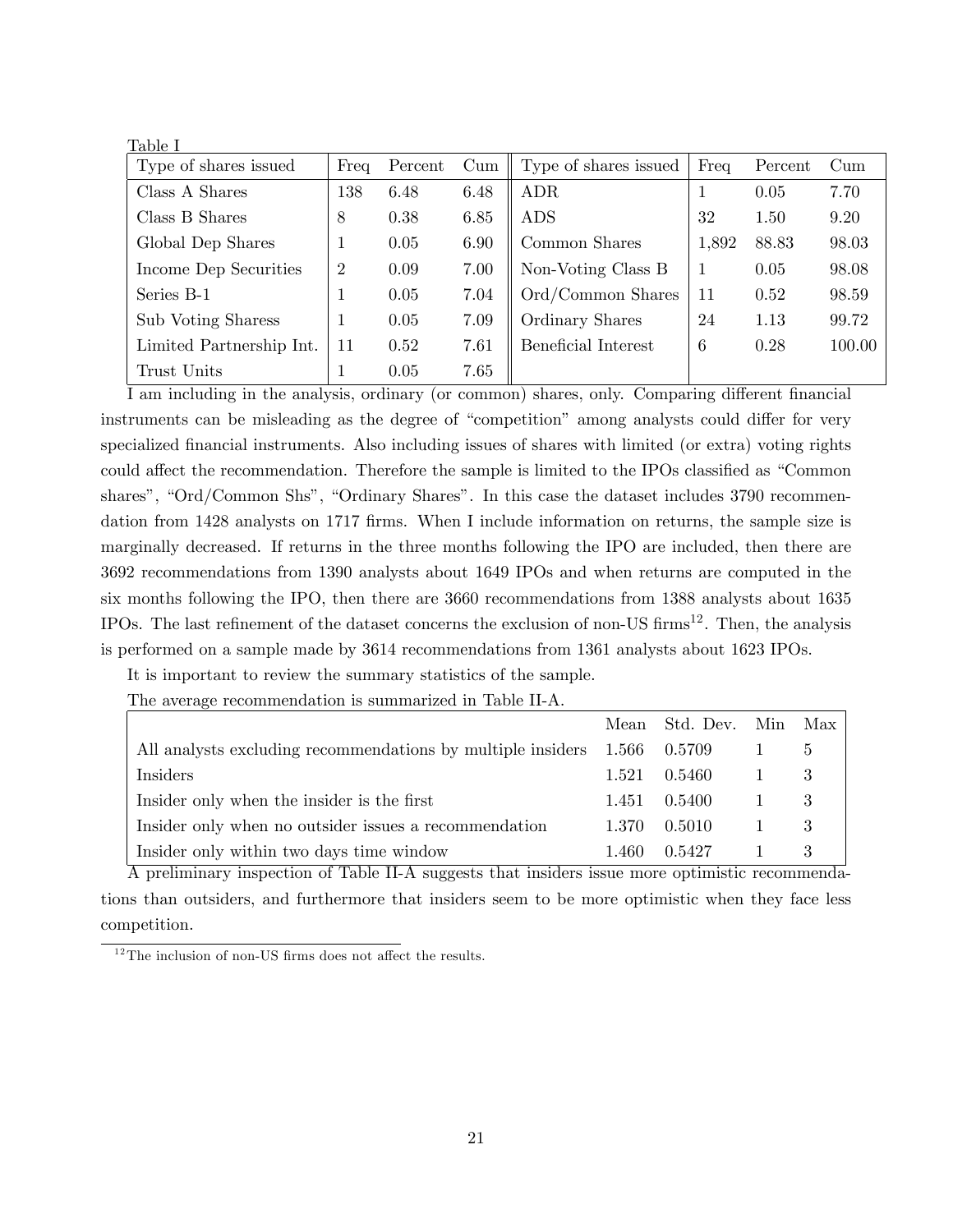Table I

| Type of shares issued | Freq | Percent | Cum | Type of shares issued | Freq | Percent | Cum |
|---|---|---|---|---|---|---|---|
| Class A Shares | 138 | 6.48 | 6.48 | ADR | 1 | 0.05 | 7.70 |
| Class B Shares | 8 | 0.38 | 6.85 | ADS | 32 | 1.50 | 9.20 |
| Global Dep Shares | 1 | 0.05 | 6.90 | Common Shares | 1,892 | 88.83 | 98.03 |
| Income Dep Securities | 2 | 0.09 | 7.00 | Non-Voting Class B | 1 | 0.05 | 98.08 |
| Series B-1 | 1 | 0.05 | 7.04 | Ord/Common Shares | 11 | 0.52 | 98.59 |
| Sub Voting Sharess | 1 | 0.05 | 7.09 | Ordinary Shares | 24 | 1.13 | 99.72 |
| Limited Partnership Int. | 11 | 0.52 | 7.61 | Beneficial Interest | 6 | 0.28 | 100.00 |
| Trust Units | 1 | 0.05 | 7.65 | | | | |

I am including in the analysis, ordinary (or common) shares, only. Comparing different financial instruments can be misleading as the degree of "competition" among analysts could differ for very specialized financial instruments. Also including issues of shares with limited (or extra) voting rights could affect the recommendation. Therefore the sample is limited to the IPOs classified as "Common shares", "Ord/Common Shs", "Ordinary Shares". In this case the dataset includes 3790 recommendation from 1428 analysts on 1717 firms. When I include information on returns, the sample size is marginally decreased. If returns in the three months following the IPO are included, then there are 3692 recommendations from 1390 analysts about 1649 IPOs and when returns are computed in the six months following the IPO, then there are 3660 recommendations from 1388 analysts about 1635 IPOs. The last refinement of the dataset concerns the exclusion of non-US firms[12]. Then, the analysis is performed on a sample made by 3614 recommendations from 1361 analysts about 1623 IPOs.

It is important to review the summary statistics of the sample.

The average recommendation is summarized in Table II-A.

| | Mean | Std. Dev. | Min | Max |
|---|---|---|---|---|
| All analysts excluding recommendations by multiple insiders | 1.566 | 0.5709 | 1 | 5 |
| Insiders | 1.521 | 0.5460 | 1 | 3 |
| Insider only when the insider is the first | 1.451 | 0.5400 | 1 | 3 |
| Insider only when no outsider issues a recommendation | 1.370 | 0.5010 | 1 | 3 |
| Insider only within two days time window | 1.460 | 0.5427 | 1 | 3 |

A preliminary inspection of Table II-A suggests that insiders issue more optimistic recommendations than outsiders, and furthermore that insiders seem to be more optimistic when they face less competition.

[12] The inclusion of non-US firms does not affect the results.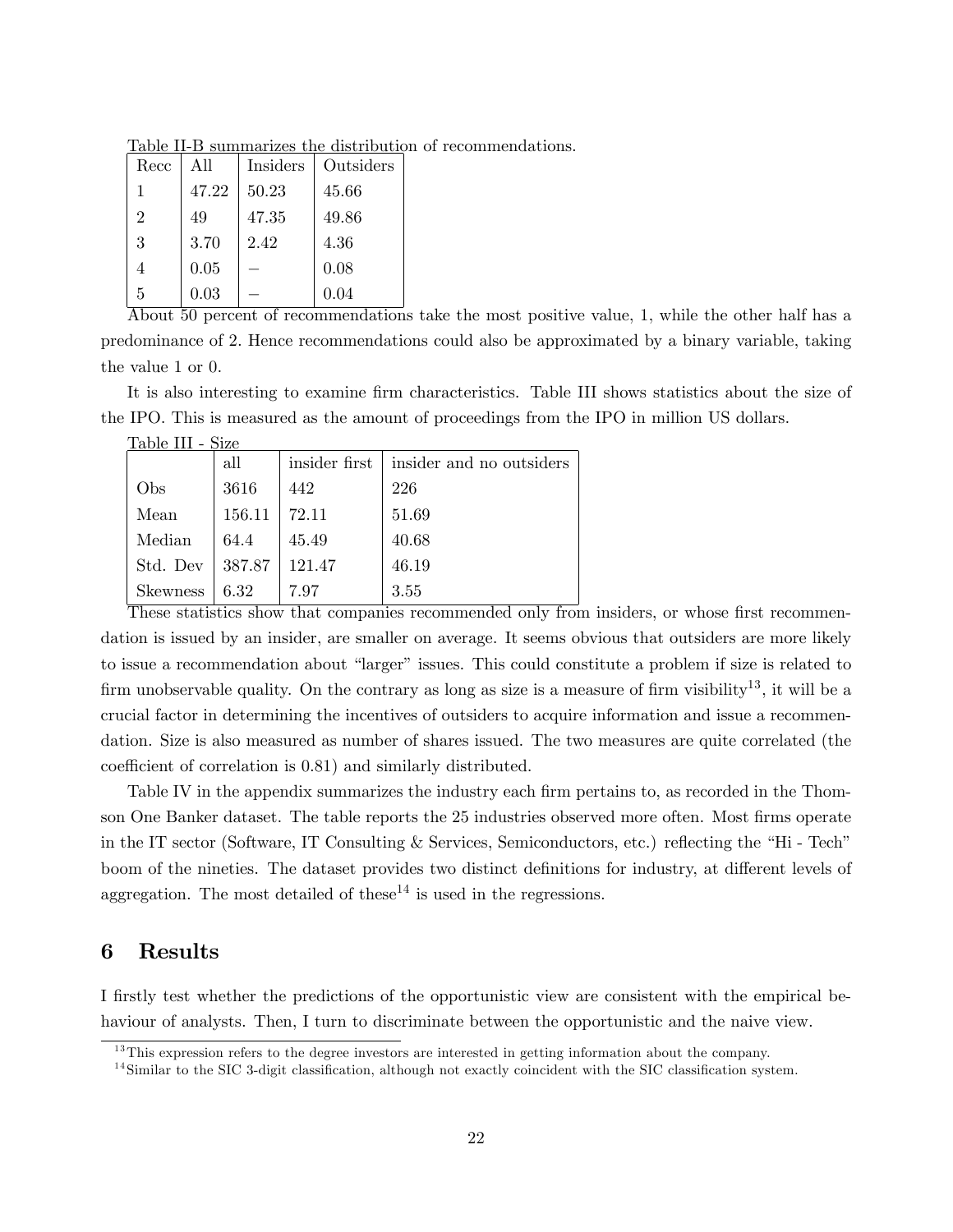Table II-B summarizes the distribution of recommendations.

| Recc | All | Insiders | Outsiders |
|---|---|---|---|
| 1 | 47.22 | 50.23 | 45.66 |
| 2 | 49 | 47.35 | 49.86 |
| 3 | 3.70 | 2.42 | 4.36 |
| 4 | 0.05 | – | 0.08 |
| 5 | 0.03 | – | 0.04 |

About 50 percent of recommendations take the most positive value, 1, while the other half has a predominance of 2. Hence recommendations could also be approximated by a binary variable, taking the value 1 or 0.

It is also interesting to examine firm characteristics. Table III shows statistics about the size of the IPO. This is measured as the amount of proceedings from the IPO in million US dollars.

Table III - Size

| | all | insider first | insider and no outsiders |
|---|---|---|---|
| Obs | 3616 | 442 | 226 |
| Mean | 156.11 | 72.11 | 51.69 |
| Median | 64.4 | 45.49 | 40.68 |
| Std. Dev | 387.87 | 121.47 | 46.19 |
| Skewness | 6.32 | 7.97 | 3.55 |

These statistics show that companies recommended only from insiders, or whose first recommendation is issued by an insider, are smaller on average. It seems obvious that outsiders are more likely to issue a recommendation about "larger" issues. This could constitute a problem if size is related to firm unobservable quality. On the contrary as long as size is a measure of firm visibility[13], it will be a crucial factor in determining the incentives of outsiders to acquire information and issue a recommendation. Size is also measured as number of shares issued. The two measures are quite correlated (the coefficient of correlation is 0.81) and similarly distributed.

Table IV in the appendix summarizes the industry each firm pertains to, as recorded in the Thomson One Banker dataset. The table reports the 25 industries observed more often. Most firms operate in the IT sector (Software, IT Consulting & Services, Semiconductors, etc.) reflecting the "Hi - Tech" boom of the nineties. The dataset provides two distinct definitions for industry, at different levels of aggregation. The most detailed of these[14] is used in the regressions.

## 6 Results

I firstly test whether the predictions of the opportunistic view are consistent with the empirical behaviour of analysts. Then, I turn to discriminate between the opportunistic and the naive view.

[13] This expression refers to the degree investors are interested in getting information about the company.

[14] Similar to the SIC 3-digit classification, although not exactly coincident with the SIC classification system.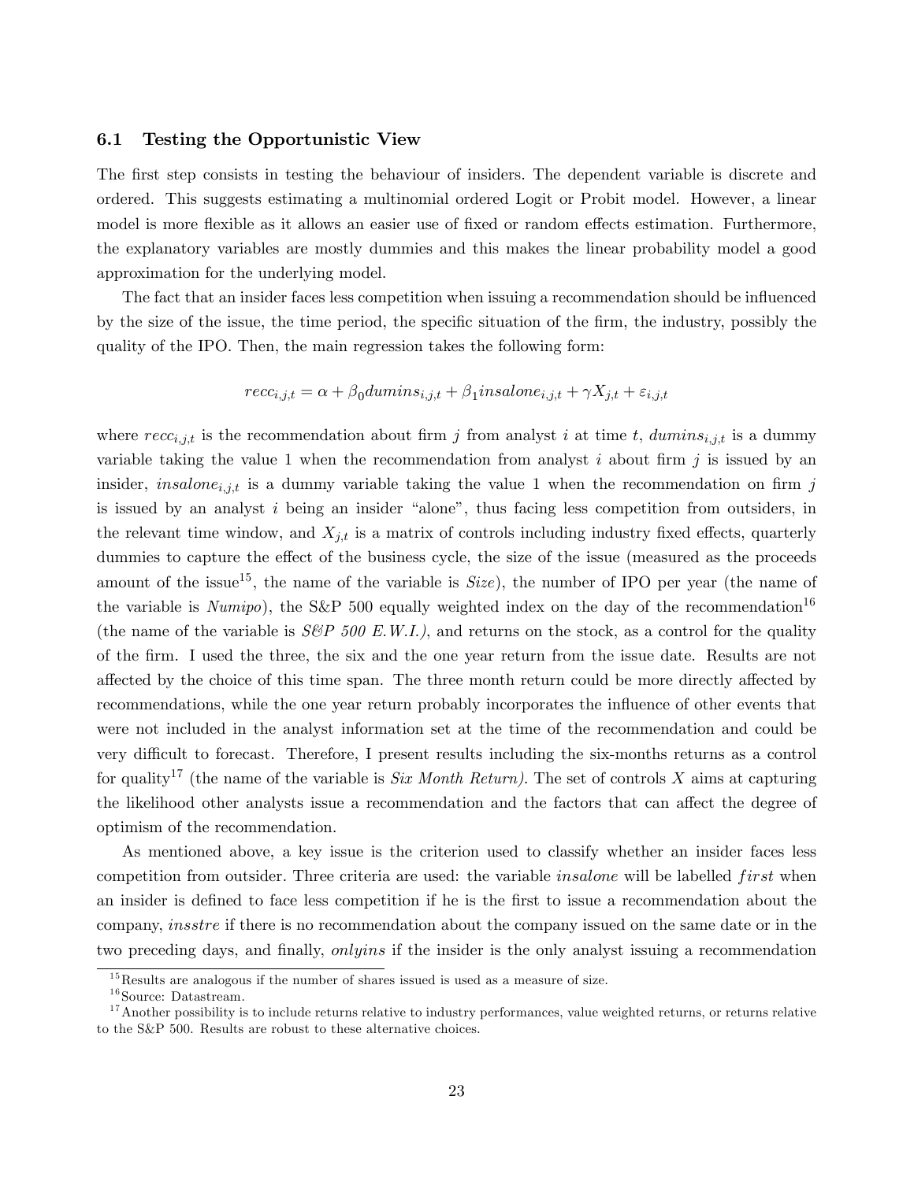### 6.1 Testing the Opportunistic View

The first step consists in testing the behaviour of insiders. The dependent variable is discrete and ordered. This suggests estimating a multinomial ordered Logit or Probit model. However, a linear model is more flexible as it allows an easier use of fixed or random effects estimation. Furthermore, the explanatory variables are mostly dummies and this makes the linear probability model a good approximation for the underlying model.

The fact that an insider faces less competition when issuing a recommendation should be influenced by the size of the issue, the time period, the specific situation of the firm, the industry, possibly the quality of the IPO. Then, the main regression takes the following form:

$$recc_{i,j,t} = \alpha + \beta_0 dumins_{i,j,t} + \beta_1 insalone_{i,j,t} + \gamma X_{j,t} + \varepsilon_{i,j,t}$$

where $recc_{i,j,t}$ is the recommendation about firm $j$ from analyst $i$ at time $t$, $dumins_{i,j,t}$ is a dummy variable taking the value 1 when the recommendation from analyst $i$ about firm $j$ is issued by an insider, $insalone_{i,j,t}$ is a dummy variable taking the value 1 when the recommendation on firm $j$ is issued by an analyst $i$ being an insider "alone", thus facing less competition from outsiders, in the relevant time window, and $X_{j,t}$ is a matrix of controls including industry fixed effects, quarterly dummies to capture the effect of the business cycle, the size of the issue (measured as the proceeds amount of the issue[15], the name of the variable is *Size*), the number of IPO per year (the name of the variable is *Numipo*), the S&P 500 equally weighted index on the day of the recommendation[16] (the name of the variable is *S&P 500 E.W.I.)*, and returns on the stock, as a control for the quality of the firm. I used the three, the six and the one year return from the issue date. Results are not affected by the choice of this time span. The three month return could be more directly affected by recommendations, while the one year return probably incorporates the influence of other events that were not included in the analyst information set at the time of the recommendation and could be very difficult to forecast. Therefore, I present results including the six-months returns as a control for quality[17] (the name of the variable is *Six Month Return)*. The set of controls $X$ aims at capturing the likelihood other analysts issue a recommendation and the factors that can affect the degree of optimism of the recommendation.

As mentioned above, a key issue is the criterion used to classify whether an insider faces less competition from outsider. Three criteria are used: the variable *insalone* will be labelled $first$ when an insider is defined to face less competition if he is the first to issue a recommendation about the company, *insstre* if there is no recommendation about the company issued on the same date or in the two preceding days, and finally, *onlyins* if the insider is the only analyst issuing a recommendation

[15] Results are analogous if the number of shares issued is used as a measure of size.

[16] Source: Datastream.

[17] Another possibility is to include returns relative to industry performances, value weighted returns, or returns relative to the S&P 500. Results are robust to these alternative choices.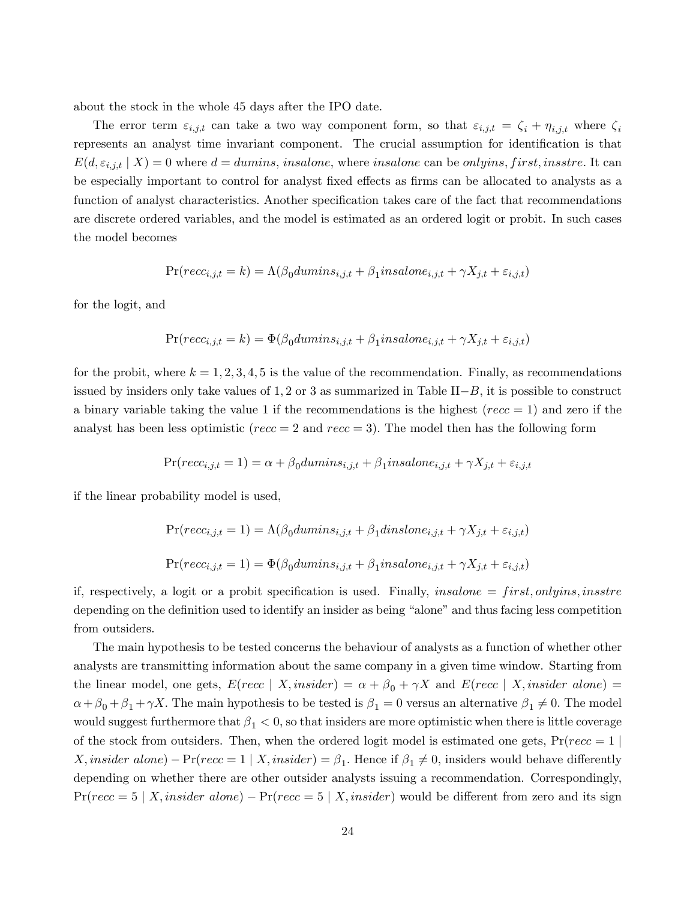about the stock in the whole 45 days after the IPO date.

The error term $\varepsilon_{i,j,t}$ can take a two way component form, so that $\varepsilon_{i,j,t} = \zeta_i + \eta_{i,j,t}$ where $\zeta_i$ represents an analyst time invariant component. The crucial assumption for identification is that $E(d, \varepsilon_{i,j,t} \mid X) = 0$ where $d = dumins$, $insalone$, where $insalone$ can be $onlyins, first, insstre$. It can be especially important to control for analyst fixed effects as firms can be allocated to analysts as a function of analyst characteristics. Another specification takes care of the fact that recommendations are discrete ordered variables, and the model is estimated as an ordered logit or probit. In such cases the model becomes

$$\Pr(recc_{i,j,t} = k) = \Lambda(\beta_0 dumins_{i,j,t} + \beta_1 insalone_{i,j,t} + \gamma X_{j,t} + \varepsilon_{i,j,t})$$

for the logit, and

$$\Pr(recc_{i,j,t} = k) = \Phi(\beta_0 dumins_{i,j,t} + \beta_1 insalone_{i,j,t} + \gamma X_{j,t} + \varepsilon_{i,j,t})$$

for the probit, where $k = 1, 2, 3, 4, 5$ is the value of the recommendation. Finally, as recommendations issued by insiders only take values of $1, 2$ or $3$ as summarized in Table II$-B$, it is possible to construct a binary variable taking the value 1 if the recommendations is the highest ($recc = 1$) and zero if the analyst has been less optimistic ($recc = 2$ and $recc = 3$). The model then has the following form

$$\Pr(recc_{i,j,t} = 1) = \alpha + \beta_0 dumins_{i,j,t} + \beta_1 insalone_{i,j,t} + \gamma X_{j,t} + \varepsilon_{i,j,t}$$

if the linear probability model is used,

$$\Pr(recc_{i,j,t} = 1) = \Lambda(\beta_0 dumins_{i,j,t} + \beta_1 dinslone_{i,j,t} + \gamma X_{j,t} + \varepsilon_{i,j,t})$$

$$\Pr(recc_{i,j,t} = 1) = \Phi(\beta_0 dumins_{i,j,t} + \beta_1 insalone_{i,j,t} + \gamma X_{j,t} + \varepsilon_{i,j,t})$$

if, respectively, a logit or a probit specification is used. Finally, $insalone = first, onlyins, insstre$ depending on the definition used to identify an insider as being "alone" and thus facing less competition from outsiders.

The main hypothesis to be tested concerns the behaviour of analysts as a function of whether other analysts are transmitting information about the same company in a given time window. Starting from the linear model, one gets, $E(recc \mid X, insider) = \alpha + \beta_0 + \gamma X$ and $E(recc \mid X, insider\ alone) = \alpha + \beta_0 + \beta_1 + \gamma X$. The main hypothesis to be tested is $\beta_1 = 0$ versus an alternative $\beta_1 \neq 0$. The model would suggest furthermore that $\beta_1 < 0$, so that insiders are more optimistic when there is little coverage of the stock from outsiders. Then, when the ordered logit model is estimated one gets, $\Pr(recc = 1 \mid X, insider\ alone) - \Pr(recc = 1 \mid X, insider) = \beta_1$. Hence if $\beta_1 \neq 0$, insiders would behave differently depending on whether there are other outsider analysts issuing a recommendation. Correspondingly, $\Pr(recc = 5 \mid X, insider\ alone) - \Pr(recc = 5 \mid X, insider)$ would be different from zero and its sign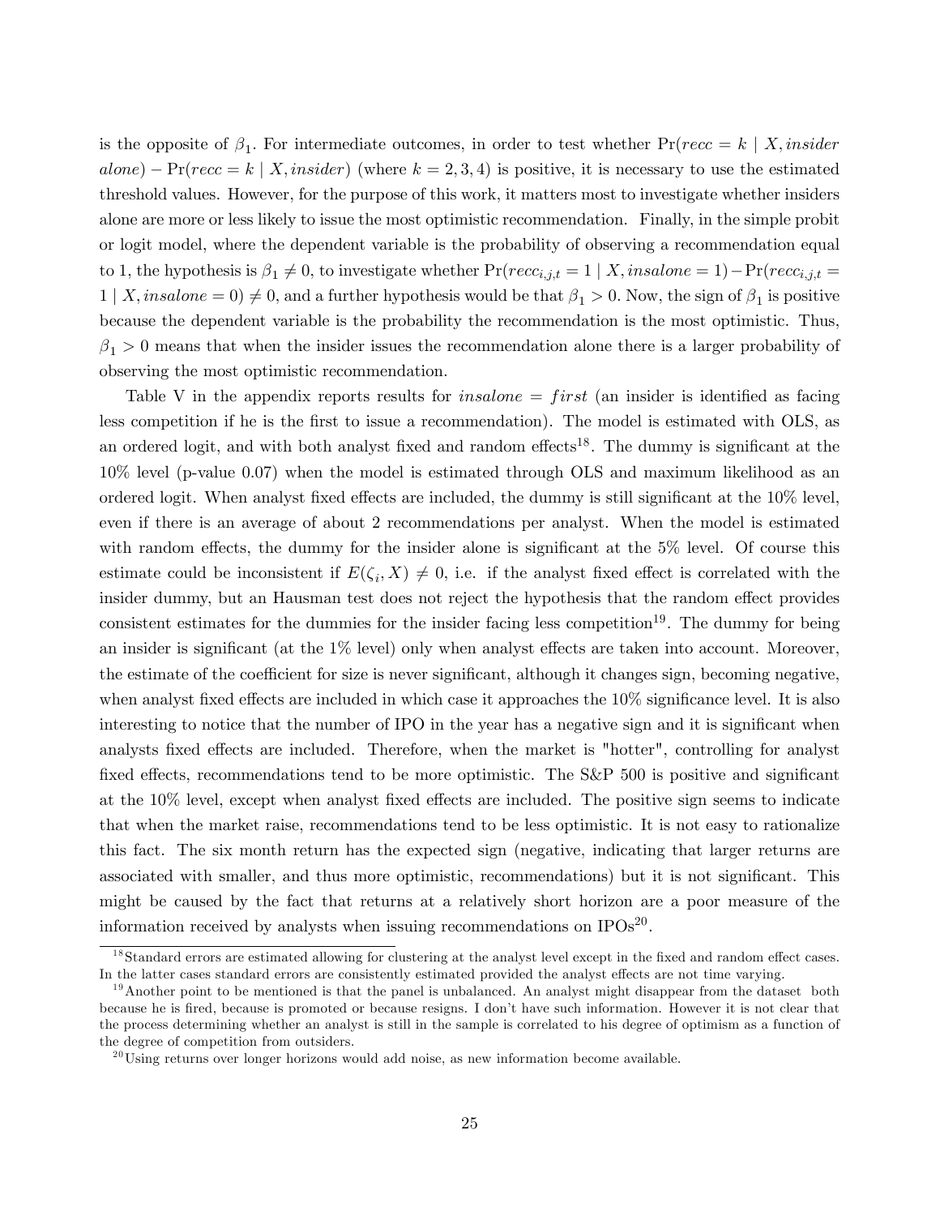is the opposite of $\beta_1$. For intermediate outcomes, in order to test whether $\Pr(recc = k \mid X, insider\ alone) - \Pr(recc = k \mid X, insider)$ (where $k = 2, 3, 4$) is positive, it is necessary to use the estimated threshold values. However, for the purpose of this work, it matters most to investigate whether insiders alone are more or less likely to issue the most optimistic recommendation. Finally, in the simple probit or logit model, where the dependent variable is the probability of observing a recommendation equal to 1, the hypothesis is $\beta_1 \neq 0$, to investigate whether $\Pr(recc_{i,j,t} = 1 \mid X, insalone = 1) - \Pr(recc_{i,j,t} = 1 \mid X, insalone = 0) \neq 0$, and a further hypothesis would be that $\beta_1 > 0$. Now, the sign of $\beta_1$ is positive because the dependent variable is the probability the recommendation is the most optimistic. Thus, $\beta_1 > 0$ means that when the insider issues the recommendation alone there is a larger probability of observing the most optimistic recommendation.

Table V in the appendix reports results for $insalone = first$ (an insider is identified as facing less competition if he is the first to issue a recommendation). The model is estimated with OLS, as an ordered logit, and with both analyst fixed and random effects[18]. The dummy is significant at the 10% level (p-value 0.07) when the model is estimated through OLS and maximum likelihood as an ordered logit. When analyst fixed effects are included, the dummy is still significant at the 10% level, even if there is an average of about 2 recommendations per analyst. When the model is estimated with random effects, the dummy for the insider alone is significant at the 5% level. Of course this estimate could be inconsistent if $E(\zeta_i, X) \neq 0$, i.e. if the analyst fixed effect is correlated with the insider dummy, but an Hausman test does not reject the hypothesis that the random effect provides consistent estimates for the dummies for the insider facing less competition[19]. The dummy for being an insider is significant (at the 1% level) only when analyst effects are taken into account. Moreover, the estimate of the coefficient for size is never significant, although it changes sign, becoming negative, when analyst fixed effects are included in which case it approaches the 10% significance level. It is also interesting to notice that the number of IPO in the year has a negative sign and it is significant when analysts fixed effects are included. Therefore, when the market is "hotter", controlling for analyst fixed effects, recommendations tend to be more optimistic. The S&P 500 is positive and significant at the 10% level, except when analyst fixed effects are included. The positive sign seems to indicate that when the market raise, recommendations tend to be less optimistic. It is not easy to rationalize this fact. The six month return has the expected sign (negative, indicating that larger returns are associated with smaller, and thus more optimistic, recommendations) but it is not significant. This might be caused by the fact that returns at a relatively short horizon are a poor measure of the information received by analysts when issuing recommendations on IPOs[20].

[18] Standard errors are estimated allowing for clustering at the analyst level except in the fixed and random effect cases. In the latter cases standard errors are consistently estimated provided the analyst effects are not time varying.

[19] Another point to be mentioned is that the panel is unbalanced. An analyst might disappear from the dataset both because he is fired, because is promoted or because resigns. I don't have such information. However it is not clear that the process determining whether an analyst is still in the sample is correlated to his degree of optimism as a function of the degree of competition from outsiders.

[20] Using returns over longer horizons would add noise, as new information become available.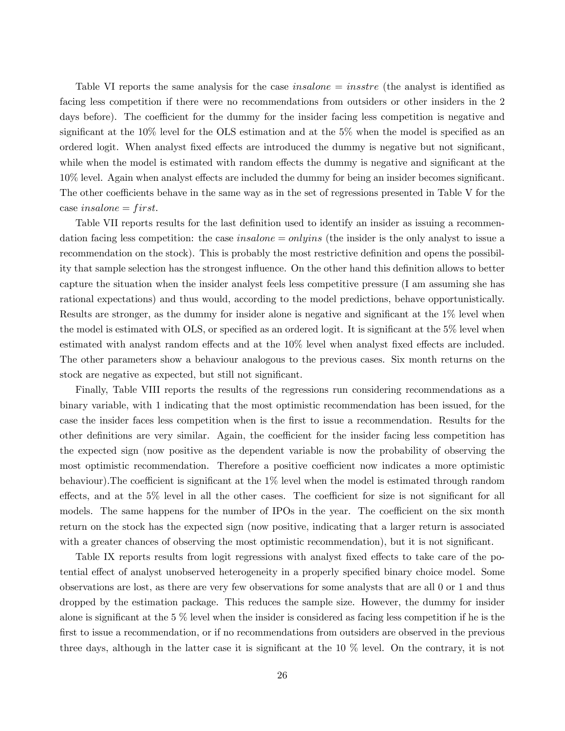Table VI reports the same analysis for the case *insalone* = *insstre* (the analyst is identified as facing less competition if there were no recommendations from outsiders or other insiders in the 2 days before). The coefficient for the dummy for the insider facing less competition is negative and significant at the 10% level for the OLS estimation and at the 5% when the model is specified as an ordered logit. When analyst fixed effects are introduced the dummy is negative but not significant, while when the model is estimated with random effects the dummy is negative and significant at the 10% level. Again when analyst effects are included the dummy for being an insider becomes significant. The other coefficients behave in the same way as in the set of regressions presented in Table V for the case *insalone* = *first*.

Table VII reports results for the last definition used to identify an insider as issuing a recommendation facing less competition: the case *insalone* = *onlyins* (the insider is the only analyst to issue a recommendation on the stock). This is probably the most restrictive definition and opens the possibility that sample selection has the strongest influence. On the other hand this definition allows to better capture the situation when the insider analyst feels less competitive pressure (I am assuming she has rational expectations) and thus would, according to the model predictions, behave opportunistically. Results are stronger, as the dummy for insider alone is negative and significant at the 1% level when the model is estimated with OLS, or specified as an ordered logit. It is significant at the 5% level when estimated with analyst random effects and at the 10% level when analyst fixed effects are included. The other parameters show a behaviour analogous to the previous cases. Six month returns on the stock are negative as expected, but still not significant.

Finally, Table VIII reports the results of the regressions run considering recommendations as a binary variable, with 1 indicating that the most optimistic recommendation has been issued, for the case the insider faces less competition when is the first to issue a recommendation. Results for the other definitions are very similar. Again, the coefficient for the insider facing less competition has the expected sign (now positive as the dependent variable is now the probability of observing the most optimistic recommendation. Therefore a positive coefficient now indicates a more optimistic behaviour).The coefficient is significant at the 1% level when the model is estimated through random effects, and at the 5% level in all the other cases. The coefficient for size is not significant for all models. The same happens for the number of IPOs in the year. The coefficient on the six month return on the stock has the expected sign (now positive, indicating that a larger return is associated with a greater chances of observing the most optimistic recommendation), but it is not significant.

Table IX reports results from logit regressions with analyst fixed effects to take care of the potential effect of analyst unobserved heterogeneity in a properly specified binary choice model. Some observations are lost, as there are very few observations for some analysts that are all 0 or 1 and thus dropped by the estimation package. This reduces the sample size. However, the dummy for insider alone is significant at the 5 % level when the insider is considered as facing less competition if he is the first to issue a recommendation, or if no recommendations from outsiders are observed in the previous three days, although in the latter case it is significant at the 10 % level. On the contrary, it is not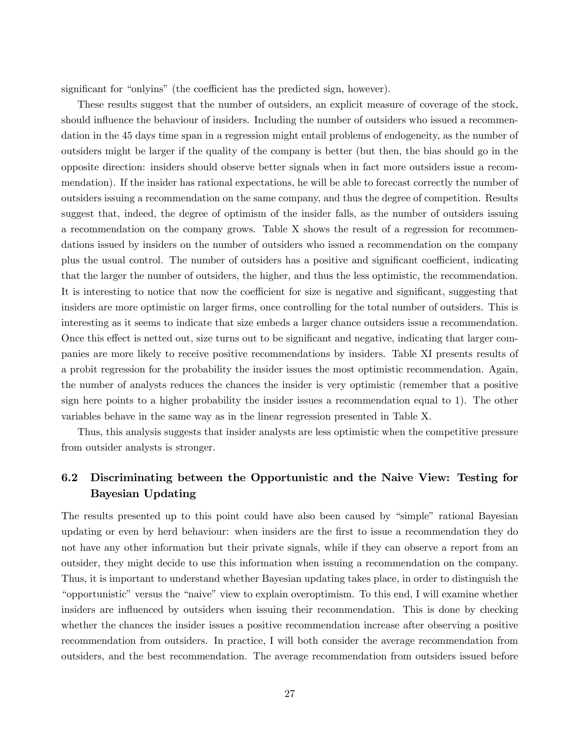significant for “onlyins” (the coefficient has the predicted sign, however).

These results suggest that the number of outsiders, an explicit measure of coverage of the stock, should influence the behaviour of insiders. Including the number of outsiders who issued a recommendation in the 45 days time span in a regression might entail problems of endogeneity, as the number of outsiders might be larger if the quality of the company is better (but then, the bias should go in the opposite direction: insiders should observe better signals when in fact more outsiders issue a recommendation). If the insider has rational expectations, he will be able to forecast correctly the number of outsiders issuing a recommendation on the same company, and thus the degree of competition. Results suggest that, indeed, the degree of optimism of the insider falls, as the number of outsiders issuing a recommendation on the company grows. Table X shows the result of a regression for recommendations issued by insiders on the number of outsiders who issued a recommendation on the company plus the usual control. The number of outsiders has a positive and significant coefficient, indicating that the larger the number of outsiders, the higher, and thus the less optimistic, the recommendation. It is interesting to notice that now the coefficient for size is negative and significant, suggesting that insiders are more optimistic on larger firms, once controlling for the total number of outsiders. This is interesting as it seems to indicate that size embeds a larger chance outsiders issue a recommendation. Once this effect is netted out, size turns out to be significant and negative, indicating that larger companies are more likely to receive positive recommendations by insiders. Table XI presents results of a probit regression for the probability the insider issues the most optimistic recommendation. Again, the number of analysts reduces the chances the insider is very optimistic (remember that a positive sign here points to a higher probability the insider issues a recommendation equal to 1). The other variables behave in the same way as in the linear regression presented in Table X.

Thus, this analysis suggests that insider analysts are less optimistic when the competitive pressure from outsider analysts is stronger.

### 6.2 Discriminating between the Opportunistic and the Naive View: Testing for Bayesian Updating

The results presented up to this point could have also been caused by “simple” rational Bayesian updating or even by herd behaviour: when insiders are the first to issue a recommendation they do not have any other information but their private signals, while if they can observe a report from an outsider, they might decide to use this information when issuing a recommendation on the company. Thus, it is important to understand whether Bayesian updating takes place, in order to distinguish the “opportunistic” versus the “naive” view to explain overoptimism. To this end, I will examine whether insiders are influenced by outsiders when issuing their recommendation. This is done by checking whether the chances the insider issues a positive recommendation increase after observing a positive recommendation from outsiders. In practice, I will both consider the average recommendation from outsiders, and the best recommendation. The average recommendation from outsiders issued before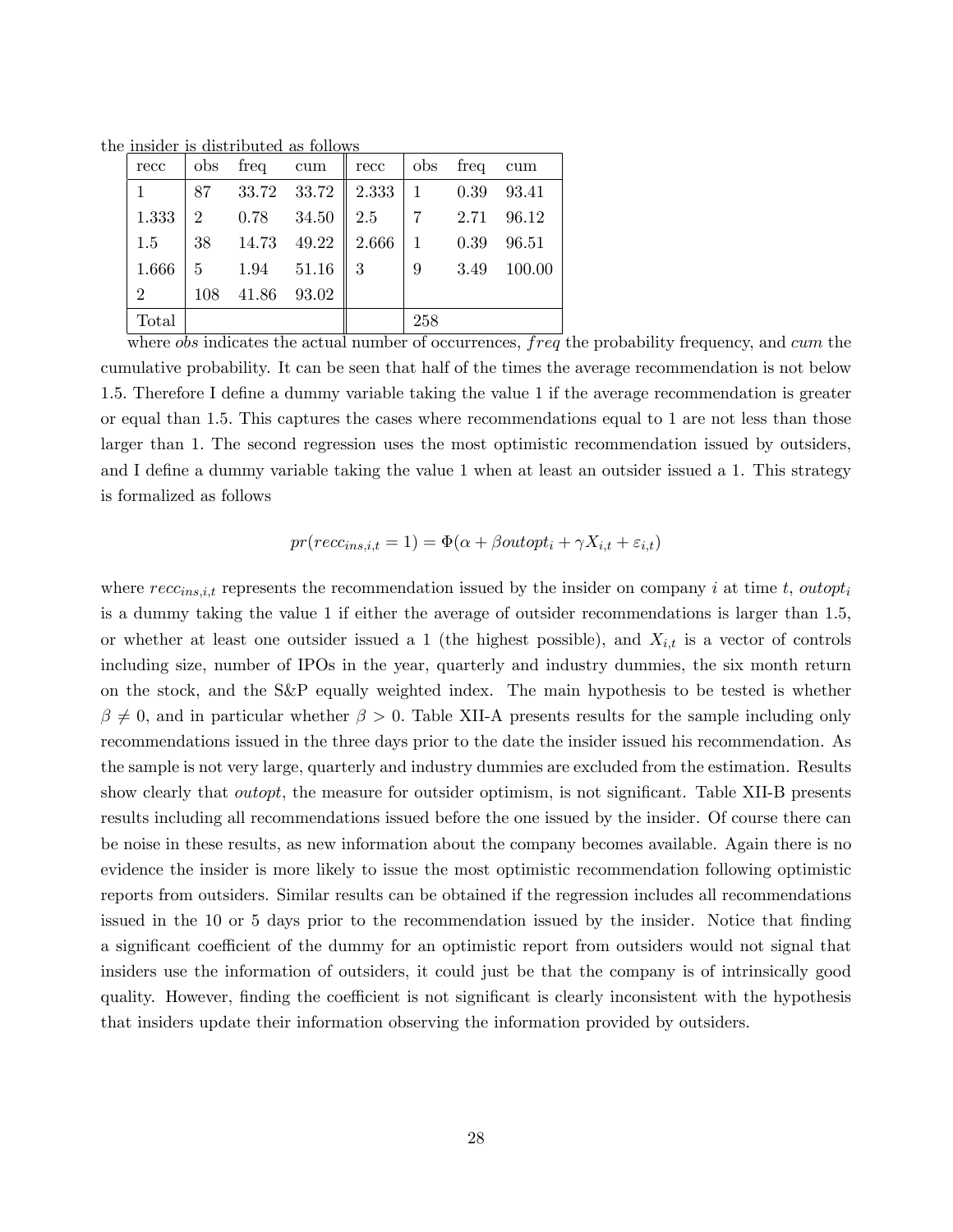the insider is distributed as follows

| recc | obs | freq | cum | recc | obs | freq | cum |
|---|---|---|---|---|---|---|---|
| 1 | 87 | 33.72 | 33.72 | 2.333 | 1 | 0.39 | 93.41 |
| 1.333 | 2 | 0.78 | 34.50 | 2.5 | 7 | 2.71 | 96.12 |
| 1.5 | 38 | 14.73 | 49.22 | 2.666 | 1 | 0.39 | 96.51 |
| 1.666 | 5 | 1.94 | 51.16 | 3 | 9 | 3.49 | 100.00 |
| 2 | 108 | 41.86 | 93.02 | | | | |
| Total | | | | | 258 | | |

where *obs* indicates the actual number of occurrences, $freq$ the probability frequency, and *cum* the cumulative probability. It can be seen that half of the times the average recommendation is not below 1.5. Therefore I define a dummy variable taking the value 1 if the average recommendation is greater or equal than 1.5. This captures the cases where recommendations equal to 1 are not less than those larger than 1. The second regression uses the most optimistic recommendation issued by outsiders, and I define a dummy variable taking the value 1 when at least an outsider issued a 1. This strategy is formalized as follows

$$pr(recc_{ins,i,t} = 1) = \Phi(\alpha + \beta outopt_i + \gamma X_{i,t} + \varepsilon_{i,t})$$

where $recc_{ins,i,t}$ represents the recommendation issued by the insider on company $i$ at time $t$, $outopt_i$ is a dummy taking the value 1 if either the average of outsider recommendations is larger than 1.5, or whether at least one outsider issued a 1 (the highest possible), and $X_{i,t}$ is a vector of controls including size, number of IPOs in the year, quarterly and industry dummies, the six month return on the stock, and the S&P equally weighted index. The main hypothesis to be tested is whether $\beta \neq 0$, and in particular whether $\beta > 0$. Table XII-A presents results for the sample including only recommendations issued in the three days prior to the date the insider issued his recommendation. As the sample is not very large, quarterly and industry dummies are excluded from the estimation. Results show clearly that *outopt*, the measure for outsider optimism, is not significant. Table XII-B presents results including all recommendations issued before the one issued by the insider. Of course there can be noise in these results, as new information about the company becomes available. Again there is no evidence the insider is more likely to issue the most optimistic recommendation following optimistic reports from outsiders. Similar results can be obtained if the regression includes all recommendations issued in the 10 or 5 days prior to the recommendation issued by the insider. Notice that finding a significant coefficient of the dummy for an optimistic report from outsiders would not signal that insiders use the information of outsiders, it could just be that the company is of intrinsically good quality. However, finding the coefficient is not significant is clearly inconsistent with the hypothesis that insiders update their information observing the information provided by outsiders.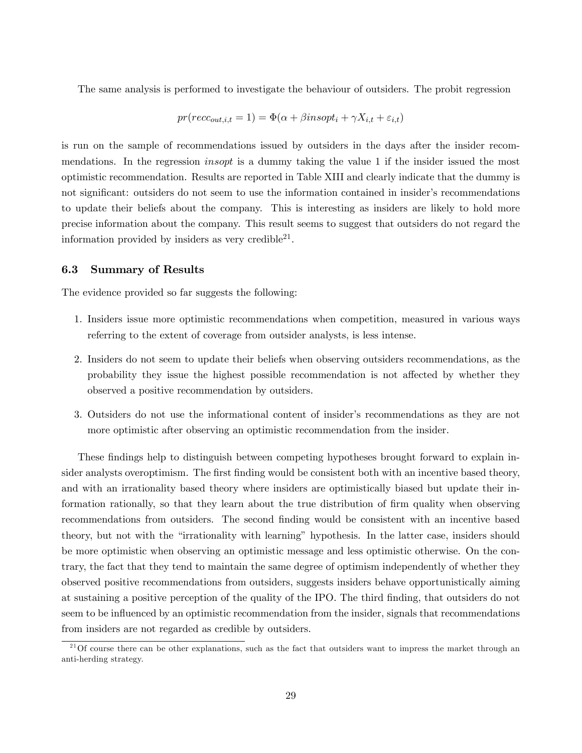The same analysis is performed to investigate the behaviour of outsiders. The probit regression

$$pr(recc_{out,i,t} = 1) = \Phi(\alpha + \beta insopt_i + \gamma X_{i,t} + \varepsilon_{i,t})$$

is run on the sample of recommendations issued by outsiders in the days after the insider recommendations. In the regression *insopt* is a dummy taking the value 1 if the insider issued the most optimistic recommendation. Results are reported in Table XIII and clearly indicate that the dummy is not significant: outsiders do not seem to use the information contained in insider's recommendations to update their beliefs about the company. This is interesting as insiders are likely to hold more precise information about the company. This result seems to suggest that outsiders do not regard the information provided by insiders as very credible[21].

### 6.3 Summary of Results

The evidence provided so far suggests the following:

1. Insiders issue more optimistic recommendations when competition, measured in various ways referring to the extent of coverage from outsider analysts, is less intense.
2. Insiders do not seem to update their beliefs when observing outsiders recommendations, as the probability they issue the highest possible recommendation is not affected by whether they observed a positive recommendation by outsiders.
3. Outsiders do not use the informational content of insider's recommendations as they are not more optimistic after observing an optimistic recommendation from the insider.

These findings help to distinguish between competing hypotheses brought forward to explain insider analysts overoptimism. The first finding would be consistent both with an incentive based theory, and with an irrationality based theory where insiders are optimistically biased but update their information rationally, so that they learn about the true distribution of firm quality when observing recommendations from outsiders. The second finding would be consistent with an incentive based theory, but not with the "irrationality with learning" hypothesis. In the latter case, insiders should be more optimistic when observing an optimistic message and less optimistic otherwise. On the contrary, the fact that they tend to maintain the same degree of optimism independently of whether they observed positive recommendations from outsiders, suggests insiders behave opportunistically aiming at sustaining a positive perception of the quality of the IPO. The third finding, that outsiders do not seem to be influenced by an optimistic recommendation from the insider, signals that recommendations from insiders are not regarded as credible by outsiders.

[21] Of course there can be other explanations, such as the fact that outsiders want to impress the market through an anti-herding strategy.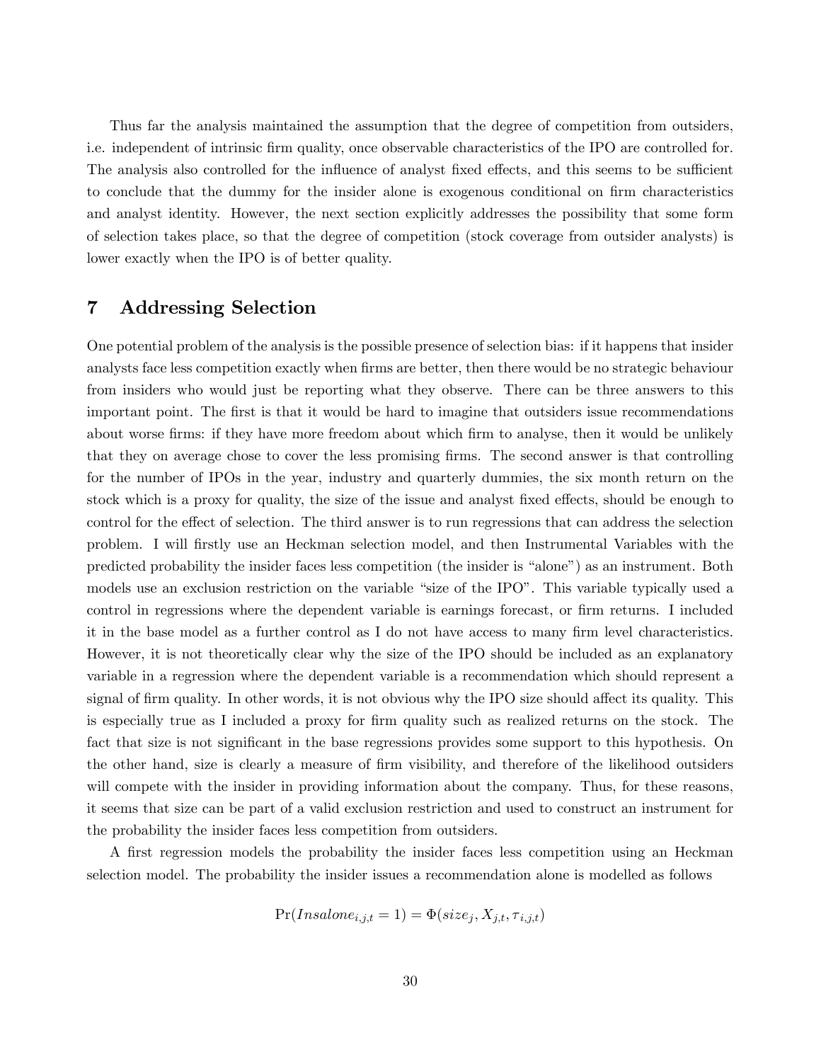Thus far the analysis maintained the assumption that the degree of competition from outsiders, i.e. independent of intrinsic firm quality, once observable characteristics of the IPO are controlled for. The analysis also controlled for the influence of analyst fixed effects, and this seems to be sufficient to conclude that the dummy for the insider alone is exogenous conditional on firm characteristics and analyst identity. However, the next section explicitly addresses the possibility that some form of selection takes place, so that the degree of competition (stock coverage from outsider analysts) is lower exactly when the IPO is of better quality.

# 7 Addressing Selection

One potential problem of the analysis is the possible presence of selection bias: if it happens that insider analysts face less competition exactly when firms are better, then there would be no strategic behaviour from insiders who would just be reporting what they observe. There can be three answers to this important point. The first is that it would be hard to imagine that outsiders issue recommendations about worse firms: if they have more freedom about which firm to analyse, then it would be unlikely that they on average chose to cover the less promising firms. The second answer is that controlling for the number of IPOs in the year, industry and quarterly dummies, the six month return on the stock which is a proxy for quality, the size of the issue and analyst fixed effects, should be enough to control for the effect of selection. The third answer is to run regressions that can address the selection problem. I will firstly use an Heckman selection model, and then Instrumental Variables with the predicted probability the insider faces less competition (the insider is "alone") as an instrument. Both models use an exclusion restriction on the variable "size of the IPO". This variable typically used a control in regressions where the dependent variable is earnings forecast, or firm returns. I included it in the base model as a further control as I do not have access to many firm level characteristics. However, it is not theoretically clear why the size of the IPO should be included as an explanatory variable in a regression where the dependent variable is a recommendation which should represent a signal of firm quality. In other words, it is not obvious why the IPO size should affect its quality. This is especially true as I included a proxy for firm quality such as realized returns on the stock. The fact that size is not significant in the base regressions provides some support to this hypothesis. On the other hand, size is clearly a measure of firm visibility, and therefore of the likelihood outsiders will compete with the insider in providing information about the company. Thus, for these reasons, it seems that size can be part of a valid exclusion restriction and used to construct an instrument for the probability the insider faces less competition from outsiders.

A first regression models the probability the insider faces less competition using an Heckman selection model. The probability the insider issues a recommendation alone is modelled as follows

$$\Pr(Insalone_{i,j,t} = 1) = \Phi(size_j, X_{j,t}, \tau_{i,j,t})$$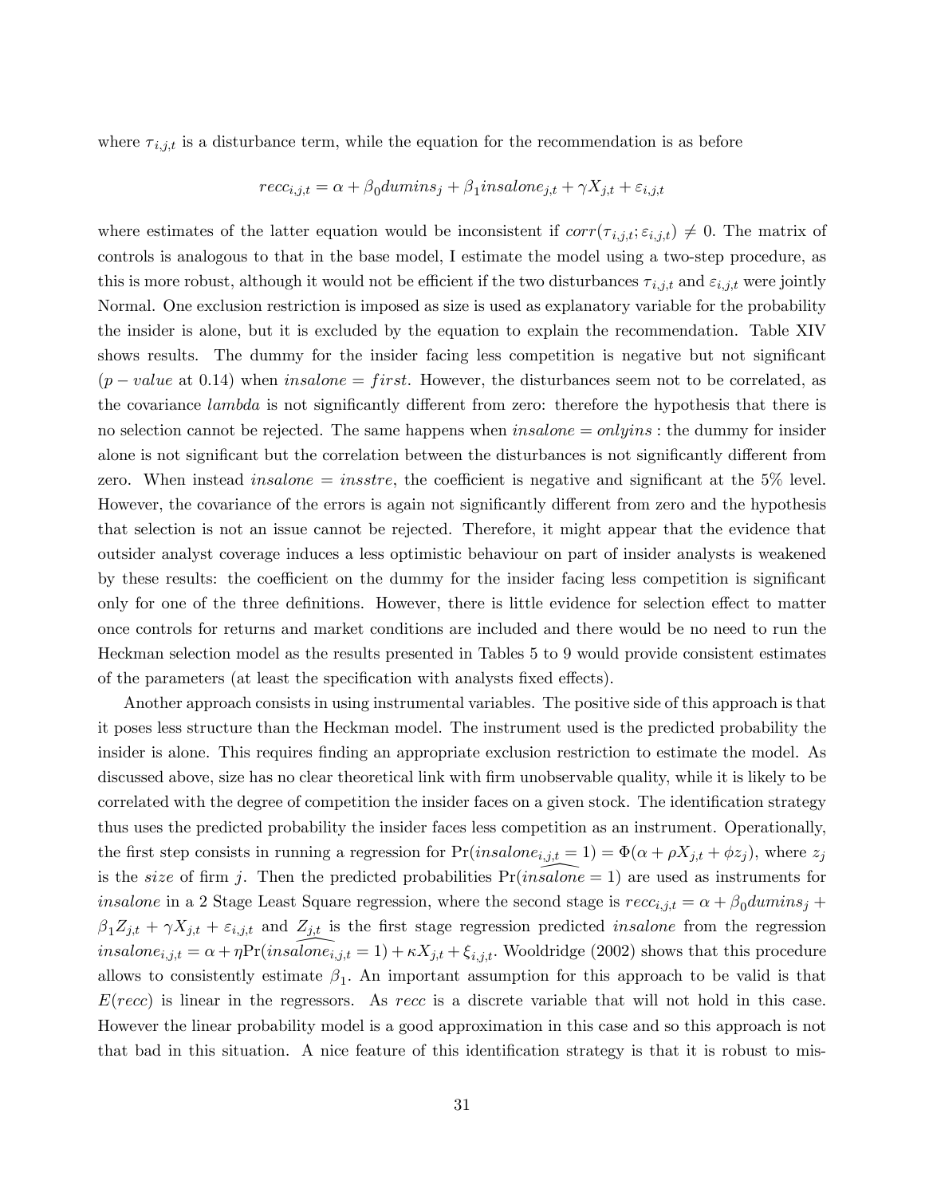where $\tau_{i,j,t}$ is a disturbance term, while the equation for the recommendation is as before

$$recc_{i,j,t} = \alpha + \beta_0 dumins_j + \beta_1 insalone_{j,t} + \gamma X_{j,t} + \varepsilon_{i,j,t}$$

where estimates of the latter equation would be inconsistent if $corr(\tau_{i,j,t}; \varepsilon_{i,j,t}) \neq 0$. The matrix of controls is analogous to that in the base model, I estimate the model using a two-step procedure, as this is more robust, although it would not be efficient if the two disturbances $\tau_{i,j,t}$ and $\varepsilon_{i,j,t}$ were jointly Normal. One exclusion restriction is imposed as size is used as explanatory variable for the probability the insider is alone, but it is excluded by the equation to explain the recommendation. Table XIV shows results. The dummy for the insider facing less competition is negative but not significant ($p - value$ at 0.14) when $insalone = first$. However, the disturbances seem not to be correlated, as the covariance $lambda$ is not significantly different from zero: therefore the hypothesis that there is no selection cannot be rejected. The same happens when $insalone = onlyins$ : the dummy for insider alone is not significant but the correlation between the disturbances is not significantly different from zero. When instead $insalone = insstre$, the coefficient is negative and significant at the 5% level. However, the covariance of the errors is again not significantly different from zero and the hypothesis that selection is not an issue cannot be rejected. Therefore, it might appear that the evidence that outsider analyst coverage induces a less optimistic behaviour on part of insider analysts is weakened by these results: the coefficient on the dummy for the insider facing less competition is significant only for one of the three definitions. However, there is little evidence for selection effect to matter once controls for returns and market conditions are included and there would be no need to run the Heckman selection model as the results presented in Tables 5 to 9 would provide consistent estimates of the parameters (at least the specification with analysts fixed effects).

Another approach consists in using instrumental variables. The positive side of this approach is that it poses less structure than the Heckman model. The instrument used is the predicted probability the insider is alone. This requires finding an appropriate exclusion restriction to estimate the model. As discussed above, size has no clear theoretical link with firm unobservable quality, while it is likely to be correlated with the degree of competition the insider faces on a given stock. The identification strategy thus uses the predicted probability the insider faces less competition as an instrument. Operationally, the first step consists in running a regression for $\Pr(insalone_{i,j,t} = 1) = \Phi(\alpha + \rho X_{j,t} + \phi z_j)$, where $z_j$ is the $size$ of firm $j$. Then the predicted probabilities $\widehat{\Pr(insalone = 1)}$ are used as instruments for $insalone$ in a 2 Stage Least Square regression, where the second stage is $recc_{i,j,t} = \alpha + \beta_0 dumins_j + \beta_1 Z_{j,t} + \gamma X_{j,t} + \varepsilon_{i,j,t}$ and $Z_{j,t}$ is the first stage regression predicted $insalone$ from the regression $insalone_{i,j,t} = \alpha + \eta \widehat{\Pr(insalone_{i,j,t} = 1)} + \kappa X_{j,t} + \xi_{i,j,t}$. Wooldridge (2002) shows that this procedure allows to consistently estimate $\beta_1$. An important assumption for this approach to be valid is that $E(recc)$ is linear in the regressors. As $recc$ is a discrete variable that will not hold in this case. However the linear probability model is a good approximation in this case and so this approach is not that bad in this situation. A nice feature of this identification strategy is that it is robust to mis-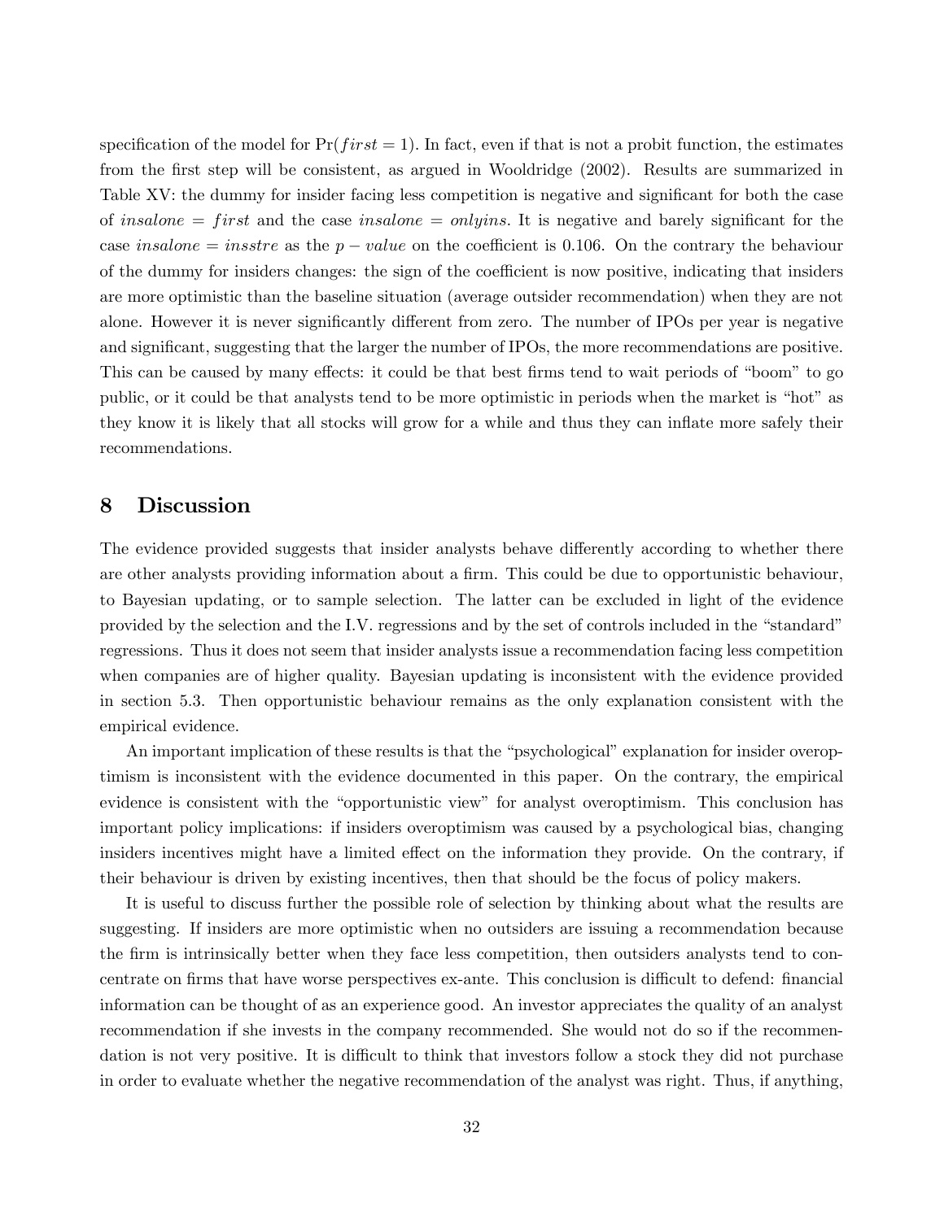specification of the model for $\Pr(first = 1)$. In fact, even if that is not a probit function, the estimates from the first step will be consistent, as argued in Wooldridge (2002). Results are summarized in Table XV: the dummy for insider facing less competition is negative and significant for both the case of $insalone = first$ and the case $insalone = onlyins$. It is negative and barely significant for the case $insalone = insstre$ as the $p-value$ on the coefficient is 0.106. On the contrary the behaviour of the dummy for insiders changes: the sign of the coefficient is now positive, indicating that insiders are more optimistic than the baseline situation (average outsider recommendation) when they are not alone. However it is never significantly different from zero. The number of IPOs per year is negative and significant, suggesting that the larger the number of IPOs, the more recommendations are positive. This can be caused by many effects: it could be that best firms tend to wait periods of "boom" to go public, or it could be that analysts tend to be more optimistic in periods when the market is "hot" as they know it is likely that all stocks will grow for a while and thus they can inflate more safely their recommendations.

# 8 Discussion

The evidence provided suggests that insider analysts behave differently according to whether there are other analysts providing information about a firm. This could be due to opportunistic behaviour, to Bayesian updating, or to sample selection. The latter can be excluded in light of the evidence provided by the selection and the I.V. regressions and by the set of controls included in the "standard" regressions. Thus it does not seem that insider analysts issue a recommendation facing less competition when companies are of higher quality. Bayesian updating is inconsistent with the evidence provided in section 5.3. Then opportunistic behaviour remains as the only explanation consistent with the empirical evidence.

An important implication of these results is that the "psychological" explanation for insider overoptimism is inconsistent with the evidence documented in this paper. On the contrary, the empirical evidence is consistent with the "opportunistic view" for analyst overoptimism. This conclusion has important policy implications: if insiders overoptimism was caused by a psychological bias, changing insiders incentives might have a limited effect on the information they provide. On the contrary, if their behaviour is driven by existing incentives, then that should be the focus of policy makers.

It is useful to discuss further the possible role of selection by thinking about what the results are suggesting. If insiders are more optimistic when no outsiders are issuing a recommendation because the firm is intrinsically better when they face less competition, then outsiders analysts tend to concentrate on firms that have worse perspectives ex-ante. This conclusion is difficult to defend: financial information can be thought of as an experience good. An investor appreciates the quality of an analyst recommendation if she invests in the company recommended. She would not do so if the recommendation is not very positive. It is difficult to think that investors follow a stock they did not purchase in order to evaluate whether the negative recommendation of the analyst was right. Thus, if anything,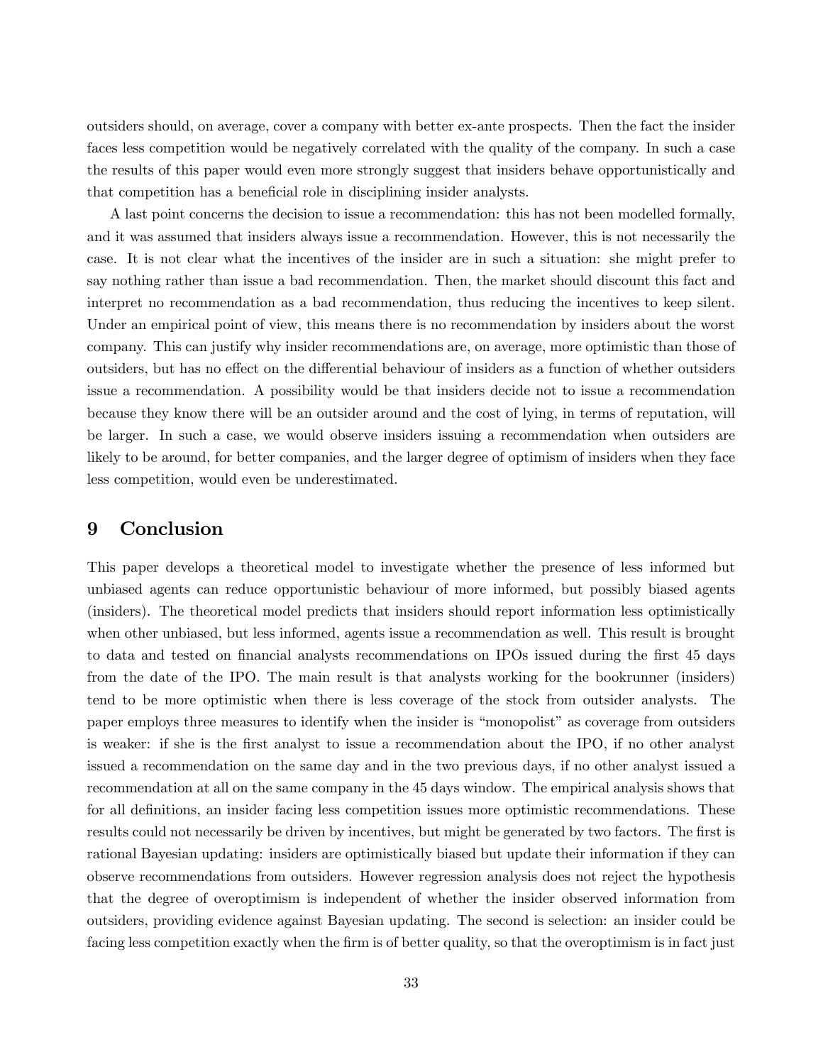outsiders should, on average, cover a company with better ex-ante prospects. Then the fact the insider faces less competition would be negatively correlated with the quality of the company. In such a case the results of this paper would even more strongly suggest that insiders behave opportunistically and that competition has a beneficial role in disciplining insider analysts.

A last point concerns the decision to issue a recommendation: this has not been modelled formally, and it was assumed that insiders always issue a recommendation. However, this is not necessarily the case. It is not clear what the incentives of the insider are in such a situation: she might prefer to say nothing rather than issue a bad recommendation. Then, the market should discount this fact and interpret no recommendation as a bad recommendation, thus reducing the incentives to keep silent. Under an empirical point of view, this means there is no recommendation by insiders about the worst company. This can justify why insider recommendations are, on average, more optimistic than those of outsiders, but has no effect on the differential behaviour of insiders as a function of whether outsiders issue a recommendation. A possibility would be that insiders decide not to issue a recommendation because they know there will be an outsider around and the cost of lying, in terms of reputation, will be larger. In such a case, we would observe insiders issuing a recommendation when outsiders are likely to be around, for better companies, and the larger degree of optimism of insiders when they face less competition, would even be underestimated.

# 9 Conclusion

This paper develops a theoretical model to investigate whether the presence of less informed but unbiased agents can reduce opportunistic behaviour of more informed, but possibly biased agents (insiders). The theoretical model predicts that insiders should report information less optimistically when other unbiased, but less informed, agents issue a recommendation as well. This result is brought to data and tested on financial analysts recommendations on IPOs issued during the first 45 days from the date of the IPO. The main result is that analysts working for the bookrunner (insiders) tend to be more optimistic when there is less coverage of the stock from outsider analysts. The paper employs three measures to identify when the insider is "monopolist" as coverage from outsiders is weaker: if she is the first analyst to issue a recommendation about the IPO, if no other analyst issued a recommendation on the same day and in the two previous days, if no other analyst issued a recommendation at all on the same company in the 45 days window. The empirical analysis shows that for all definitions, an insider facing less competition issues more optimistic recommendations. These results could not necessarily be driven by incentives, but might be generated by two factors. The first is rational Bayesian updating: insiders are optimistically biased but update their information if they can observe recommendations from outsiders. However regression analysis does not reject the hypothesis that the degree of overoptimism is independent of whether the insider observed information from outsiders, providing evidence against Bayesian updating. The second is selection: an insider could be facing less competition exactly when the firm is of better quality, so that the overoptimism is in fact just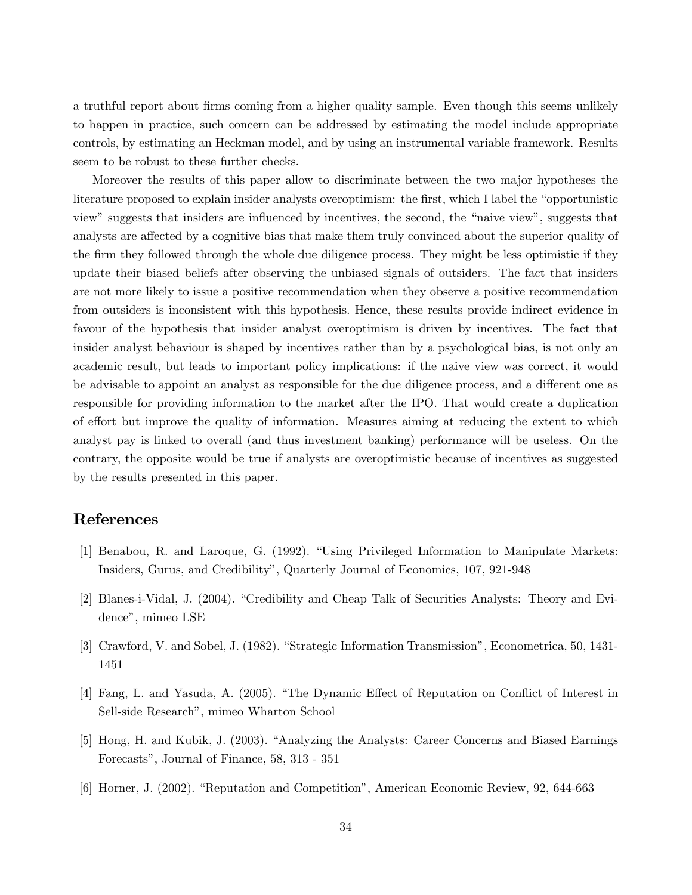a truthful report about firms coming from a higher quality sample. Even though this seems unlikely to happen in practice, such concern can be addressed by estimating the model include appropriate controls, by estimating an Heckman model, and by using an instrumental variable framework. Results seem to be robust to these further checks.

Moreover the results of this paper allow to discriminate between the two major hypotheses the literature proposed to explain insider analysts overoptimism: the first, which I label the "opportunistic view" suggests that insiders are influenced by incentives, the second, the "naive view", suggests that analysts are affected by a cognitive bias that make them truly convinced about the superior quality of the firm they followed through the whole due diligence process. They might be less optimistic if they update their biased beliefs after observing the unbiased signals of outsiders. The fact that insiders are not more likely to issue a positive recommendation when they observe a positive recommendation from outsiders is inconsistent with this hypothesis. Hence, these results provide indirect evidence in favour of the hypothesis that insider analyst overoptimism is driven by incentives. The fact that insider analyst behaviour is shaped by incentives rather than by a psychological bias, is not only an academic result, but leads to important policy implications: if the naive view was correct, it would be advisable to appoint an analyst as responsible for the due diligence process, and a different one as responsible for providing information to the market after the IPO. That would create a duplication of effort but improve the quality of information. Measures aiming at reducing the extent to which analyst pay is linked to overall (and thus investment banking) performance will be useless. On the contrary, the opposite would be true if analysts are overoptimistic because of incentives as suggested by the results presented in this paper.

# References

[1] Benabou, R. and Laroque, G. (1992). "Using Privileged Information to Manipulate Markets: Insiders, Gurus, and Credibility", Quarterly Journal of Economics, 107, 921-948

[2] Blanes-i-Vidal, J. (2004). "Credibility and Cheap Talk of Securities Analysts: Theory and Evidence", mimeo LSE

[3] Crawford, V. and Sobel, J. (1982). "Strategic Information Transmission", Econometrica, 50, 1431-1451

[4] Fang, L. and Yasuda, A. (2005). "The Dynamic Effect of Reputation on Conflict of Interest in Sell-side Research", mimeo Wharton School

[5] Hong, H. and Kubik, J. (2003). "Analyzing the Analysts: Career Concerns and Biased Earnings Forecasts", Journal of Finance, 58, 313 - 351

[6] Horner, J. (2002). "Reputation and Competition", American Economic Review, 92, 644-663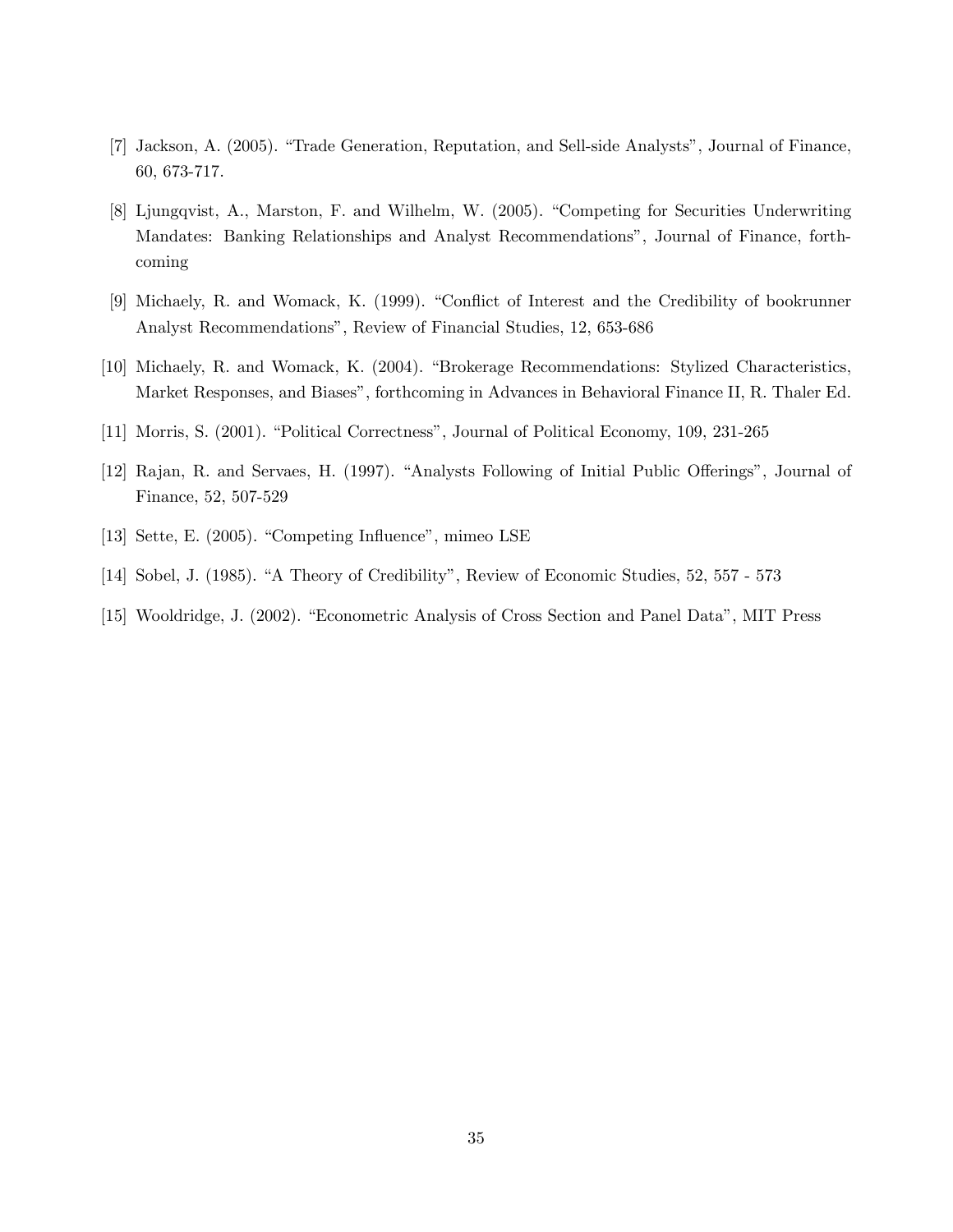[7] Jackson, A. (2005). "Trade Generation, Reputation, and Sell-side Analysts", Journal of Finance, 60, 673-717.

[8] Ljungqvist, A., Marston, F. and Wilhelm, W. (2005). "Competing for Securities Underwriting Mandates: Banking Relationships and Analyst Recommendations", Journal of Finance, forthcoming

[9] Michaely, R. and Womack, K. (1999). "Conflict of Interest and the Credibility of bookrunner Analyst Recommendations", Review of Financial Studies, 12, 653-686

[10] Michaely, R. and Womack, K. (2004). "Brokerage Recommendations: Stylized Characteristics, Market Responses, and Biases", forthcoming in Advances in Behavioral Finance II, R. Thaler Ed.

[11] Morris, S. (2001). "Political Correctness", Journal of Political Economy, 109, 231-265

[12] Rajan, R. and Servaes, H. (1997). "Analysts Following of Initial Public Offerings", Journal of Finance, 52, 507-529

[13] Sette, E. (2005). "Competing Influence", mimeo LSE

[14] Sobel, J. (1985). "A Theory of Credibility", Review of Economic Studies, 52, 557 - 573

[15] Wooldridge, J. (2002). "Econometric Analysis of Cross Section and Panel Data", MIT Press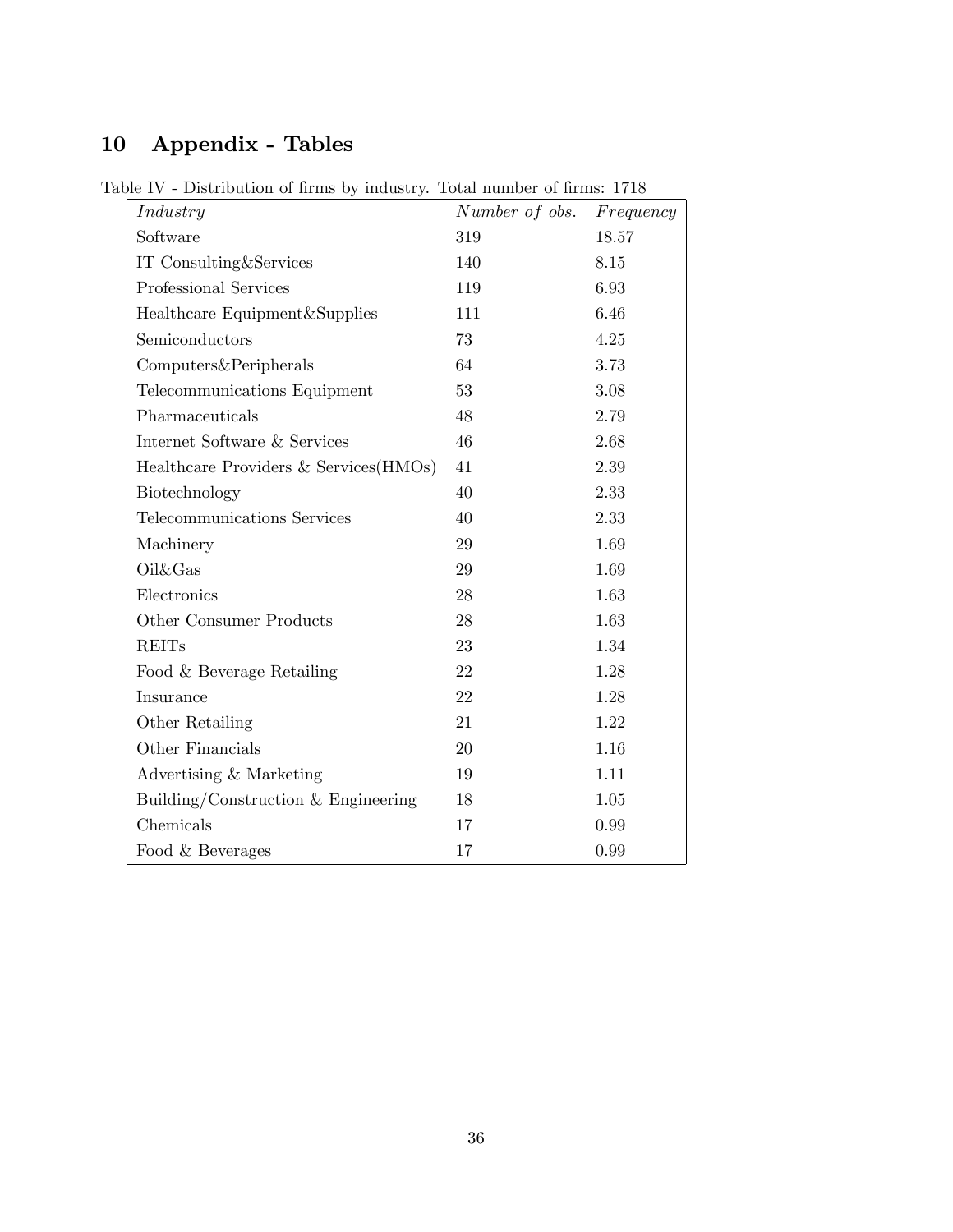# 10 Appendix - Tables

Table IV - Distribution of firms by industry. Total number of firms: 1718

| *Industry* | *Number of obs.* | *Frequency* |
|---|---|---|
| Software | 319 | 18.57 |
| IT Consulting&Services | 140 | 8.15 |
| Professional Services | 119 | 6.93 |
| Healthcare Equipment&Supplies | 111 | 6.46 |
| Semiconductors | 73 | 4.25 |
| Computers&Peripherals | 64 | 3.73 |
| Telecommunications Equipment | 53 | 3.08 |
| Pharmaceuticals | 48 | 2.79 |
| Internet Software & Services | 46 | 2.68 |
| Healthcare Providers & Services(HMOs) | 41 | 2.39 |
| Biotechnology | 40 | 2.33 |
| Telecommunications Services | 40 | 2.33 |
| Machinery | 29 | 1.69 |
| Oil&Gas | 29 | 1.69 |
| Electronics | 28 | 1.63 |
| Other Consumer Products | 28 | 1.63 |
| REITs | 23 | 1.34 |
| Food & Beverage Retailing | 22 | 1.28 |
| Insurance | 22 | 1.28 |
| Other Retailing | 21 | 1.22 |
| Other Financials | 20 | 1.16 |
| Advertising & Marketing | 19 | 1.11 |
| Building/Construction & Engineering | 18 | 1.05 |
| Chemicals | 17 | 0.99 |
| Food & Beverages | 17 | 0.99 |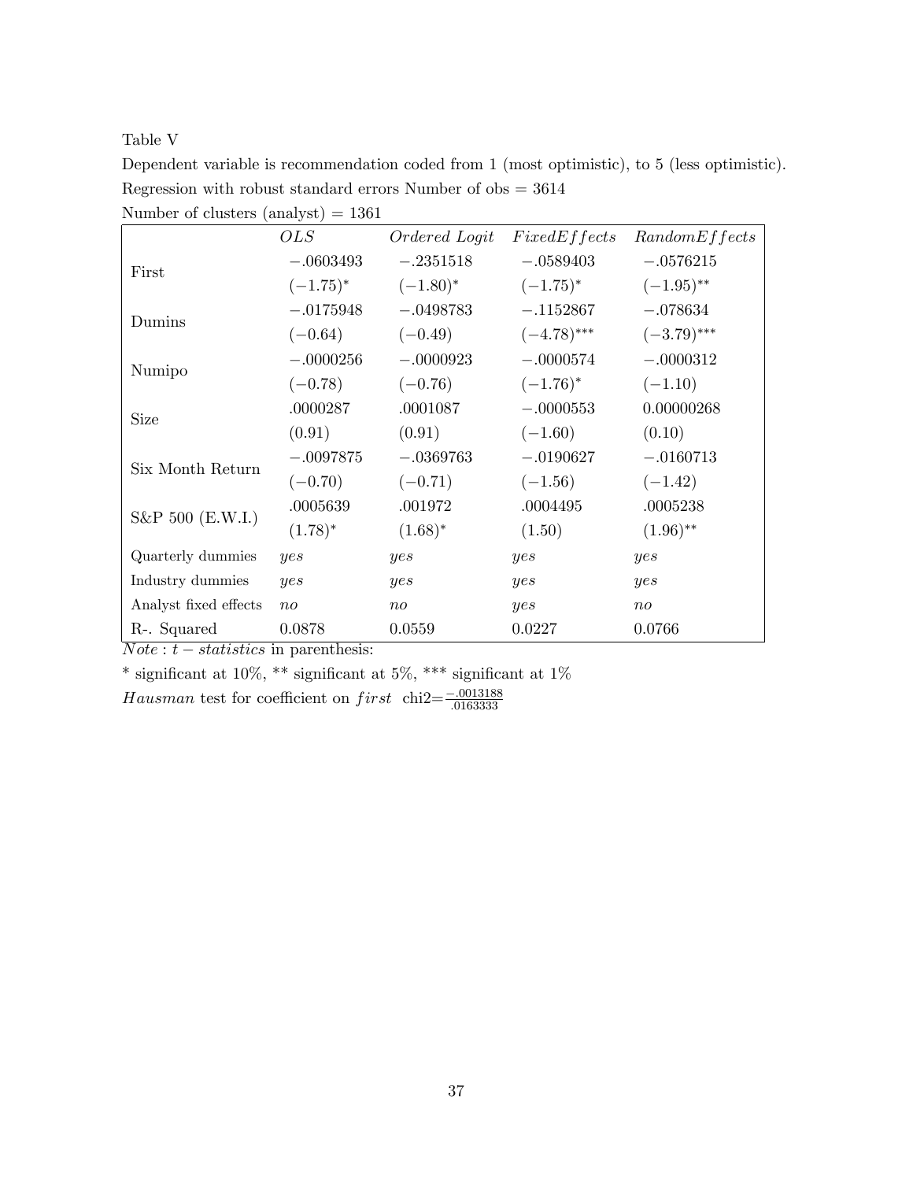Table V

Dependent variable is recommendation coded from 1 (most optimistic), to 5 (less optimistic).
Regression with robust standard errors Number of obs = 3614
Number of clusters (analyst) = 1361

| | *OLS* | *Ordered Logit* | *FixedEffects* | *RandomEffects* |
|---|---|---|---|---|
| First | −.0603493 | −.2351518 | −.0589403 | −.0576215 |
| | (−1.75)* | (−1.80)* | (−1.75)* | (−1.95)** |
| Dumins | −.0175948 | −.0498783 | −.1152867 | −.078634 |
| | (−0.64) | (−0.49) | (−4.78)*** | (−3.79)*** |
| Numipo | −.0000256 | −.0000923 | −.0000574 | −.0000312 |
| | (−0.78) | (−0.76) | (−1.76)* | (−1.10) |
| Size | .0000287 | .0001087 | −.0000553 | 0.00000268 |
| | (0.91) | (0.91) | (−1.60) | (0.10) |
| Six Month Return | −.0097875 | −.0369763 | −.0190627 | −.0160713 |
| | (−0.70) | (−0.71) | (−1.56) | (−1.42) |
| S&P 500 (E.W.I.) | .0005639 | .001972 | .0004495 | .0005238 |
| | (1.78)* | (1.68)* | (1.50) | (1.96)** |
| Quarterly dummies | *yes* | *yes* | *yes* | *yes* |
| Industry dummies | *yes* | *yes* | *yes* | *yes* |
| Analyst fixed effects | *no* | *no* | *yes* | *no* |
| R-. Squared | 0.0878 | 0.0559 | 0.0227 | 0.0766 |

*Note* : *t − statistics* in parenthesis:

* significant at 10%, ** significant at 5%, *** significant at 1%

*Hausman* test for coefficient on *first* chi2=$\frac{-.0013188}{.0163333}$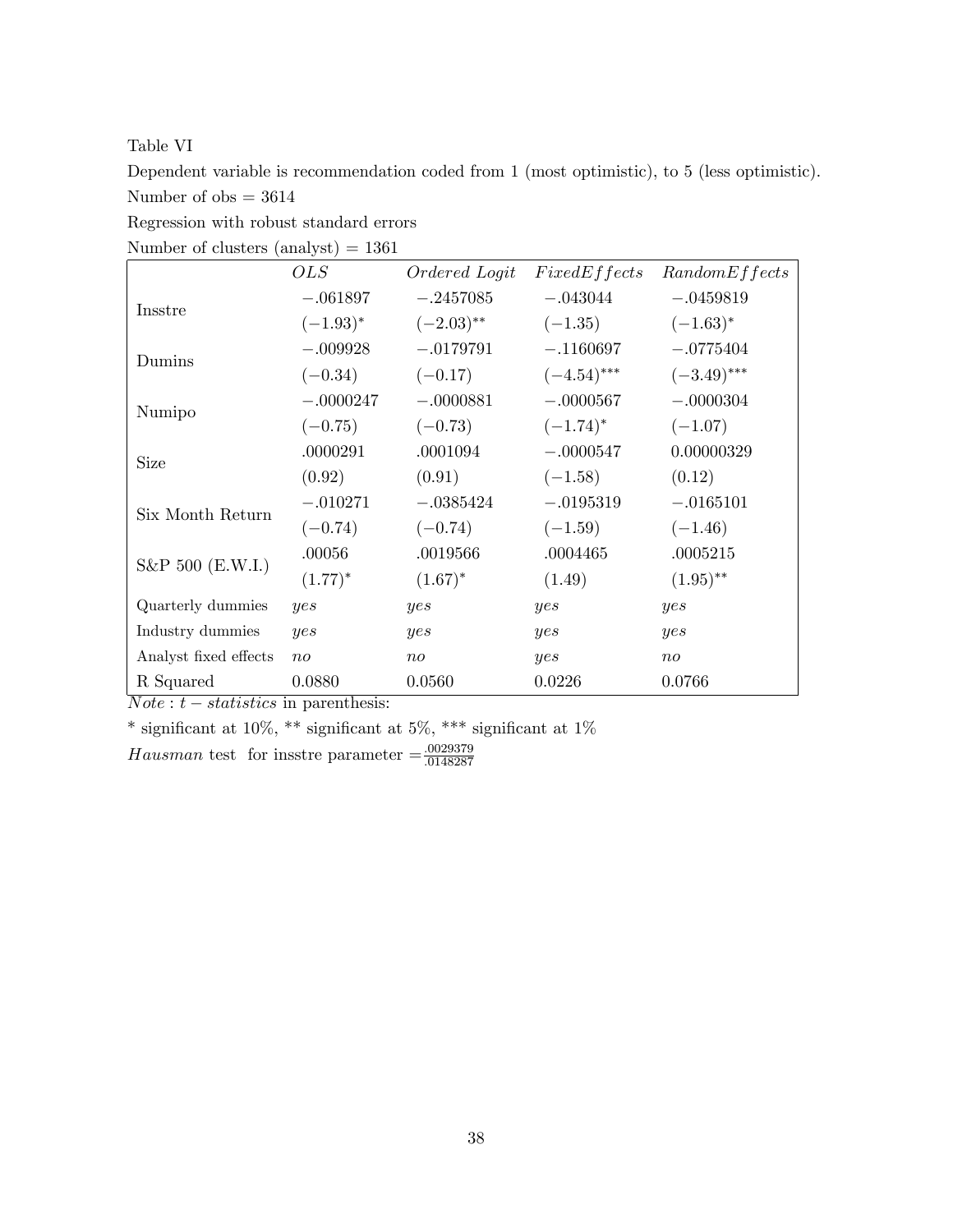Table VI

Dependent variable is recommendation coded from 1 (most optimistic), to 5 (less optimistic).

Number of obs = 3614

Regression with robust standard errors

Number of clusters (analyst) = 1361

| | *OLS* | *Ordered Logit* | *FixedEffects* | *RandomEffects* |
|---|---|---|---|---|
| Insstre | −.061897 | −.2457085 | −.043044 | −.0459819 |
| | (−1.93)* | (−2.03)** | (−1.35) | (−1.63)* |
| Dumins | −.009928 | −.0179791 | −.1160697 | −.0775404 |
| | (−0.34) | (−0.17) | (−4.54)*** | (−3.49)*** |
| Numipo | −.0000247 | −.0000881 | −.0000567 | −.0000304 |
| | (−0.75) | (−0.73) | (−1.74)* | (−1.07) |
| Size | .0000291 | .0001094 | −.0000547 | 0.00000329 |
| | (0.92) | (0.91) | (−1.58) | (0.12) |
| Six Month Return | −.010271 | −.0385424 | −.0195319 | −.0165101 |
| | (−0.74) | (−0.74) | (−1.59) | (−1.46) |
| S&P 500 (E.W.I.) | .00056 | .0019566 | .0004465 | .0005215 |
| | (1.77)* | (1.67)* | (1.49) | (1.95)** |
| Quarterly dummies | *yes* | *yes* | *yes* | *yes* |
| Industry dummies | *yes* | *yes* | *yes* | *yes* |
| Analyst fixed effects | *no* | *no* | *yes* | *no* |
| R Squared | 0.0880 | 0.0560 | 0.0226 | 0.0766 |

*Note* : *t* − *statistics* in parenthesis:

* significant at 10%, ** significant at 5%, *** significant at 1%

*Hausman* test for insstre parameter $= \frac{.0029379}{.0148287}$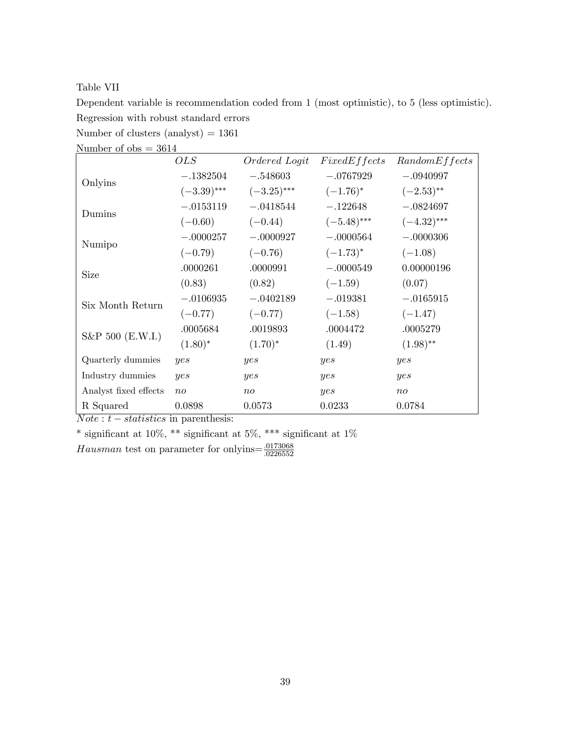Table VII

Dependent variable is recommendation coded from 1 (most optimistic), to 5 (less optimistic).

Regression with robust standard errors

Number of clusters (analyst) = 1361

Number of obs = 3614

| | *OLS* | *Ordered Logit* | *FixedEffects* | *RandomEffects* |
|---|---|---|---|---|
| Onlyins | $-.1382504$ | $-.548603$ | $-.0767929$ | $-.0940997$ |
| | $(-3.39)^{***}$ | $(-3.25)^{***}$ | $(-1.76)^{*}$ | $(-2.53)^{**}$ |
| Dumins | $-.0153119$ | $-.0418544$ | $-.122648$ | $-.0824697$ |
| | $(-0.60)$ | $(-0.44)$ | $(-5.48)^{***}$ | $(-4.32)^{***}$ |
| Numipo | $-.0000257$ | $-.0000927$ | $-.0000564$ | $-.0000306$ |
| | $(-0.79)$ | $(-0.76)$ | $(-1.73)^{*}$ | $(-1.08)$ |
| Size | .0000261 | .0000991 | $-.0000549$ | 0.00000196 |
| | (0.83) | (0.82) | $(-1.59)$ | (0.07) |
| Six Month Return | $-.0106935$ | $-.0402189$ | $-.019381$ | $-.0165915$ |
| | $(-0.77)$ | $(-0.77)$ | $(-1.58)$ | $(-1.47)$ |
| S&P 500 (E.W.I.) | .0005684 | .0019893 | .0004472 | .0005279 |
| | $(1.80)^{*}$ | $(1.70)^{*}$ | (1.49) | $(1.98)^{**}$ |
| Quarterly dummies | *yes* | *yes* | *yes* | *yes* |
| Industry dummies | *yes* | *yes* | *yes* | *yes* |
| Analyst fixed effects | *no* | *no* | *yes* | *no* |
| R Squared | 0.0898 | 0.0573 | 0.0233 | 0.0784 |

*Note* : $t - statistics$ in parenthesis:

\* significant at 10%, \*\* significant at 5%, \*\*\* significant at 1%

*Hausman* test on parameter for onlyins=$\frac{.0173068}{.0226552}$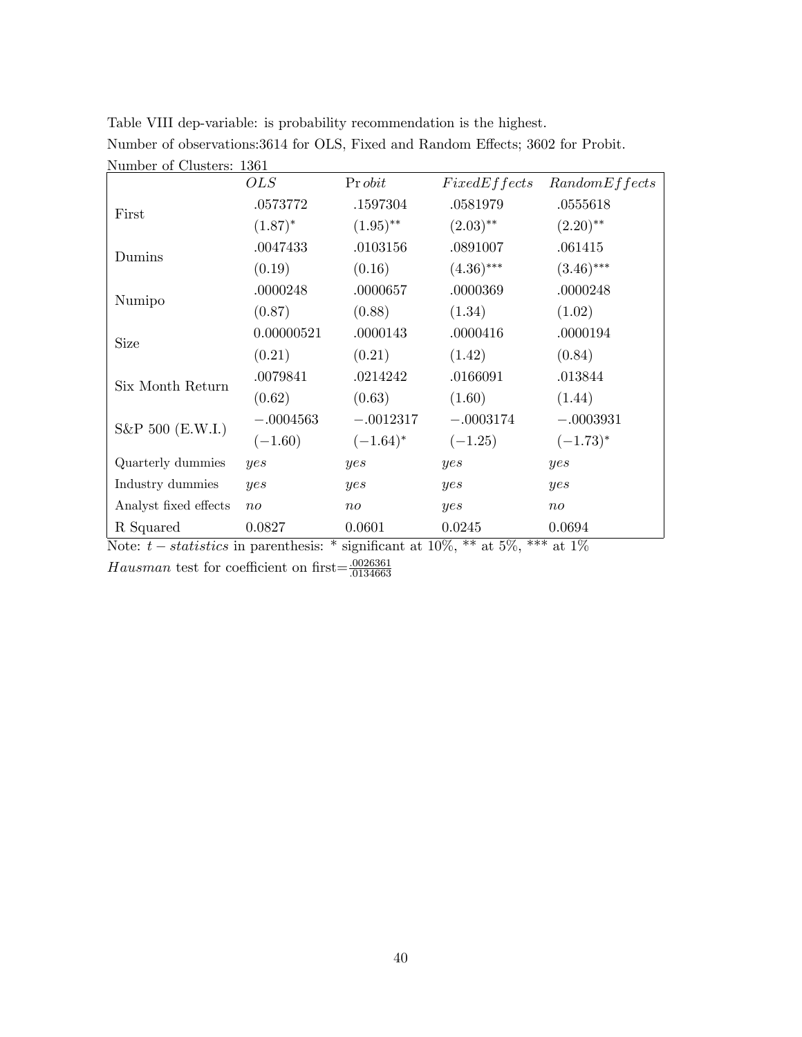Table VIII dep-variable: is probability recommendation is the highest.

Number of observations:3614 for OLS, Fixed and Random Effects; 3602 for Probit.

Number of Clusters: 1361

| | *OLS* | Pr *obit* | *FixedEffects* | *RandomEffects* |
|---|---|---|---|---|
| First | .0573772 | .1597304 | .0581979 | .0555618 |
| | (1.87)* | (1.95)** | (2.03)** | (2.20)** |
| Dumins | .0047433 | .0103156 | .0891007 | .061415 |
| | (0.19) | (0.16) | (4.36)*** | (3.46)*** |
| Numipo | .0000248 | .0000657 | .0000369 | .0000248 |
| | (0.87) | (0.88) | (1.34) | (1.02) |
| Size | 0.00000521 | .0000143 | .0000416 | .0000194 |
| | (0.21) | (0.21) | (1.42) | (0.84) |
| Six Month Return | .0079841 | .0214242 | .0166091 | .013844 |
| | (0.62) | (0.63) | (1.60) | (1.44) |
| S&P 500 (E.W.I.) | −.0004563 | −.0012317 | −.0003174 | −.0003931 |
| | (−1.60) | (−1.64)* | (−1.25) | (−1.73)* |
| Quarterly dummies | *yes* | *yes* | *yes* | *yes* |
| Industry dummies | *yes* | *yes* | *yes* | *yes* |
| Analyst fixed effects | *no* | *no* | *yes* | *no* |
| R Squared | 0.0827 | 0.0601 | 0.0245 | 0.0694 |

Note: $t-statistics$ in parenthesis: * significant at 10%, ** at 5%, *** at 1%

$Hausman$ test for coefficient on first$=\frac{.0026361}{.0134663}$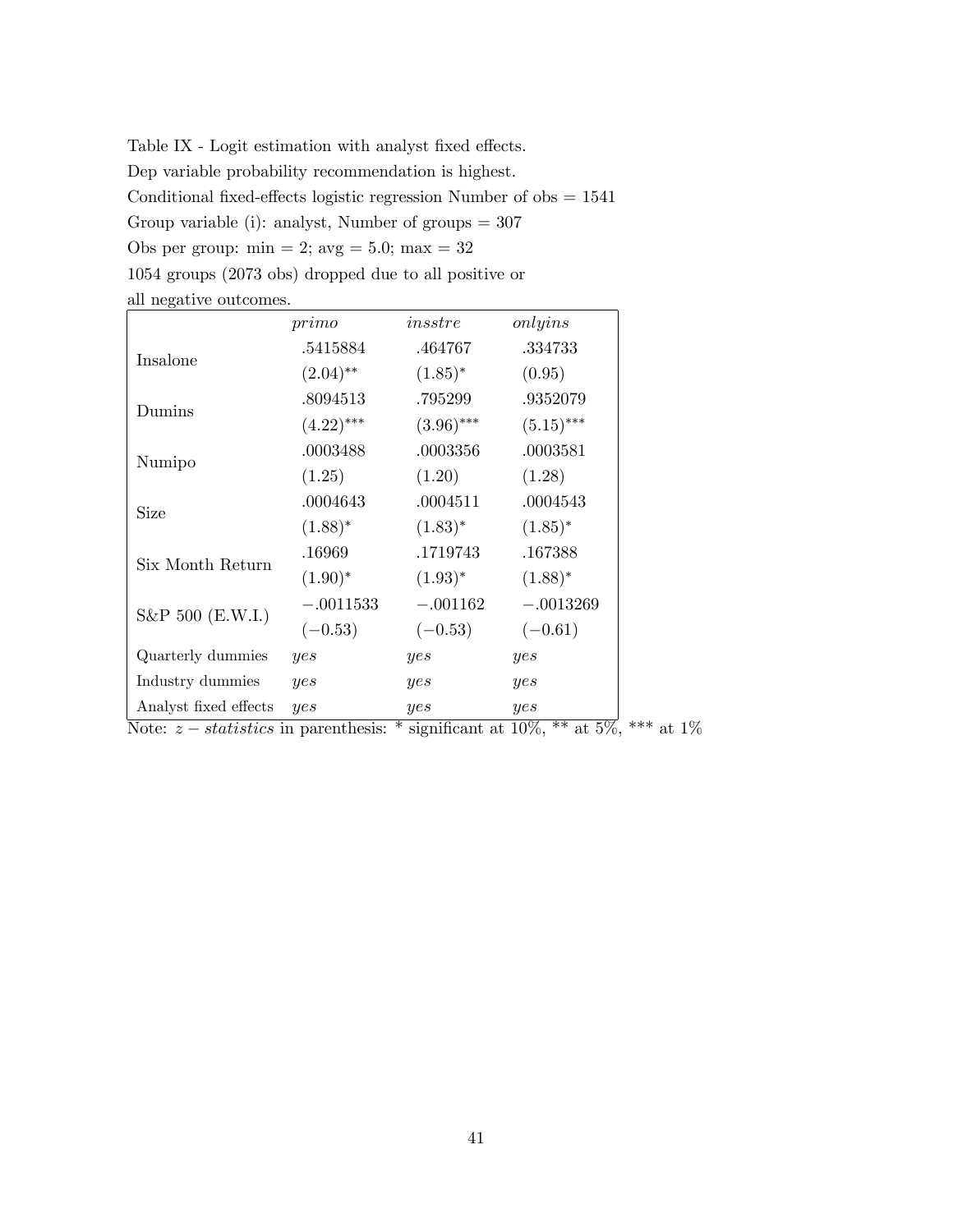Table IX - Logit estimation with analyst fixed effects.

Dep variable probability recommendation is highest.

Conditional fixed-effects logistic regression Number of obs = 1541

Group variable (i): analyst, Number of groups = 307

Obs per group: min = 2; avg = 5.0; max = 32

1054 groups (2073 obs) dropped due to all positive or all negative outcomes.

| | *primo* | *insstre* | *onlyins* |
|---|---|---|---|
| Insalone | .5415884 | .464767 | .334733 |
| | (2.04)** | (1.85)* | (0.95) |
| Dumins | .8094513 | .795299 | .9352079 |
| | (4.22)*** | (3.96)*** | (5.15)*** |
| Numipo | .0003488 | .0003356 | .0003581 |
| | (1.25) | (1.20) | (1.28) |
| Size | .0004643 | .0004511 | .0004543 |
| | (1.88)* | (1.83)* | (1.85)* |
| Six Month Return | .16969 | .1719743 | .167388 |
| | (1.90)* | (1.93)* | (1.88)* |
| S&P 500 (E.W.I.) | −.0011533 | −.001162 | −.0013269 |
| | (−0.53) | (−0.53) | (−0.61) |
| Quarterly dummies | *yes* | *yes* | *yes* |
| Industry dummies | *yes* | *yes* | *yes* |
| Analyst fixed effects | *yes* | *yes* | *yes* |

Note: $z-statistics$ in parenthesis: * significant at 10%, ** at 5%, *** at 1%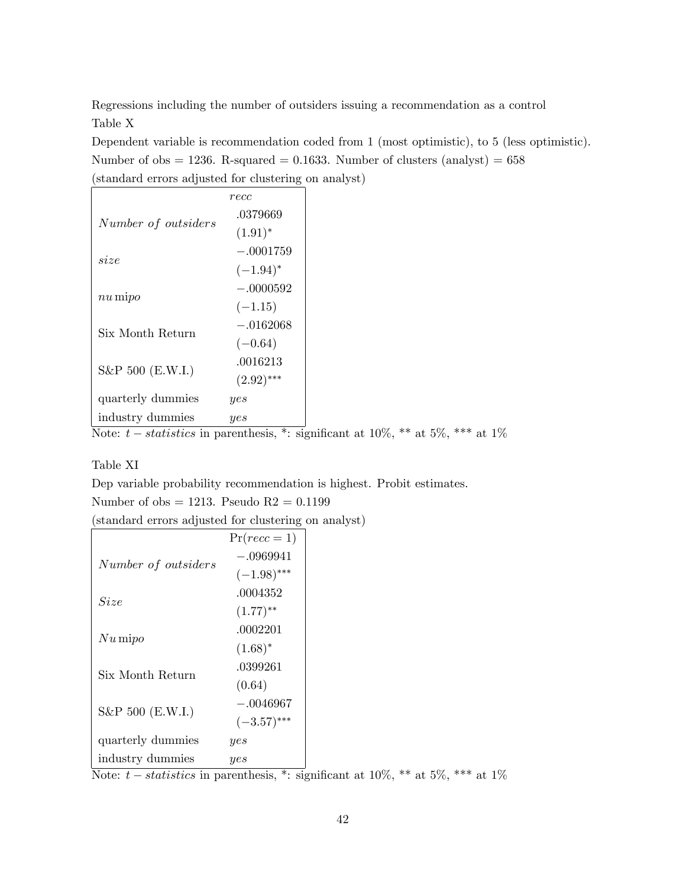Regressions including the number of outsiders issuing a recommendation as a control

Table X

Dependent variable is recommendation coded from 1 (most optimistic), to 5 (less optimistic).

Number of obs = 1236. R-squared = 0.1633. Number of clusters (analyst) = 658

(standard errors adjusted for clustering on analyst)

| | *recc* |
|---|---|
| *Number of outsiders* | .0379669 |
| | $(1.91)^{*}$ |
| *size* | −.0001759 |
| | $(-1.94)^{*}$ |
| *nu*mipo | −.0000592 |
| | $(-1.15)$ |
| Six Month Return | −.0162068 |
| | $(-0.64)$ |
| S&P 500 (E.W.I.) | .0016213 |
| | $(2.92)^{***}$ |
| quarterly dummies | *yes* |
| industry dummies | *yes* |

Note: $t-statistics$ in parenthesis, *: significant at 10%, ** at 5%, *** at 1%

Table XI

Dep variable probability recommendation is highest. Probit estimates.

Number of obs = 1213. Pseudo R2 = 0.1199

(standard errors adjusted for clustering on analyst)

| | $\Pr(recc = 1)$ |
|---|---|
| *Number of outsiders* | −.0969941 |
| | $(-1.98)^{***}$ |
| *Size* | .0004352 |
| | $(1.77)^{**}$ |
| *Nu*mipo | .0002201 |
| | $(1.68)^{*}$ |
| Six Month Return | .0399261 |
| | $(0.64)$ |
| S&P 500 (E.W.I.) | −.0046967 |
| | $(-3.57)^{***}$ |
| quarterly dummies | *yes* |
| industry dummies | *yes* |

Note: $t-statistics$ in parenthesis, *: significant at 10%, ** at 5%, *** at 1%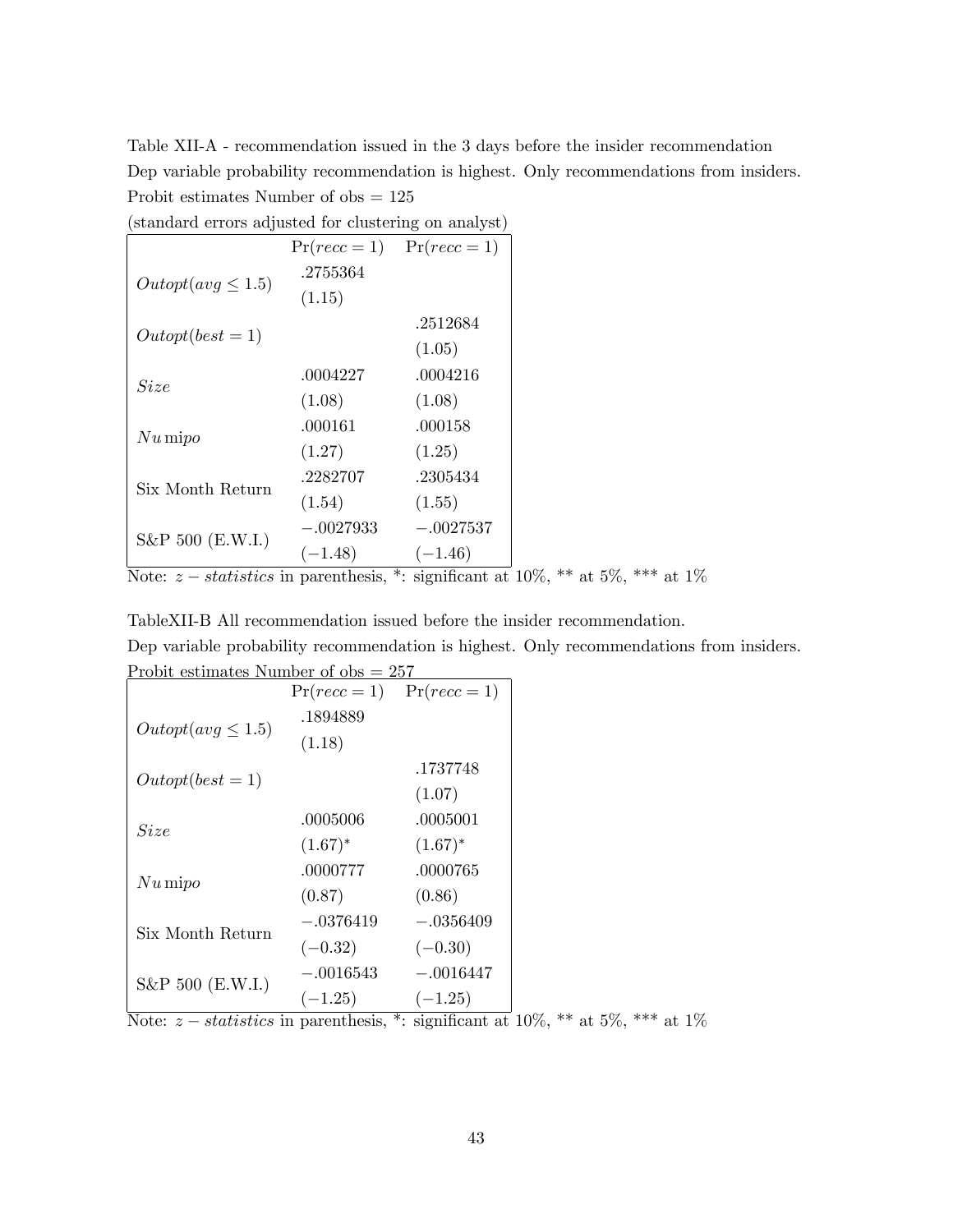Table XII-A - recommendation issued in the 3 days before the insider recommendation

Dep variable probability recommendation is highest. Only recommendations from insiders.

Probit estimates Number of obs = 125

(standard errors adjusted for clustering on analyst)

| | $\Pr(recc = 1)$ | $\Pr(recc = 1)$ |
|---|---|---|
| $Outopt(avg \leq 1.5)$ | .2755364 | |
| | (1.15) | |
| $Outopt(best = 1)$ | | .2512684 |
| | | (1.05) |
| $Size$ | .0004227 | .0004216 |
| | (1.08) | (1.08) |
| $Nu\,\mathrm{mipo}$ | .000161 | .000158 |
| | (1.27) | (1.25) |
| Six Month Return | .2282707 | .2305434 |
| | (1.54) | (1.55) |
| S&P 500 (E.W.I.) | −.0027933 | −.0027537 |
| | (−1.48) | (−1.46) |

Note: $z - statistics$ in parenthesis, *: significant at 10%, ** at 5%, *** at 1%

TableXII-B All recommendation issued before the insider recommendation.

Dep variable probability recommendation is highest. Only recommendations from insiders.

Probit estimates Number of obs = 257

| | $\Pr(recc = 1)$ | $\Pr(recc = 1)$ |
|---|---|---|
| $Outopt(avg \leq 1.5)$ | .1894889 | |
| | (1.18) | |
| $Outopt(best = 1)$ | | .1737748 |
| | | (1.07) |
| $Size$ | .0005006 | .0005001 |
| | (1.67)* | (1.67)* |
| $Nu\,\mathrm{mipo}$ | .0000777 | .0000765 |
| | (0.87) | (0.86) |
| Six Month Return | −.0376419 | −.0356409 |
| | (−0.32) | (−0.30) |
| S&P 500 (E.W.I.) | −.0016543 | −.0016447 |
| | (−1.25) | (−1.25) |

Note: $z - statistics$ in parenthesis, *: significant at 10%, ** at 5%, *** at 1%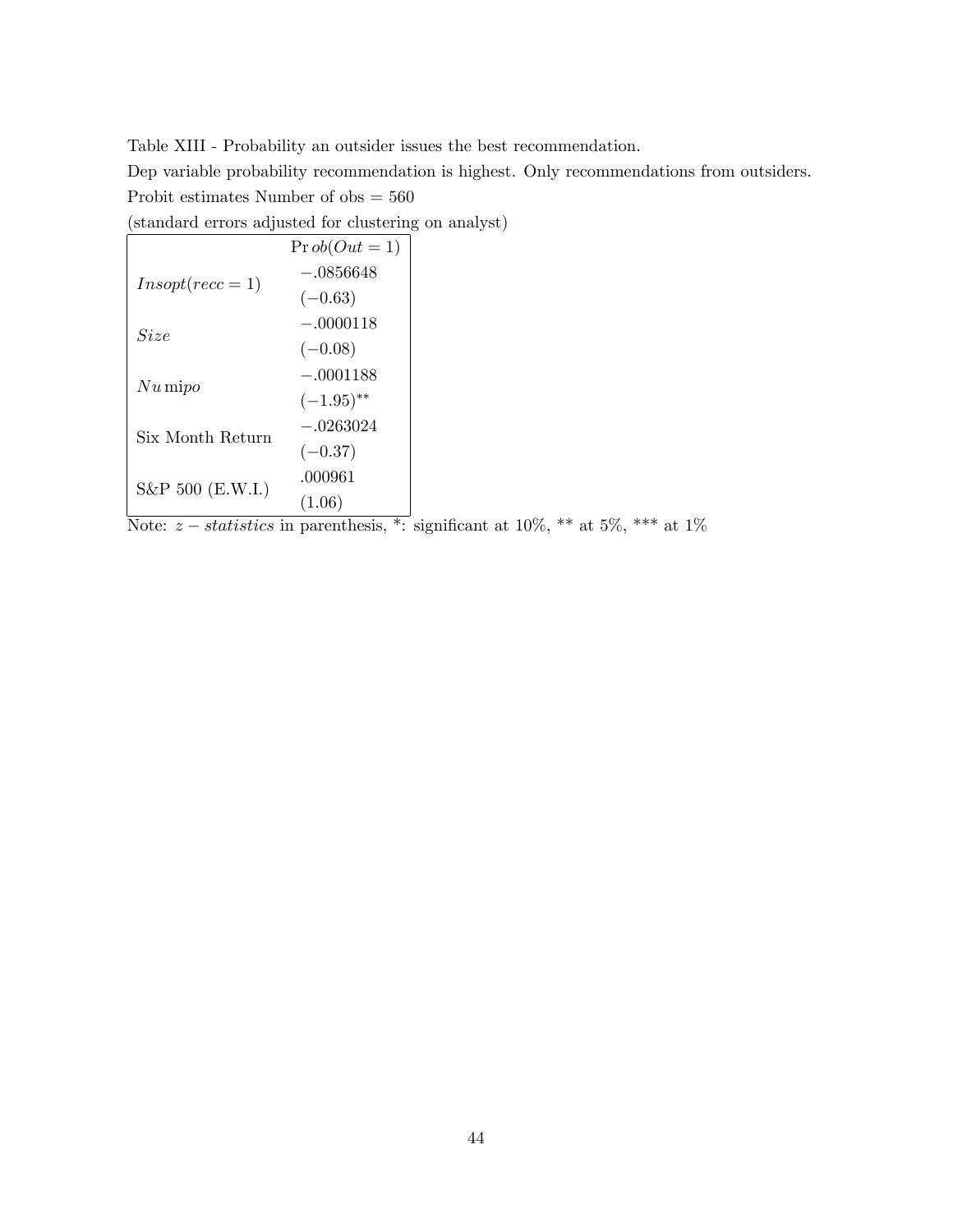Table XIII - Probability an outsider issues the best recommendation.

Dep variable probability recommendation is highest. Only recommendations from outsiders.

Probit estimates Number of obs = 560

(standard errors adjusted for clustering on analyst)

| | $\Pr ob(Out = 1)$ |
|---|---|
| $Insopt(recc = 1)$ | $-.0856648$ |
| | $(-0.63)$ |
| $Size$ | $-.0000118$ |
| | $(-0.08)$ |
| $Numipo$ | $-.0001188$ |
| | $(-1.95)^{**}$ |
| Six Month Return | $-.0263024$ |
| | $(-0.37)$ |
| S&P 500 (E.W.I.) | $.000961$ |
| | $(1.06)$ |

Note: $z - statistics$ in parenthesis, *: significant at 10%, ** at 5%, *** at 1%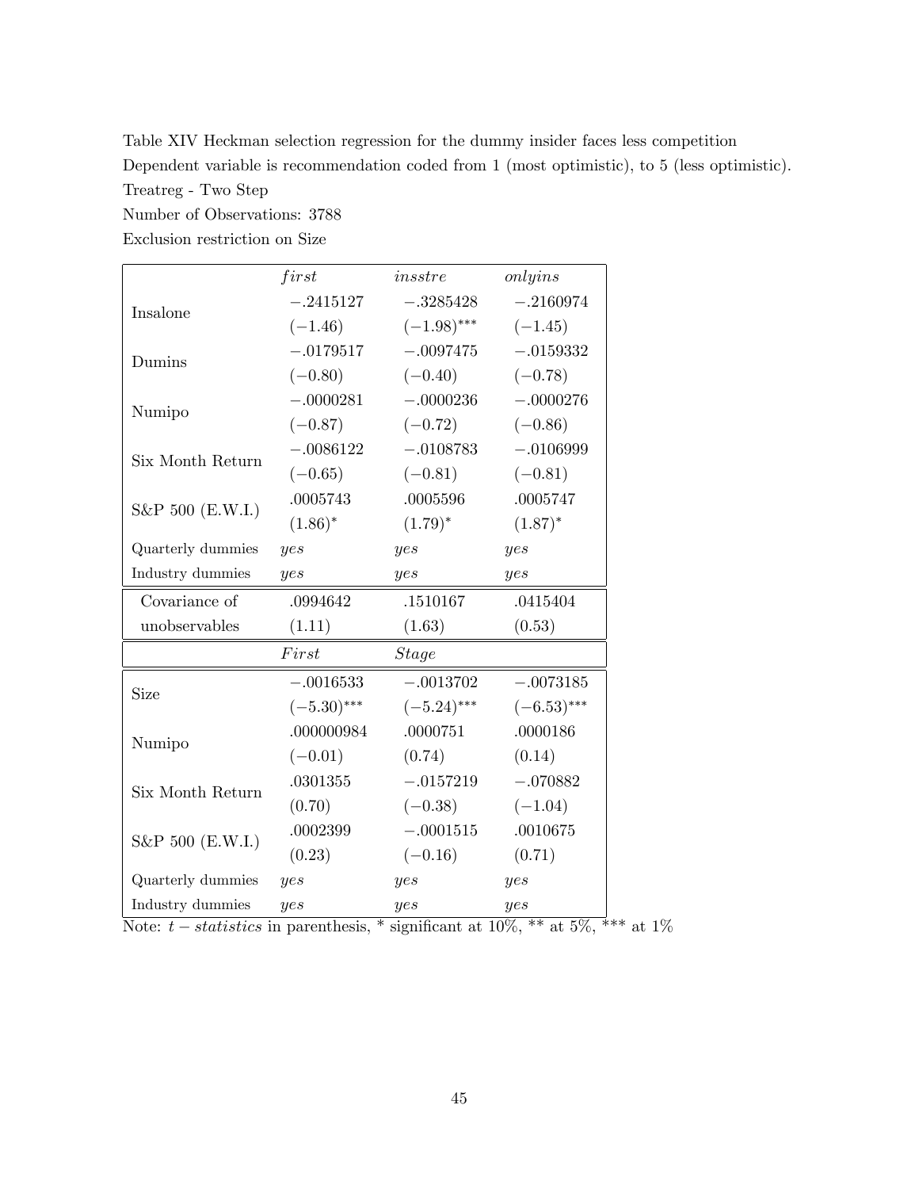Table XIV Heckman selection regression for the dummy insider faces less competition

Dependent variable is recommendation coded from 1 (most optimistic), to 5 (less optimistic).

Treatreg - Two Step

Number of Observations: 3788

Exclusion restriction on Size

| | *first* | *insstre* | *onlyins* |
|---|---|---|---|
| Insalone | −.2415127 | −.3285428 | −.2160974 |
| | (−1.46) | (−1.98)*** | (−1.45) |
| Dumins | −.0179517 | −.0097475 | −.0159332 |
| | (−0.80) | (−0.40) | (−0.78) |
| Numipo | −.0000281 | −.0000236 | −.0000276 |
| | (−0.87) | (−0.72) | (−0.86) |
| Six Month Return | −.0086122 | −.0108783 | −.0106999 |
| | (−0.65) | (−0.81) | (−0.81) |
| S&P 500 (E.W.I.) | .0005743 | .0005596 | .0005747 |
| | (1.86)* | (1.79)* | (1.87)* |
| Quarterly dummies | *yes* | *yes* | *yes* |
| Industry dummies | *yes* | *yes* | *yes* |
| Covariance of unobservables | .0994642 | .1510167 | .0415404 |
| | (1.11) | (1.63) | (0.53) |
| | *First* | *Stage* | |
| Size | −.0016533 | −.0013702 | −.0073185 |
| | (−5.30)*** | (−5.24)*** | (−6.53)*** |
| Numipo | .000000984 | .0000751 | .0000186 |
| | (−0.01) | (0.74) | (0.14) |
| Six Month Return | .0301355 | −.0157219 | −.070882 |
| | (0.70) | (−0.38) | (−1.04) |
| S&P 500 (E.W.I.) | .0002399 | −.0001515 | .0010675 |
| | (0.23) | (−0.16) | (0.71) |
| Quarterly dummies | *yes* | *yes* | *yes* |
| Industry dummies | *yes* | *yes* | *yes* |

Note: $t-statistics$ in parenthesis, * significant at 10%, ** at 5%, *** at 1%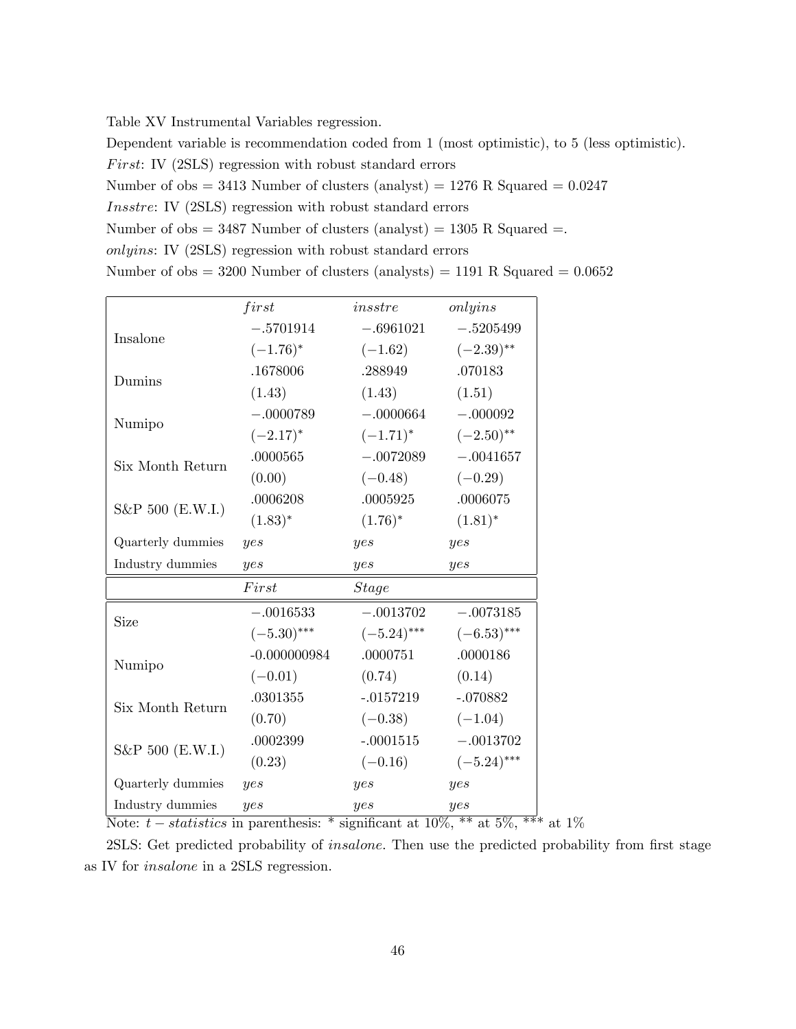Table XV Instrumental Variables regression.

Dependent variable is recommendation coded from 1 (most optimistic), to 5 (less optimistic).

*First*: IV (2SLS) regression with robust standard errors

Number of obs = 3413 Number of clusters (analyst) = 1276 R Squared = 0.0247

*Insstre*: IV (2SLS) regression with robust standard errors

Number of obs = 3487 Number of clusters (analyst) = 1305 R Squared =.

*onlyins*: IV (2SLS) regression with robust standard errors

Number of obs = 3200 Number of clusters (analysts) = 1191 R Squared = 0.0652

| | *first* | *insstre* | *onlyins* |
|---|---|---|---|
| Insalone | −.5701914 | −.6961021 | −.5205499 |
| | (−1.76)* | (−1.62) | (−2.39)** |
| Dumins | .1678006 | .288949 | .070183 |
| | (1.43) | (1.43) | (1.51) |
| Numipo | −.0000789 | −.0000664 | −.000092 |
| | (−2.17)* | (−1.71)* | (−2.50)** |
| Six Month Return | .0000565 | −.0072089 | −.0041657 |
| | (0.00) | (−0.48) | (−0.29) |
| S&P 500 (E.W.I.) | .0006208 | .0005925 | .0006075 |
| | (1.83)* | (1.76)* | (1.81)* |
| Quarterly dummies | *yes* | *yes* | *yes* |
| Industry dummies | *yes* | *yes* | *yes* |
| | *First* | *Stage* | |
| Size | −.0016533 | −.0013702 | −.0073185 |
| | (−5.30)*** | (−5.24)*** | (−6.53)*** |
| Numipo | -0.000000984 | .0000751 | .0000186 |
| | (−0.01) | (0.74) | (0.14) |
| Six Month Return | .0301355 | -.0157219 | -.070882 |
| | (0.70) | (−0.38) | (−1.04) |
| S&P 500 (E.W.I.) | .0002399 | -.0001515 | −.0013702 |
| | (0.23) | (−0.16) | (−5.24)*** |
| Quarterly dummies | *yes* | *yes* | *yes* |
| Industry dummies | *yes* | *yes* | *yes* |

Note: $t-statistics$ in parenthesis: * significant at 10%, ** at 5%, *** at 1%

2SLS: Get predicted probability of *insalone*. Then use the predicted probability from first stage as IV for *insalone* in a 2SLS regression.